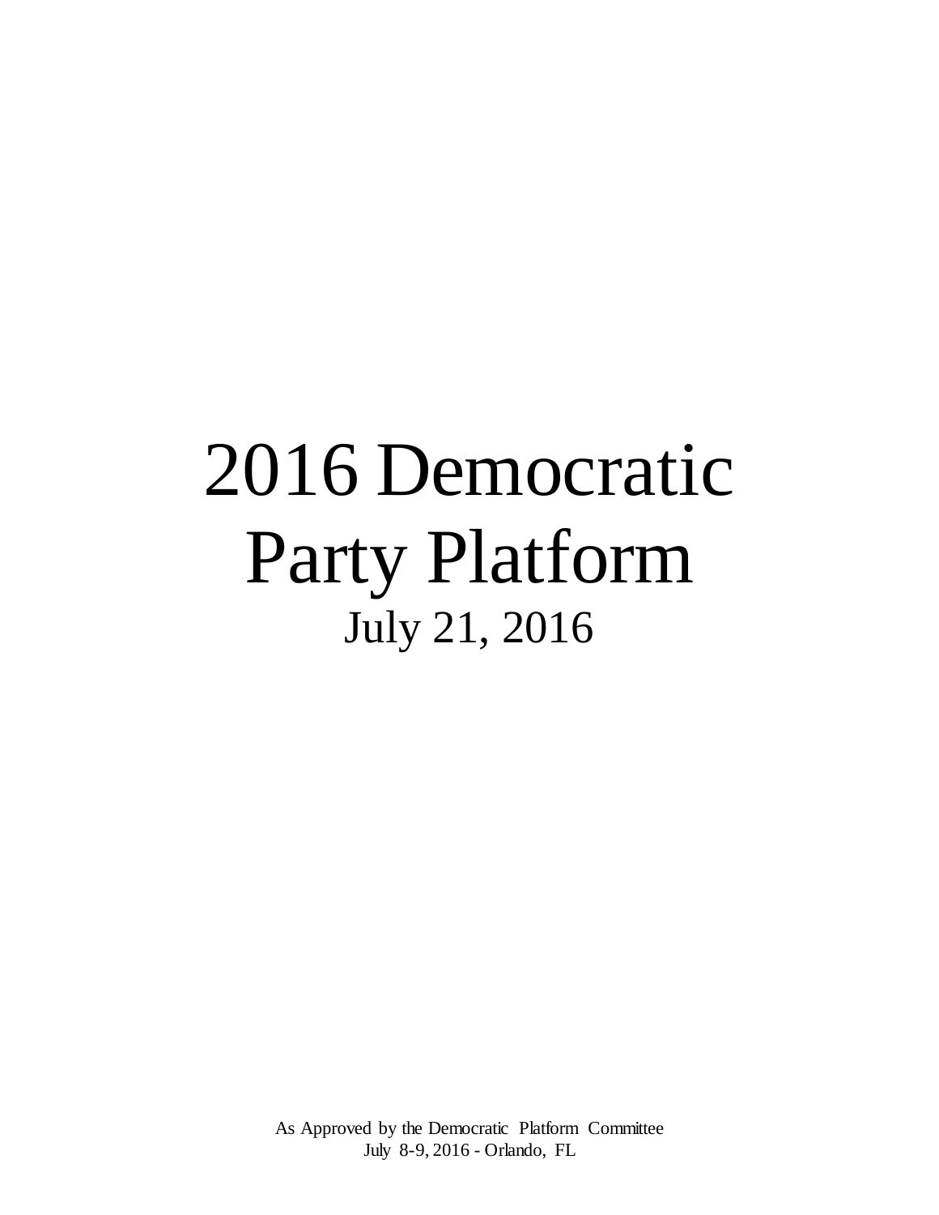# 2016 Democratic Party Platform

July 21, 2016

As Approved by the Democratic Platform Committee
July 8-9, 2016 - Orlando, FL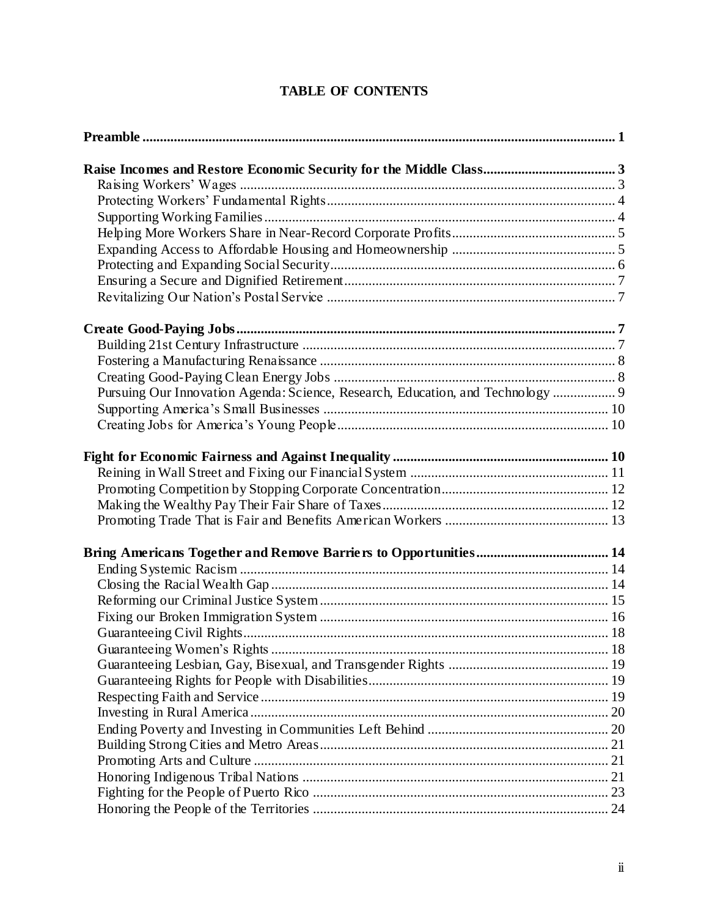## TABLE OF CONTENTS

**Preamble** ..... **1**

**Raise Incomes and Restore Economic Security for the Middle Class** ..... **3**
- Raising Workers' Wages ..... 3
- Protecting Workers' Fundamental Rights ..... 4
- Supporting Working Families ..... 4
- Helping More Workers Share in Near-Record Corporate Profits ..... 5
- Expanding Access to Affordable Housing and Homeownership ..... 5
- Protecting and Expanding Social Security ..... 6
- Ensuring a Secure and Dignified Retirement ..... 7
- Revitalizing Our Nation's Postal Service ..... 7

**Create Good-Paying Jobs** ..... **7**
- Building 21st Century Infrastructure ..... 7
- Fostering a Manufacturing Renaissance ..... 8
- Creating Good-Paying Clean Energy Jobs ..... 8
- Pursuing Our Innovation Agenda: Science, Research, Education, and Technology ..... 9
- Supporting America's Small Businesses ..... 10
- Creating Jobs for America's Young People ..... 10

**Fight for Economic Fairness and Against Inequality** ..... **10**
- Reining in Wall Street and Fixing our Financial System ..... 11
- Promoting Competition by Stopping Corporate Concentration ..... 12
- Making the Wealthy Pay Their Fair Share of Taxes ..... 12
- Promoting Trade That is Fair and Benefits American Workers ..... 13

**Bring Americans Together and Remove Barriers to Opportunities** ..... **14**
- Ending Systemic Racism ..... 14
- Closing the Racial Wealth Gap ..... 14
- Reforming our Criminal Justice System ..... 15
- Fixing our Broken Immigration System ..... 16
- Guaranteeing Civil Rights ..... 18
- Guaranteeing Women's Rights ..... 18
- Guaranteeing Lesbian, Gay, Bisexual, and Transgender Rights ..... 19
- Guaranteeing Rights for People with Disabilities ..... 19
- Respecting Faith and Service ..... 19
- Investing in Rural America ..... 20
- Ending Poverty and Investing in Communities Left Behind ..... 20
- Building Strong Cities and Metro Areas ..... 21
- Promoting Arts and Culture ..... 21
- Honoring Indigenous Tribal Nations ..... 21
- Fighting for the People of Puerto Rico ..... 23
- Honoring the People of the Territories ..... 24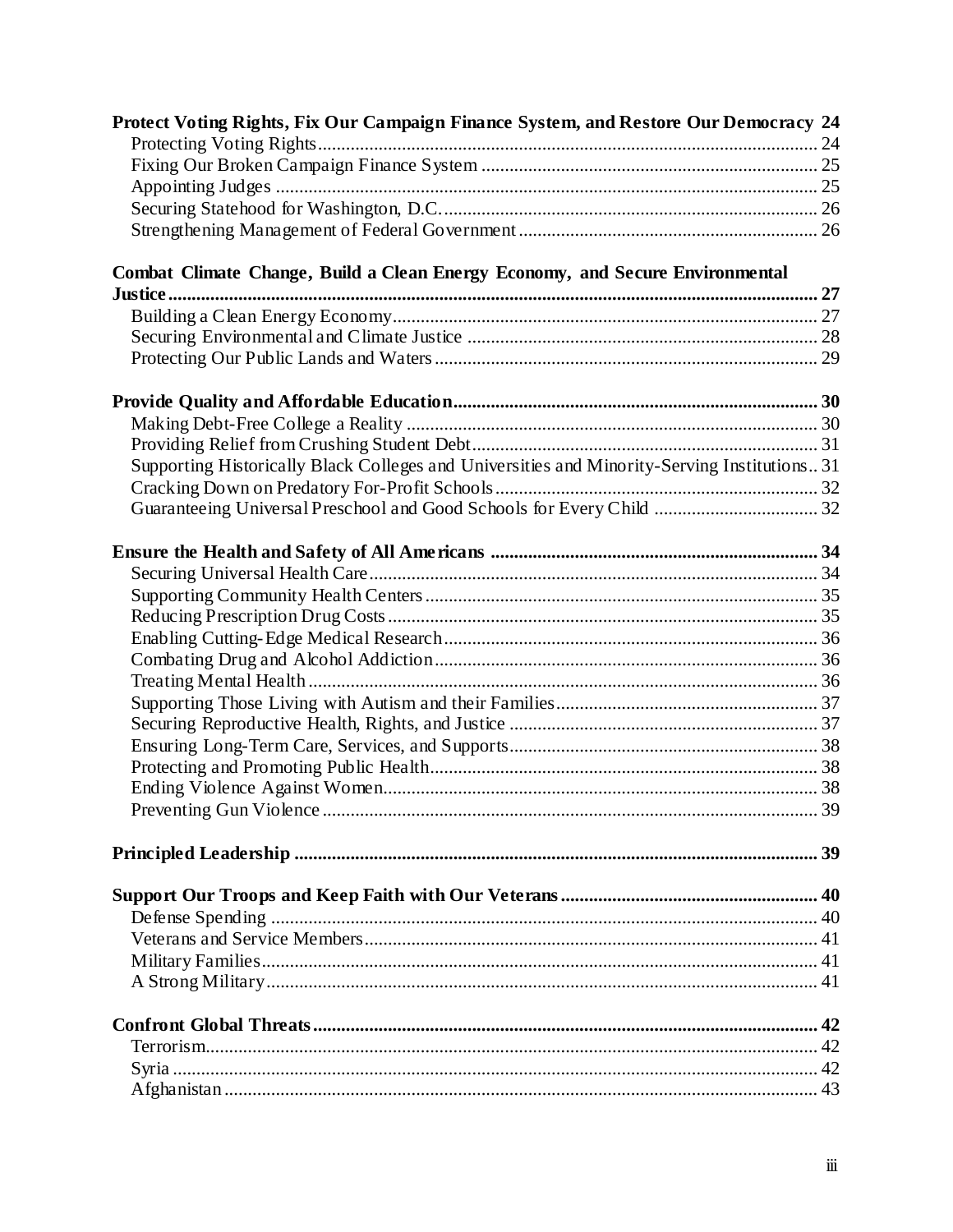**Protect Voting Rights, Fix Our Campaign Finance System, and Restore Our Democracy** 24

- Protecting Voting Rights 24
- Fixing Our Broken Campaign Finance System 25
- Appointing Judges 25
- Securing Statehood for Washington, D.C. 26
- Strengthening Management of Federal Government 26

**Combat Climate Change, Build a Clean Energy Economy, and Secure Environmental Justice** 27

- Building a Clean Energy Economy 27
- Securing Environmental and Climate Justice 28
- Protecting Our Public Lands and Waters 29

**Provide Quality and Affordable Education** 30

- Making Debt-Free College a Reality 30
- Providing Relief from Crushing Student Debt 31
- Supporting Historically Black Colleges and Universities and Minority-Serving Institutions 31
- Cracking Down on Predatory For-Profit Schools 32
- Guaranteeing Universal Preschool and Good Schools for Every Child 32

**Ensure the Health and Safety of All Americans** 34

- Securing Universal Health Care 34
- Supporting Community Health Centers 35
- Reducing Prescription Drug Costs 35
- Enabling Cutting-Edge Medical Research 36
- Combating Drug and Alcohol Addiction 36
- Treating Mental Health 36
- Supporting Those Living with Autism and their Families 37
- Securing Reproductive Health, Rights, and Justice 37
- Ensuring Long-Term Care, Services, and Supports 38
- Protecting and Promoting Public Health 38
- Ending Violence Against Women 38
- Preventing Gun Violence 39

**Principled Leadership** 39

**Support Our Troops and Keep Faith with Our Veterans** 40

- Defense Spending 40
- Veterans and Service Members 41
- Military Families 41
- A Strong Military 41

**Confront Global Threats** 42

- Terrorism 42
- Syria 42
- Afghanistan 43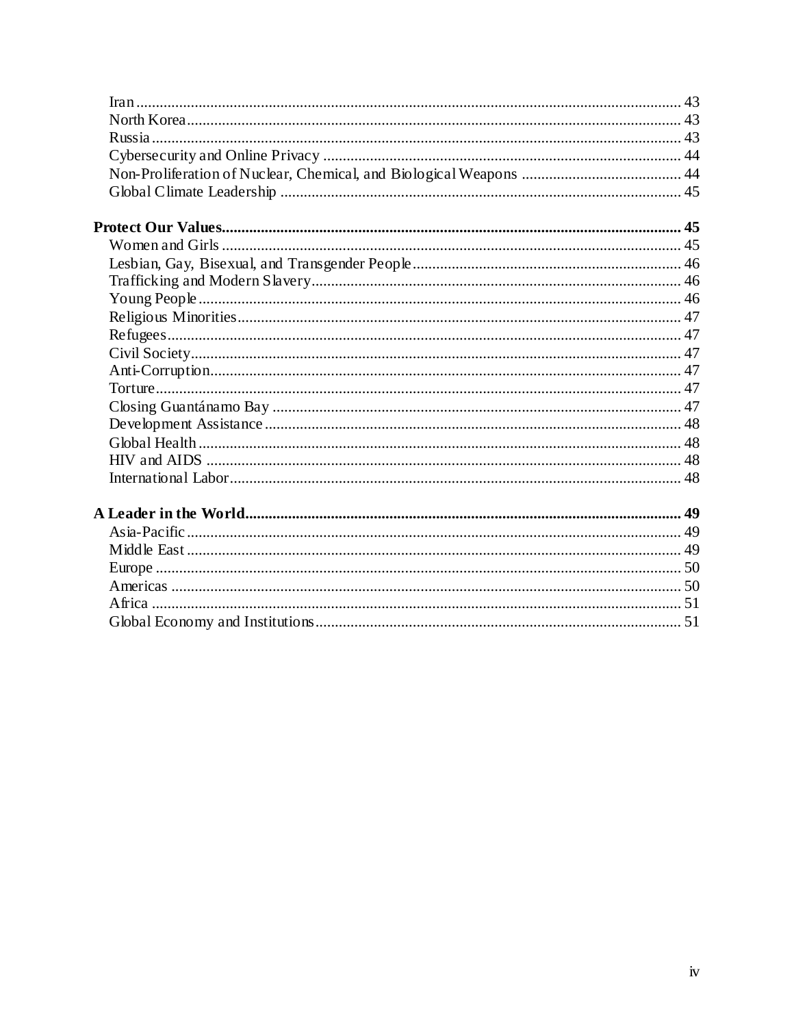- Iran ........ 43
- North Korea ........ 43
- Russia ........ 43
- Cybersecurity and Online Privacy ........ 44
- Non-Proliferation of Nuclear, Chemical, and Biological Weapons ........ 44
- Global Climate Leadership ........ 45

**Protect Our Values ........ 45**

- Women and Girls ........ 45
- Lesbian, Gay, Bisexual, and Transgender People ........ 46
- Trafficking and Modern Slavery ........ 46
- Young People ........ 46
- Religious Minorities ........ 47
- Refugees ........ 47
- Civil Society ........ 47
- Anti-Corruption ........ 47
- Torture ........ 47
- Closing Guantánamo Bay ........ 47
- Development Assistance ........ 48
- Global Health ........ 48
- HIV and AIDS ........ 48
- International Labor ........ 48

**A Leader in the World ........ 49**

- Asia-Pacific ........ 49
- Middle East ........ 49
- Europe ........ 50
- Americas ........ 50
- Africa ........ 51
- Global Economy and Institutions ........ 51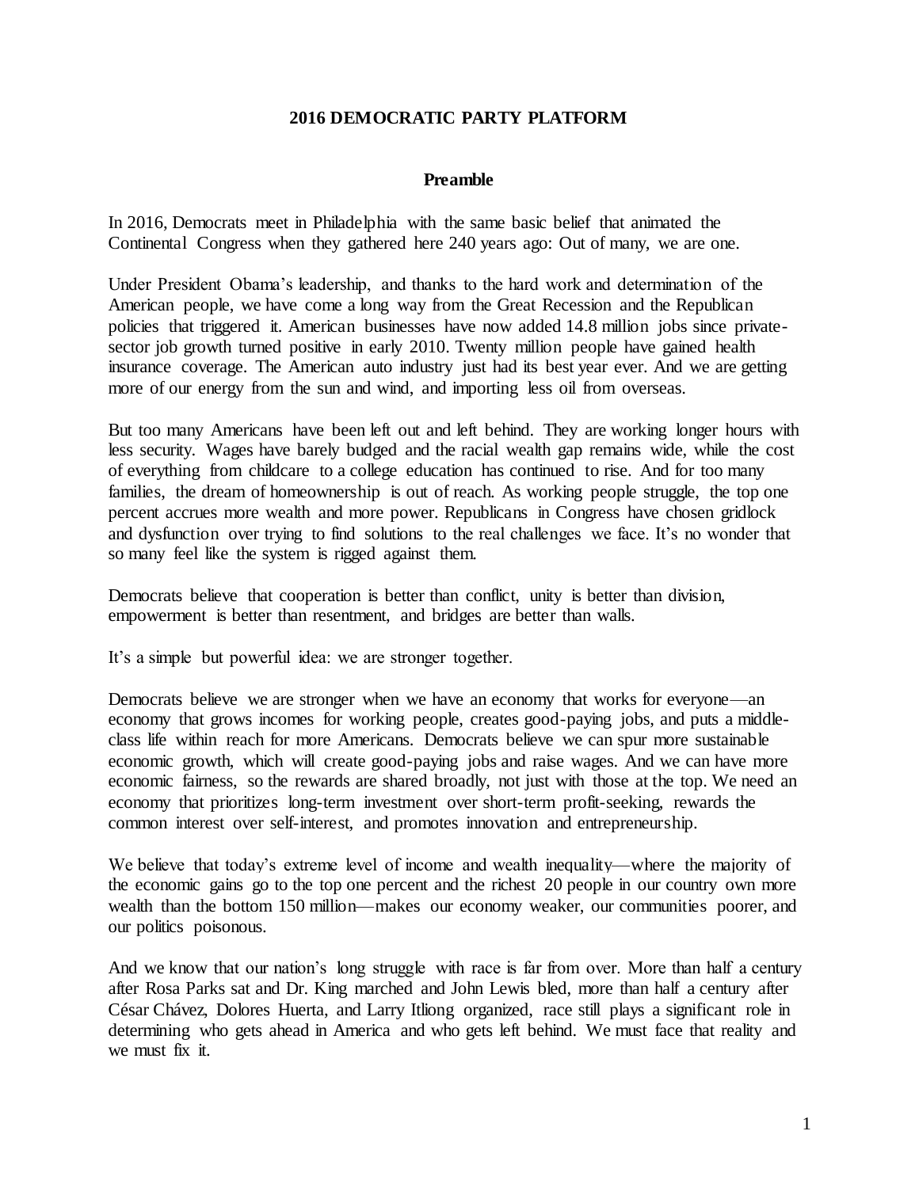# 2016 DEMOCRATIC PARTY PLATFORM

## Preamble

In 2016, Democrats meet in Philadelphia with the same basic belief that animated the Continental Congress when they gathered here 240 years ago: Out of many, we are one.

Under President Obama's leadership, and thanks to the hard work and determination of the American people, we have come a long way from the Great Recession and the Republican policies that triggered it. American businesses have now added 14.8 million jobs since private-sector job growth turned positive in early 2010. Twenty million people have gained health insurance coverage. The American auto industry just had its best year ever. And we are getting more of our energy from the sun and wind, and importing less oil from overseas.

But too many Americans have been left out and left behind. They are working longer hours with less security. Wages have barely budged and the racial wealth gap remains wide, while the cost of everything from childcare to a college education has continued to rise. And for too many families, the dream of homeownership is out of reach. As working people struggle, the top one percent accrues more wealth and more power. Republicans in Congress have chosen gridlock and dysfunction over trying to find solutions to the real challenges we face. It's no wonder that so many feel like the system is rigged against them.

Democrats believe that cooperation is better than conflict, unity is better than division, empowerment is better than resentment, and bridges are better than walls.

It's a simple but powerful idea: we are stronger together.

Democrats believe we are stronger when we have an economy that works for everyone—an economy that grows incomes for working people, creates good-paying jobs, and puts a middle-class life within reach for more Americans. Democrats believe we can spur more sustainable economic growth, which will create good-paying jobs and raise wages. And we can have more economic fairness, so the rewards are shared broadly, not just with those at the top. We need an economy that prioritizes long-term investment over short-term profit-seeking, rewards the common interest over self-interest, and promotes innovation and entrepreneurship.

We believe that today's extreme level of income and wealth inequality—where the majority of the economic gains go to the top one percent and the richest 20 people in our country own more wealth than the bottom 150 million—makes our economy weaker, our communities poorer, and our politics poisonous.

And we know that our nation's long struggle with race is far from over. More than half a century after Rosa Parks sat and Dr. King marched and John Lewis bled, more than half a century after César Chávez, Dolores Huerta, and Larry Itliong organized, race still plays a significant role in determining who gets ahead in America and who gets left behind. We must face that reality and we must fix it.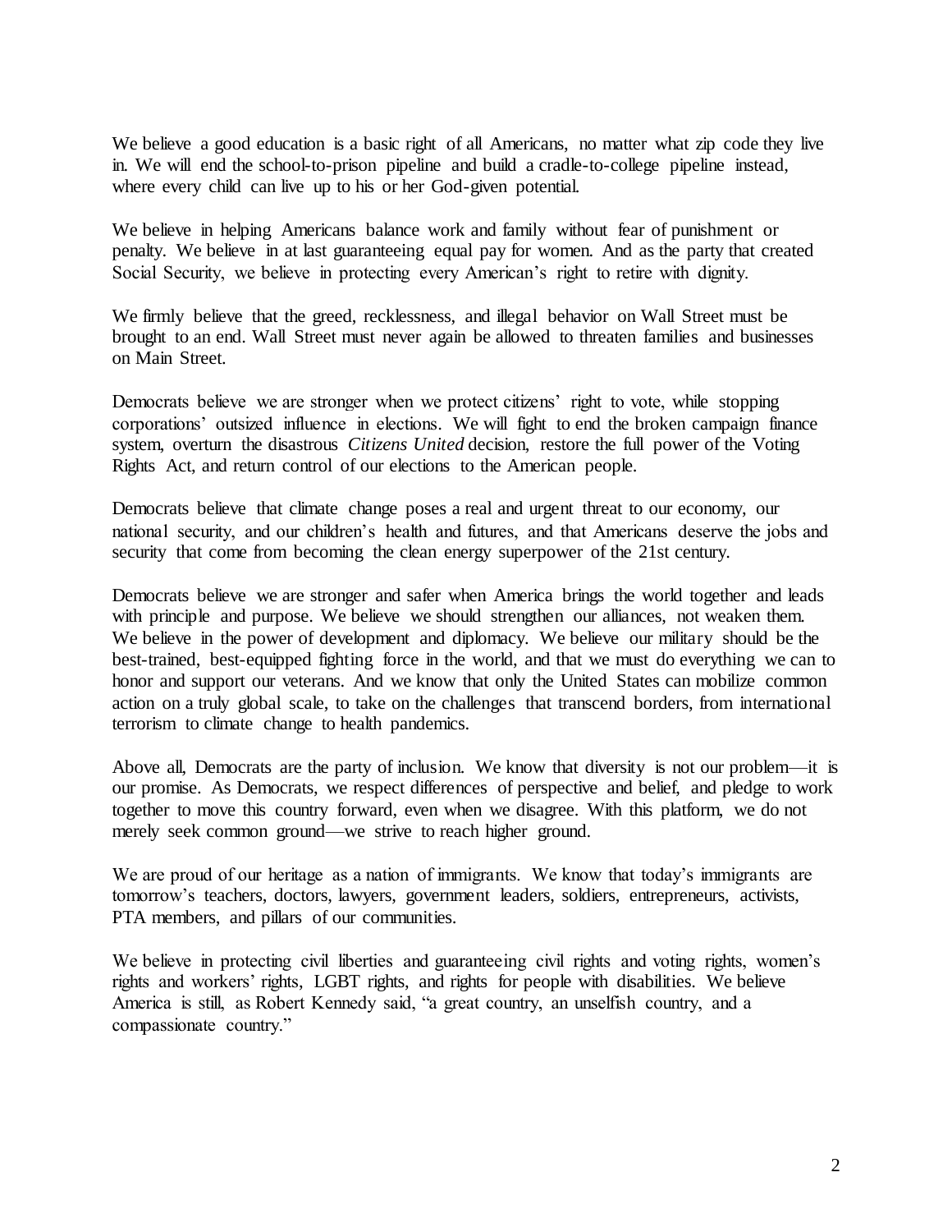We believe a good education is a basic right of all Americans, no matter what zip code they live in. We will end the school-to-prison pipeline and build a cradle-to-college pipeline instead, where every child can live up to his or her God-given potential.

We believe in helping Americans balance work and family without fear of punishment or penalty. We believe in at last guaranteeing equal pay for women. And as the party that created Social Security, we believe in protecting every American's right to retire with dignity.

We firmly believe that the greed, recklessness, and illegal behavior on Wall Street must be brought to an end. Wall Street must never again be allowed to threaten families and businesses on Main Street.

Democrats believe we are stronger when we protect citizens' right to vote, while stopping corporations' outsized influence in elections. We will fight to end the broken campaign finance system, overturn the disastrous *Citizens United* decision, restore the full power of the Voting Rights Act, and return control of our elections to the American people.

Democrats believe that climate change poses a real and urgent threat to our economy, our national security, and our children's health and futures, and that Americans deserve the jobs and security that come from becoming the clean energy superpower of the 21st century.

Democrats believe we are stronger and safer when America brings the world together and leads with principle and purpose. We believe we should strengthen our alliances, not weaken them. We believe in the power of development and diplomacy. We believe our military should be the best-trained, best-equipped fighting force in the world, and that we must do everything we can to honor and support our veterans. And we know that only the United States can mobilize common action on a truly global scale, to take on the challenges that transcend borders, from international terrorism to climate change to health pandemics.

Above all, Democrats are the party of inclusion. We know that diversity is not our problem—it is our promise. As Democrats, we respect differences of perspective and belief, and pledge to work together to move this country forward, even when we disagree. With this platform, we do not merely seek common ground—we strive to reach higher ground.

We are proud of our heritage as a nation of immigrants. We know that today's immigrants are tomorrow's teachers, doctors, lawyers, government leaders, soldiers, entrepreneurs, activists, PTA members, and pillars of our communities.

We believe in protecting civil liberties and guaranteeing civil rights and voting rights, women's rights and workers' rights, LGBT rights, and rights for people with disabilities. We believe America is still, as Robert Kennedy said, "a great country, an unselfish country, and a compassionate country."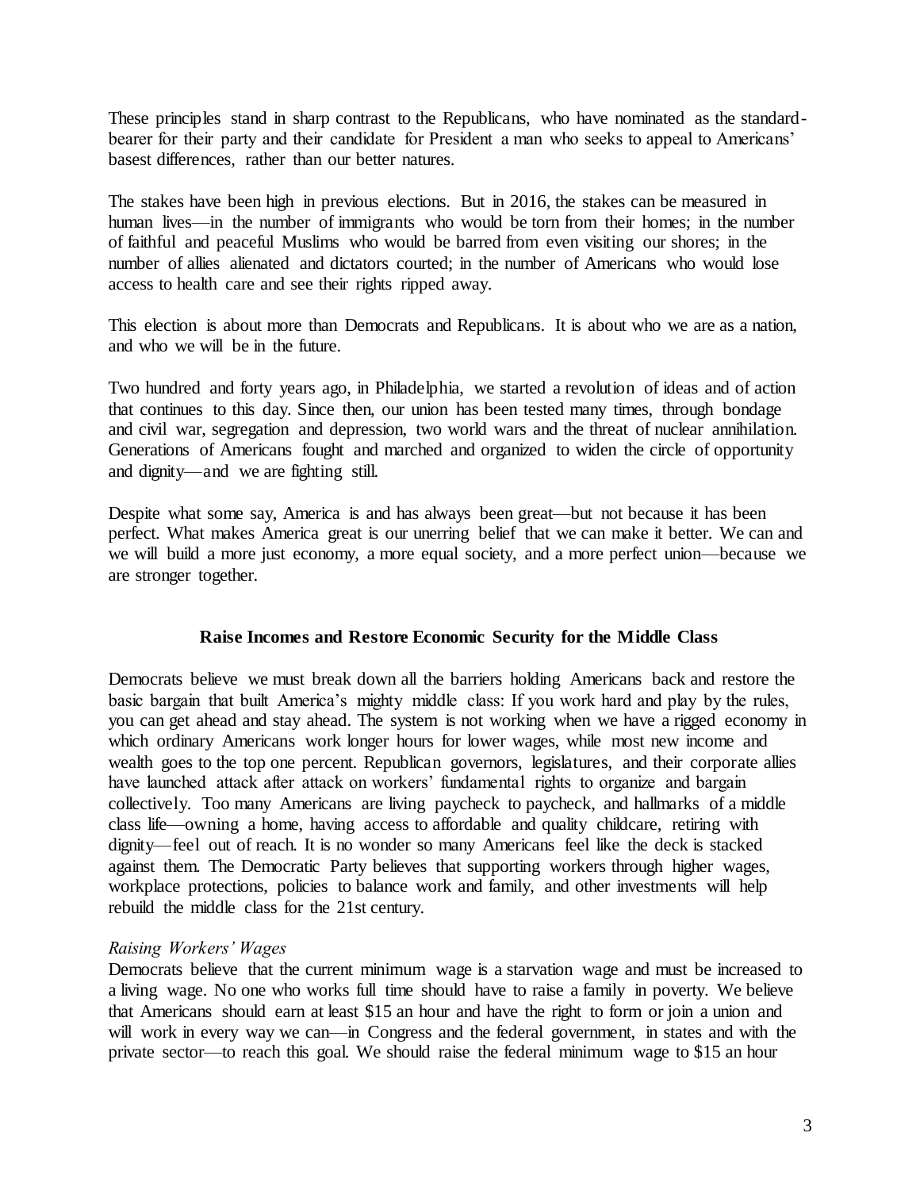These principles stand in sharp contrast to the Republicans, who have nominated as the standard-bearer for their party and their candidate for President a man who seeks to appeal to Americans' basest differences, rather than our better natures.

The stakes have been high in previous elections. But in 2016, the stakes can be measured in human lives—in the number of immigrants who would be torn from their homes; in the number of faithful and peaceful Muslims who would be barred from even visiting our shores; in the number of allies alienated and dictators courted; in the number of Americans who would lose access to health care and see their rights ripped away.

This election is about more than Democrats and Republicans. It is about who we are as a nation, and who we will be in the future.

Two hundred and forty years ago, in Philadelphia, we started a revolution of ideas and of action that continues to this day. Since then, our union has been tested many times, through bondage and civil war, segregation and depression, two world wars and the threat of nuclear annihilation. Generations of Americans fought and marched and organized to widen the circle of opportunity and dignity—and we are fighting still.

Despite what some say, America is and has always been great—but not because it has been perfect. What makes America great is our unerring belief that we can make it better. We can and we will build a more just economy, a more equal society, and a more perfect union—because we are stronger together.

## Raise Incomes and Restore Economic Security for the Middle Class

Democrats believe we must break down all the barriers holding Americans back and restore the basic bargain that built America's mighty middle class: If you work hard and play by the rules, you can get ahead and stay ahead. The system is not working when we have a rigged economy in which ordinary Americans work longer hours for lower wages, while most new income and wealth goes to the top one percent. Republican governors, legislatures, and their corporate allies have launched attack after attack on workers' fundamental rights to organize and bargain collectively. Too many Americans are living paycheck to paycheck, and hallmarks of a middle class life—owning a home, having access to affordable and quality childcare, retiring with dignity—feel out of reach. It is no wonder so many Americans feel like the deck is stacked against them. The Democratic Party believes that supporting workers through higher wages, workplace protections, policies to balance work and family, and other investments will help rebuild the middle class for the 21st century.

### *Raising Workers' Wages*

Democrats believe that the current minimum wage is a starvation wage and must be increased to a living wage. No one who works full time should have to raise a family in poverty. We believe that Americans should earn at least $15 an hour and have the right to form or join a union and will work in every way we can—in Congress and the federal government, in states and with the private sector—to reach this goal. We should raise the federal minimum wage to $15 an hour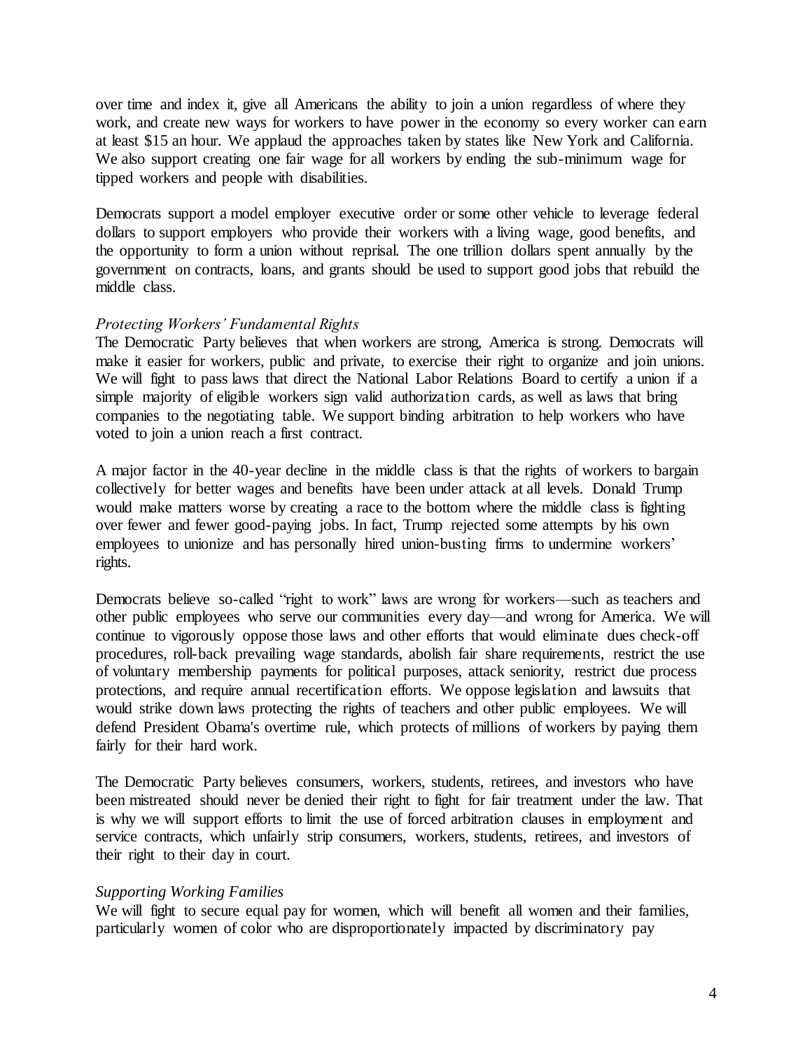over time and index it, give all Americans the ability to join a union regardless of where they work, and create new ways for workers to have power in the economy so every worker can earn at least $15 an hour. We applaud the approaches taken by states like New York and California. We also support creating one fair wage for all workers by ending the sub-minimum wage for tipped workers and people with disabilities.

Democrats support a model employer executive order or some other vehicle to leverage federal dollars to support employers who provide their workers with a living wage, good benefits, and the opportunity to form a union without reprisal. The one trillion dollars spent annually by the government on contracts, loans, and grants should be used to support good jobs that rebuild the middle class.

*Protecting Workers' Fundamental Rights*

The Democratic Party believes that when workers are strong, America is strong. Democrats will make it easier for workers, public and private, to exercise their right to organize and join unions. We will fight to pass laws that direct the National Labor Relations Board to certify a union if a simple majority of eligible workers sign valid authorization cards, as well as laws that bring companies to the negotiating table. We support binding arbitration to help workers who have voted to join a union reach a first contract.

A major factor in the 40-year decline in the middle class is that the rights of workers to bargain collectively for better wages and benefits have been under attack at all levels. Donald Trump would make matters worse by creating a race to the bottom where the middle class is fighting over fewer and fewer good-paying jobs. In fact, Trump rejected some attempts by his own employees to unionize and has personally hired union-busting firms to undermine workers' rights.

Democrats believe so-called "right to work" laws are wrong for workers—such as teachers and other public employees who serve our communities every day—and wrong for America. We will continue to vigorously oppose those laws and other efforts that would eliminate dues check-off procedures, roll-back prevailing wage standards, abolish fair share requirements, restrict the use of voluntary membership payments for political purposes, attack seniority, restrict due process protections, and require annual recertification efforts. We oppose legislation and lawsuits that would strike down laws protecting the rights of teachers and other public employees. We will defend President Obama's overtime rule, which protects of millions of workers by paying them fairly for their hard work.

The Democratic Party believes consumers, workers, students, retirees, and investors who have been mistreated should never be denied their right to fight for fair treatment under the law. That is why we will support efforts to limit the use of forced arbitration clauses in employment and service contracts, which unfairly strip consumers, workers, students, retirees, and investors of their right to their day in court.

*Supporting Working Families*

We will fight to secure equal pay for women, which will benefit all women and their families, particularly women of color who are disproportionately impacted by discriminatory pay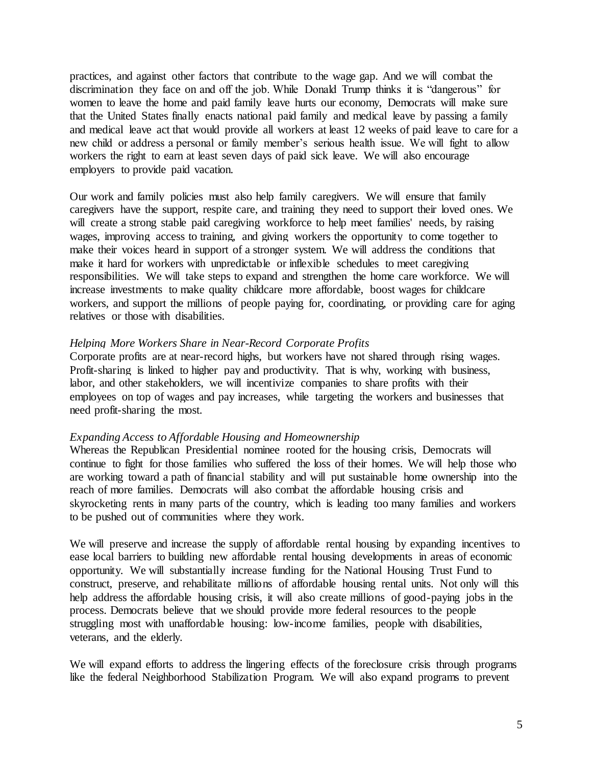practices, and against other factors that contribute to the wage gap. And we will combat the discrimination they face on and off the job. While Donald Trump thinks it is "dangerous" for women to leave the home and paid family leave hurts our economy, Democrats will make sure that the United States finally enacts national paid family and medical leave by passing a family and medical leave act that would provide all workers at least 12 weeks of paid leave to care for a new child or address a personal or family member's serious health issue. We will fight to allow workers the right to earn at least seven days of paid sick leave. We will also encourage employers to provide paid vacation.

Our work and family policies must also help family caregivers. We will ensure that family caregivers have the support, respite care, and training they need to support their loved ones. We will create a strong stable paid caregiving workforce to help meet families' needs, by raising wages, improving access to training, and giving workers the opportunity to come together to make their voices heard in support of a stronger system. We will address the conditions that make it hard for workers with unpredictable or inflexible schedules to meet caregiving responsibilities. We will take steps to expand and strengthen the home care workforce. We will increase investments to make quality childcare more affordable, boost wages for childcare workers, and support the millions of people paying for, coordinating, or providing care for aging relatives or those with disabilities.

*Helping More Workers Share in Near-Record Corporate Profits*

Corporate profits are at near-record highs, but workers have not shared through rising wages. Profit-sharing is linked to higher pay and productivity. That is why, working with business, labor, and other stakeholders, we will incentivize companies to share profits with their employees on top of wages and pay increases, while targeting the workers and businesses that need profit-sharing the most.

*Expanding Access to Affordable Housing and Homeownership*

Whereas the Republican Presidential nominee rooted for the housing crisis, Democrats will continue to fight for those families who suffered the loss of their homes. We will help those who are working toward a path of financial stability and will put sustainable home ownership into the reach of more families. Democrats will also combat the affordable housing crisis and skyrocketing rents in many parts of the country, which is leading too many families and workers to be pushed out of communities where they work.

We will preserve and increase the supply of affordable rental housing by expanding incentives to ease local barriers to building new affordable rental housing developments in areas of economic opportunity. We will substantially increase funding for the National Housing Trust Fund to construct, preserve, and rehabilitate millions of affordable housing rental units. Not only will this help address the affordable housing crisis, it will also create millions of good-paying jobs in the process. Democrats believe that we should provide more federal resources to the people struggling most with unaffordable housing: low-income families, people with disabilities, veterans, and the elderly.

We will expand efforts to address the lingering effects of the foreclosure crisis through programs like the federal Neighborhood Stabilization Program. We will also expand programs to prevent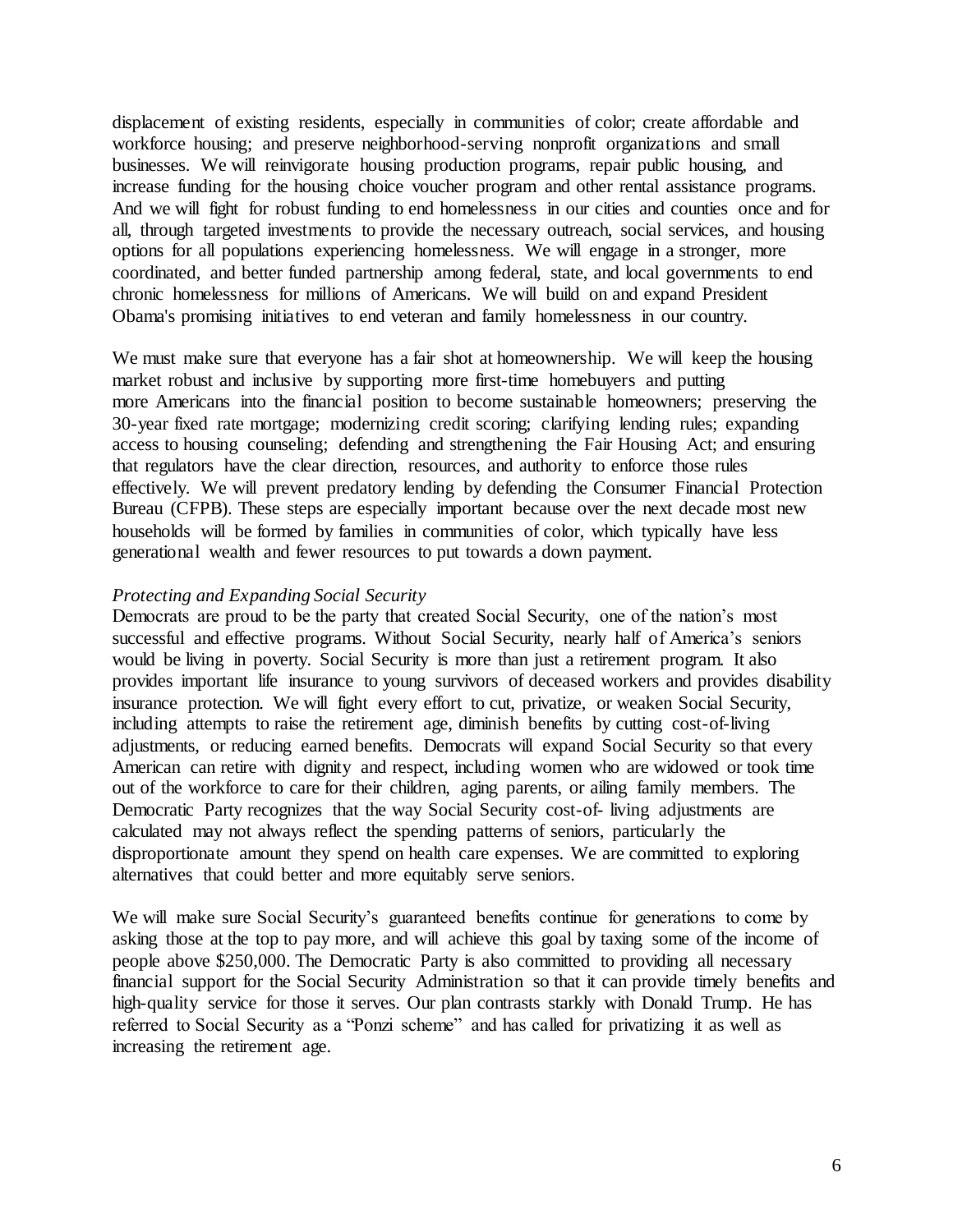displacement of existing residents, especially in communities of color; create affordable and workforce housing; and preserve neighborhood-serving nonprofit organizations and small businesses. We will reinvigorate housing production programs, repair public housing, and increase funding for the housing choice voucher program and other rental assistance programs. And we will fight for robust funding to end homelessness in our cities and counties once and for all, through targeted investments to provide the necessary outreach, social services, and housing options for all populations experiencing homelessness. We will engage in a stronger, more coordinated, and better funded partnership among federal, state, and local governments to end chronic homelessness for millions of Americans. We will build on and expand President Obama's promising initiatives to end veteran and family homelessness in our country.

We must make sure that everyone has a fair shot at homeownership. We will keep the housing market robust and inclusive by supporting more first-time homebuyers and putting more Americans into the financial position to become sustainable homeowners; preserving the 30-year fixed rate mortgage; modernizing credit scoring; clarifying lending rules; expanding access to housing counseling; defending and strengthening the Fair Housing Act; and ensuring that regulators have the clear direction, resources, and authority to enforce those rules effectively. We will prevent predatory lending by defending the Consumer Financial Protection Bureau (CFPB). These steps are especially important because over the next decade most new households will be formed by families in communities of color, which typically have less generational wealth and fewer resources to put towards a down payment.

*Protecting and Expanding Social Security*

Democrats are proud to be the party that created Social Security, one of the nation's most successful and effective programs. Without Social Security, nearly half of America's seniors would be living in poverty. Social Security is more than just a retirement program. It also provides important life insurance to young survivors of deceased workers and provides disability insurance protection. We will fight every effort to cut, privatize, or weaken Social Security, including attempts to raise the retirement age, diminish benefits by cutting cost-of-living adjustments, or reducing earned benefits. Democrats will expand Social Security so that every American can retire with dignity and respect, including women who are widowed or took time out of the workforce to care for their children, aging parents, or ailing family members. The Democratic Party recognizes that the way Social Security cost-of- living adjustments are calculated may not always reflect the spending patterns of seniors, particularly the disproportionate amount they spend on health care expenses. We are committed to exploring alternatives that could better and more equitably serve seniors.

We will make sure Social Security's guaranteed benefits continue for generations to come by asking those at the top to pay more, and will achieve this goal by taxing some of the income of people above $250,000. The Democratic Party is also committed to providing all necessary financial support for the Social Security Administration so that it can provide timely benefits and high-quality service for those it serves. Our plan contrasts starkly with Donald Trump. He has referred to Social Security as a "Ponzi scheme" and has called for privatizing it as well as increasing the retirement age.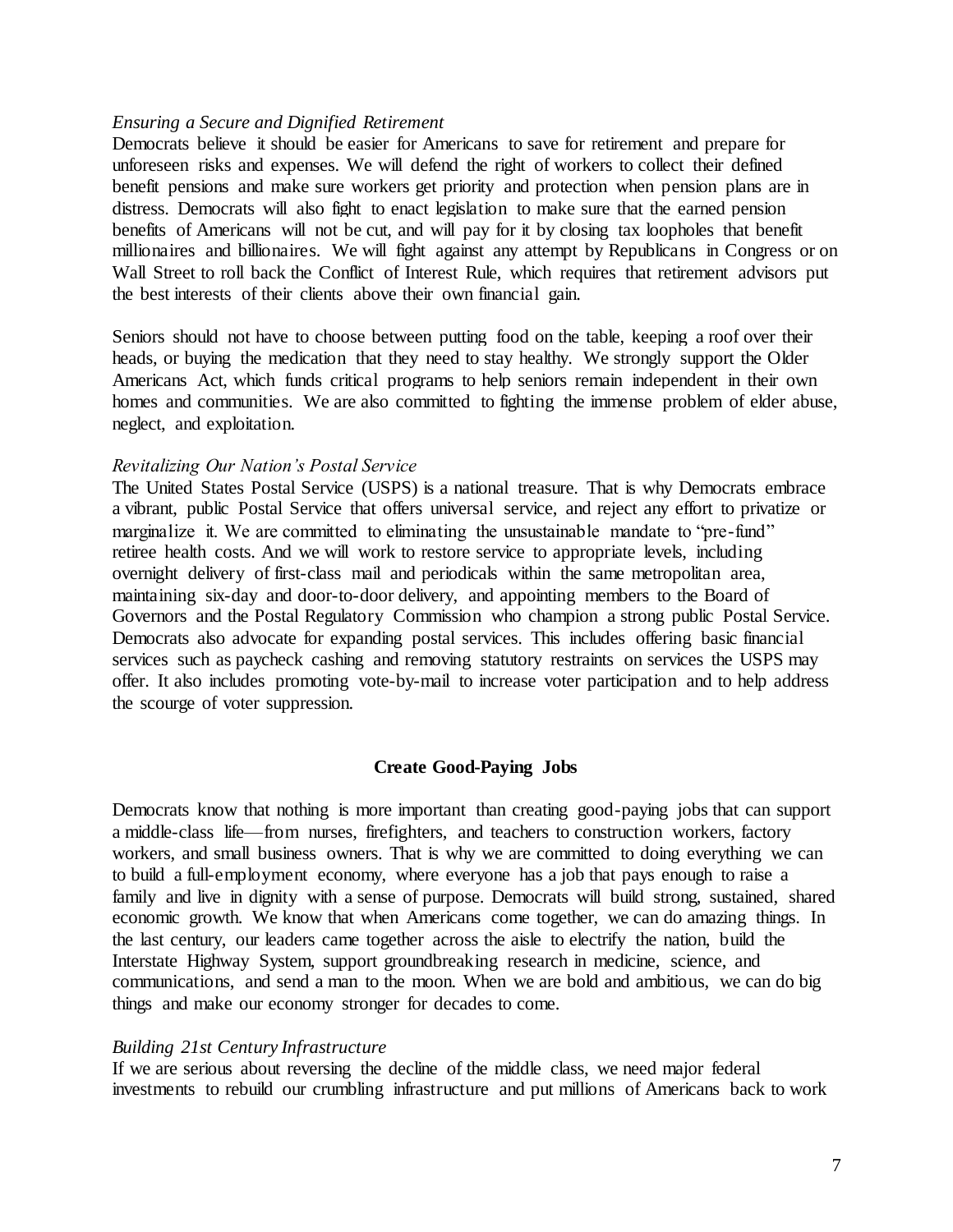*Ensuring a Secure and Dignified Retirement*

Democrats believe it should be easier for Americans to save for retirement and prepare for unforeseen risks and expenses. We will defend the right of workers to collect their defined benefit pensions and make sure workers get priority and protection when pension plans are in distress. Democrats will also fight to enact legislation to make sure that the earned pension benefits of Americans will not be cut, and will pay for it by closing tax loopholes that benefit millionaires and billionaires. We will fight against any attempt by Republicans in Congress or on Wall Street to roll back the Conflict of Interest Rule, which requires that retirement advisors put the best interests of their clients above their own financial gain.

Seniors should not have to choose between putting food on the table, keeping a roof over their heads, or buying the medication that they need to stay healthy. We strongly support the Older Americans Act, which funds critical programs to help seniors remain independent in their own homes and communities. We are also committed to fighting the immense problem of elder abuse, neglect, and exploitation.

*Revitalizing Our Nation's Postal Service*

The United States Postal Service (USPS) is a national treasure. That is why Democrats embrace a vibrant, public Postal Service that offers universal service, and reject any effort to privatize or marginalize it. We are committed to eliminating the unsustainable mandate to "pre-fund" retiree health costs. And we will work to restore service to appropriate levels, including overnight delivery of first-class mail and periodicals within the same metropolitan area, maintaining six-day and door-to-door delivery, and appointing members to the Board of Governors and the Postal Regulatory Commission who champion a strong public Postal Service. Democrats also advocate for expanding postal services. This includes offering basic financial services such as paycheck cashing and removing statutory restraints on services the USPS may offer. It also includes promoting vote-by-mail to increase voter participation and to help address the scourge of voter suppression.

## Create Good-Paying Jobs

Democrats know that nothing is more important than creating good-paying jobs that can support a middle-class life—from nurses, firefighters, and teachers to construction workers, factory workers, and small business owners. That is why we are committed to doing everything we can to build a full-employment economy, where everyone has a job that pays enough to raise a family and live in dignity with a sense of purpose. Democrats will build strong, sustained, shared economic growth. We know that when Americans come together, we can do amazing things. In the last century, our leaders came together across the aisle to electrify the nation, build the Interstate Highway System, support groundbreaking research in medicine, science, and communications, and send a man to the moon. When we are bold and ambitious, we can do big things and make our economy stronger for decades to come.

*Building 21st Century Infrastructure*

If we are serious about reversing the decline of the middle class, we need major federal investments to rebuild our crumbling infrastructure and put millions of Americans back to work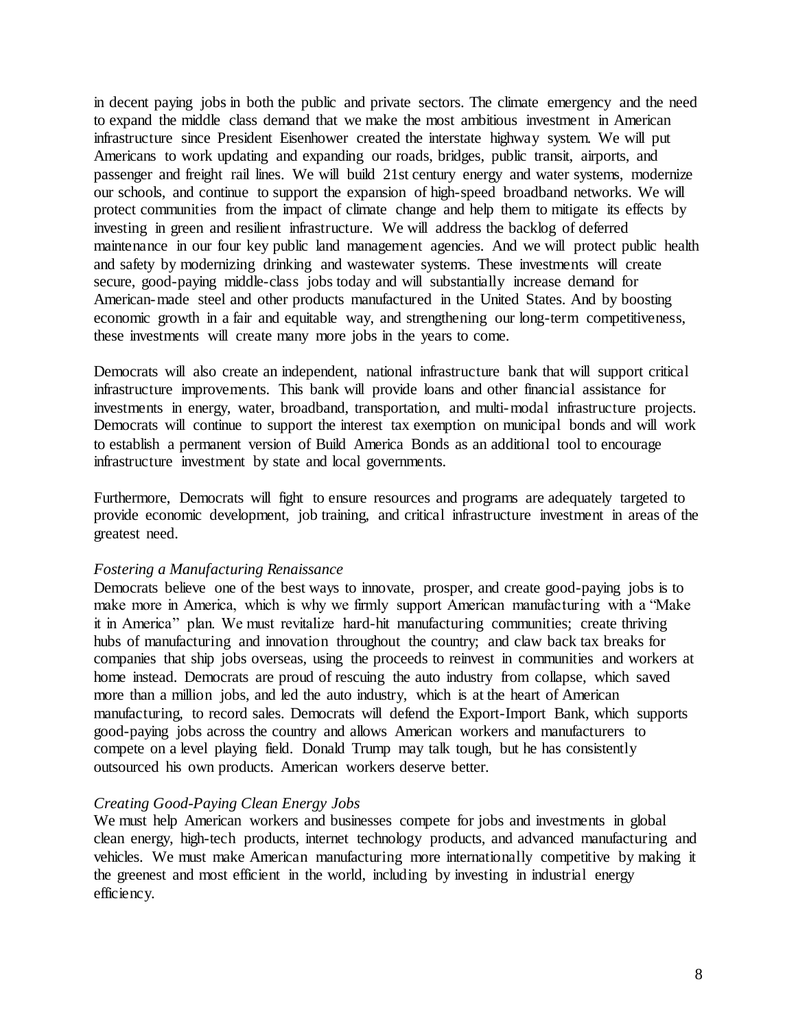in decent paying jobs in both the public and private sectors. The climate emergency and the need to expand the middle class demand that we make the most ambitious investment in American infrastructure since President Eisenhower created the interstate highway system. We will put Americans to work updating and expanding our roads, bridges, public transit, airports, and passenger and freight rail lines. We will build 21st century energy and water systems, modernize our schools, and continue to support the expansion of high-speed broadband networks. We will protect communities from the impact of climate change and help them to mitigate its effects by investing in green and resilient infrastructure. We will address the backlog of deferred maintenance in our four key public land management agencies. And we will protect public health and safety by modernizing drinking and wastewater systems. These investments will create secure, good-paying middle-class jobs today and will substantially increase demand for American-made steel and other products manufactured in the United States. And by boosting economic growth in a fair and equitable way, and strengthening our long-term competitiveness, these investments will create many more jobs in the years to come.

Democrats will also create an independent, national infrastructure bank that will support critical infrastructure improvements. This bank will provide loans and other financial assistance for investments in energy, water, broadband, transportation, and multi-modal infrastructure projects. Democrats will continue to support the interest tax exemption on municipal bonds and will work to establish a permanent version of Build America Bonds as an additional tool to encourage infrastructure investment by state and local governments.

Furthermore, Democrats will fight to ensure resources and programs are adequately targeted to provide economic development, job training, and critical infrastructure investment in areas of the greatest need.

*Fostering a Manufacturing Renaissance*

Democrats believe one of the best ways to innovate, prosper, and create good-paying jobs is to make more in America, which is why we firmly support American manufacturing with a "Make it in America" plan. We must revitalize hard-hit manufacturing communities; create thriving hubs of manufacturing and innovation throughout the country; and claw back tax breaks for companies that ship jobs overseas, using the proceeds to reinvest in communities and workers at home instead. Democrats are proud of rescuing the auto industry from collapse, which saved more than a million jobs, and led the auto industry, which is at the heart of American manufacturing, to record sales. Democrats will defend the Export-Import Bank, which supports good-paying jobs across the country and allows American workers and manufacturers to compete on a level playing field. Donald Trump may talk tough, but he has consistently outsourced his own products. American workers deserve better.

*Creating Good-Paying Clean Energy Jobs*

We must help American workers and businesses compete for jobs and investments in global clean energy, high-tech products, internet technology products, and advanced manufacturing and vehicles. We must make American manufacturing more internationally competitive by making it the greenest and most efficient in the world, including by investing in industrial energy efficiency.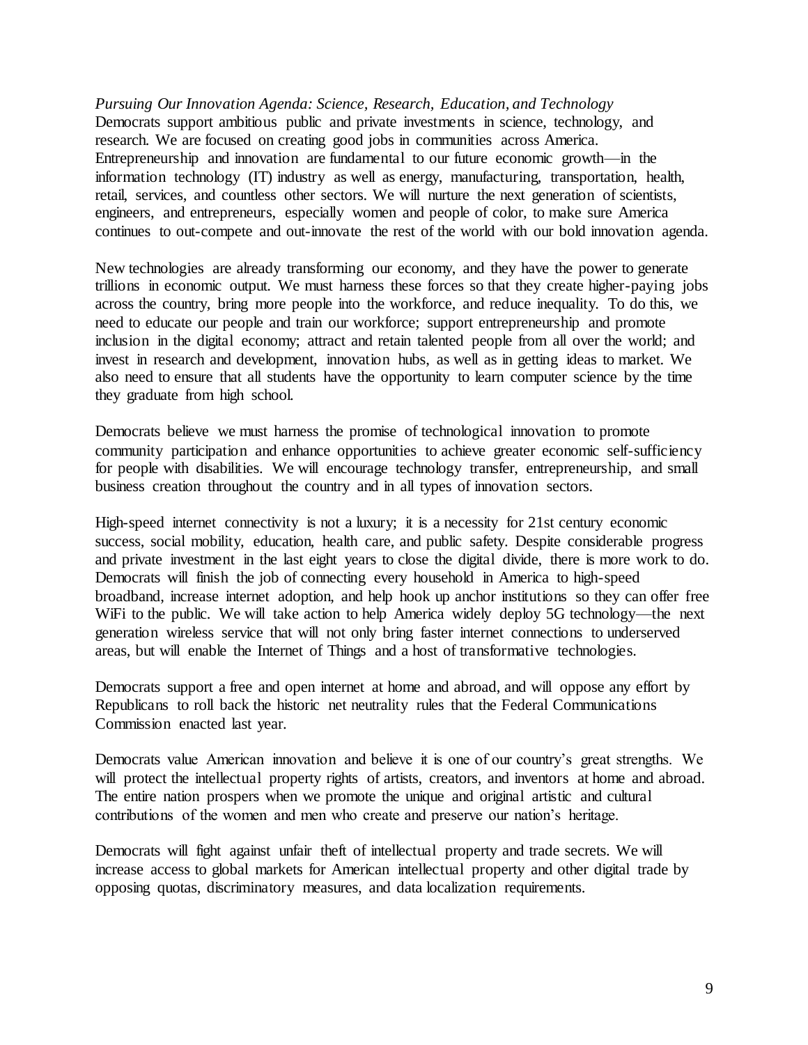*Pursuing Our Innovation Agenda: Science, Research, Education, and Technology*

Democrats support ambitious public and private investments in science, technology, and research. We are focused on creating good jobs in communities across America. Entrepreneurship and innovation are fundamental to our future economic growth—in the information technology (IT) industry as well as energy, manufacturing, transportation, health, retail, services, and countless other sectors. We will nurture the next generation of scientists, engineers, and entrepreneurs, especially women and people of color, to make sure America continues to out-compete and out-innovate the rest of the world with our bold innovation agenda.

New technologies are already transforming our economy, and they have the power to generate trillions in economic output. We must harness these forces so that they create higher-paying jobs across the country, bring more people into the workforce, and reduce inequality. To do this, we need to educate our people and train our workforce; support entrepreneurship and promote inclusion in the digital economy; attract and retain talented people from all over the world; and invest in research and development, innovation hubs, as well as in getting ideas to market. We also need to ensure that all students have the opportunity to learn computer science by the time they graduate from high school.

Democrats believe we must harness the promise of technological innovation to promote community participation and enhance opportunities to achieve greater economic self-sufficiency for people with disabilities. We will encourage technology transfer, entrepreneurship, and small business creation throughout the country and in all types of innovation sectors.

High-speed internet connectivity is not a luxury; it is a necessity for 21st century economic success, social mobility, education, health care, and public safety. Despite considerable progress and private investment in the last eight years to close the digital divide, there is more work to do. Democrats will finish the job of connecting every household in America to high-speed broadband, increase internet adoption, and help hook up anchor institutions so they can offer free WiFi to the public. We will take action to help America widely deploy 5G technology—the next generation wireless service that will not only bring faster internet connections to underserved areas, but will enable the Internet of Things and a host of transformative technologies.

Democrats support a free and open internet at home and abroad, and will oppose any effort by Republicans to roll back the historic net neutrality rules that the Federal Communications Commission enacted last year.

Democrats value American innovation and believe it is one of our country's great strengths. We will protect the intellectual property rights of artists, creators, and inventors at home and abroad. The entire nation prospers when we promote the unique and original artistic and cultural contributions of the women and men who create and preserve our nation's heritage.

Democrats will fight against unfair theft of intellectual property and trade secrets. We will increase access to global markets for American intellectual property and other digital trade by opposing quotas, discriminatory measures, and data localization requirements.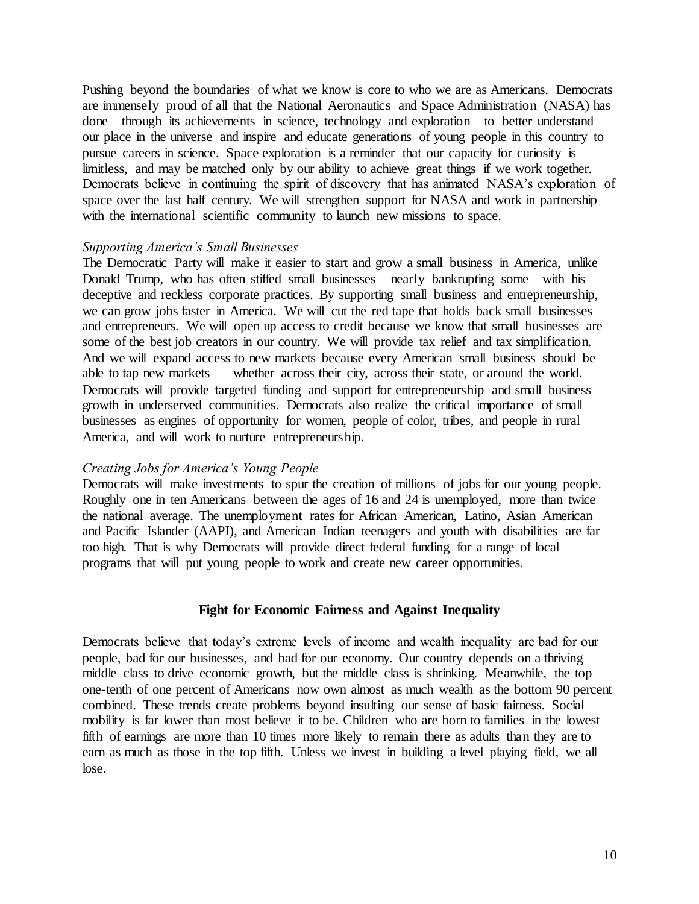Pushing beyond the boundaries of what we know is core to who we are as Americans. Democrats are immensely proud of all that the National Aeronautics and Space Administration (NASA) has done—through its achievements in science, technology and exploration—to better understand our place in the universe and inspire and educate generations of young people in this country to pursue careers in science. Space exploration is a reminder that our capacity for curiosity is limitless, and may be matched only by our ability to achieve great things if we work together. Democrats believe in continuing the spirit of discovery that has animated NASA's exploration of space over the last half century. We will strengthen support for NASA and work in partnership with the international scientific community to launch new missions to space.

*Supporting America's Small Businesses*

The Democratic Party will make it easier to start and grow a small business in America, unlike Donald Trump, who has often stiffed small businesses—nearly bankrupting some—with his deceptive and reckless corporate practices. By supporting small business and entrepreneurship, we can grow jobs faster in America. We will cut the red tape that holds back small businesses and entrepreneurs. We will open up access to credit because we know that small businesses are some of the best job creators in our country. We will provide tax relief and tax simplification. And we will expand access to new markets because every American small business should be able to tap new markets — whether across their city, across their state, or around the world. Democrats will provide targeted funding and support for entrepreneurship and small business growth in underserved communities. Democrats also realize the critical importance of small businesses as engines of opportunity for women, people of color, tribes, and people in rural America, and will work to nurture entrepreneurship.

*Creating Jobs for America's Young People*

Democrats will make investments to spur the creation of millions of jobs for our young people. Roughly one in ten Americans between the ages of 16 and 24 is unemployed, more than twice the national average. The unemployment rates for African American, Latino, Asian American and Pacific Islander (AAPI), and American Indian teenagers and youth with disabilities are far too high. That is why Democrats will provide direct federal funding for a range of local programs that will put young people to work and create new career opportunities.

## Fight for Economic Fairness and Against Inequality

Democrats believe that today's extreme levels of income and wealth inequality are bad for our people, bad for our businesses, and bad for our economy. Our country depends on a thriving middle class to drive economic growth, but the middle class is shrinking. Meanwhile, the top one-tenth of one percent of Americans now own almost as much wealth as the bottom 90 percent combined. These trends create problems beyond insulting our sense of basic fairness. Social mobility is far lower than most believe it to be. Children who are born to families in the lowest fifth of earnings are more than 10 times more likely to remain there as adults than they are to earn as much as those in the top fifth. Unless we invest in building a level playing field, we all lose.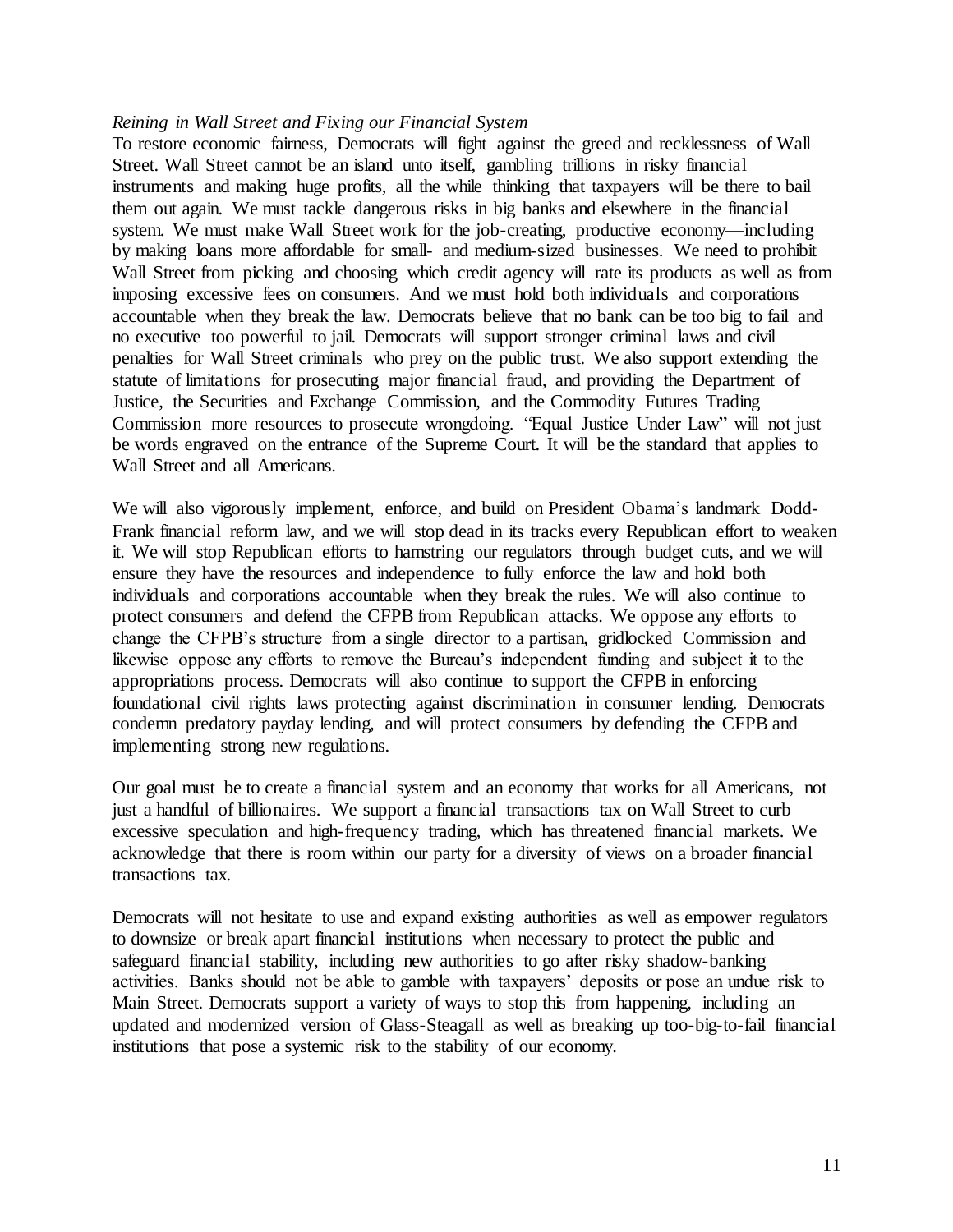*Reining in Wall Street and Fixing our Financial System*

To restore economic fairness, Democrats will fight against the greed and recklessness of Wall Street. Wall Street cannot be an island unto itself, gambling trillions in risky financial instruments and making huge profits, all the while thinking that taxpayers will be there to bail them out again. We must tackle dangerous risks in big banks and elsewhere in the financial system. We must make Wall Street work for the job-creating, productive economy—including by making loans more affordable for small- and medium-sized businesses. We need to prohibit Wall Street from picking and choosing which credit agency will rate its products as well as from imposing excessive fees on consumers. And we must hold both individuals and corporations accountable when they break the law. Democrats believe that no bank can be too big to fail and no executive too powerful to jail. Democrats will support stronger criminal laws and civil penalties for Wall Street criminals who prey on the public trust. We also support extending the statute of limitations for prosecuting major financial fraud, and providing the Department of Justice, the Securities and Exchange Commission, and the Commodity Futures Trading Commission more resources to prosecute wrongdoing. "Equal Justice Under Law" will not just be words engraved on the entrance of the Supreme Court. It will be the standard that applies to Wall Street and all Americans.

We will also vigorously implement, enforce, and build on President Obama's landmark Dodd-Frank financial reform law, and we will stop dead in its tracks every Republican effort to weaken it. We will stop Republican efforts to hamstring our regulators through budget cuts, and we will ensure they have the resources and independence to fully enforce the law and hold both individuals and corporations accountable when they break the rules. We will also continue to protect consumers and defend the CFPB from Republican attacks. We oppose any efforts to change the CFPB's structure from a single director to a partisan, gridlocked Commission and likewise oppose any efforts to remove the Bureau's independent funding and subject it to the appropriations process. Democrats will also continue to support the CFPB in enforcing foundational civil rights laws protecting against discrimination in consumer lending. Democrats condemn predatory payday lending, and will protect consumers by defending the CFPB and implementing strong new regulations.

Our goal must be to create a financial system and an economy that works for all Americans, not just a handful of billionaires. We support a financial transactions tax on Wall Street to curb excessive speculation and high-frequency trading, which has threatened financial markets. We acknowledge that there is room within our party for a diversity of views on a broader financial transactions tax.

Democrats will not hesitate to use and expand existing authorities as well as empower regulators to downsize or break apart financial institutions when necessary to protect the public and safeguard financial stability, including new authorities to go after risky shadow-banking activities. Banks should not be able to gamble with taxpayers' deposits or pose an undue risk to Main Street. Democrats support a variety of ways to stop this from happening, including an updated and modernized version of Glass-Steagall as well as breaking up too-big-to-fail financial institutions that pose a systemic risk to the stability of our economy.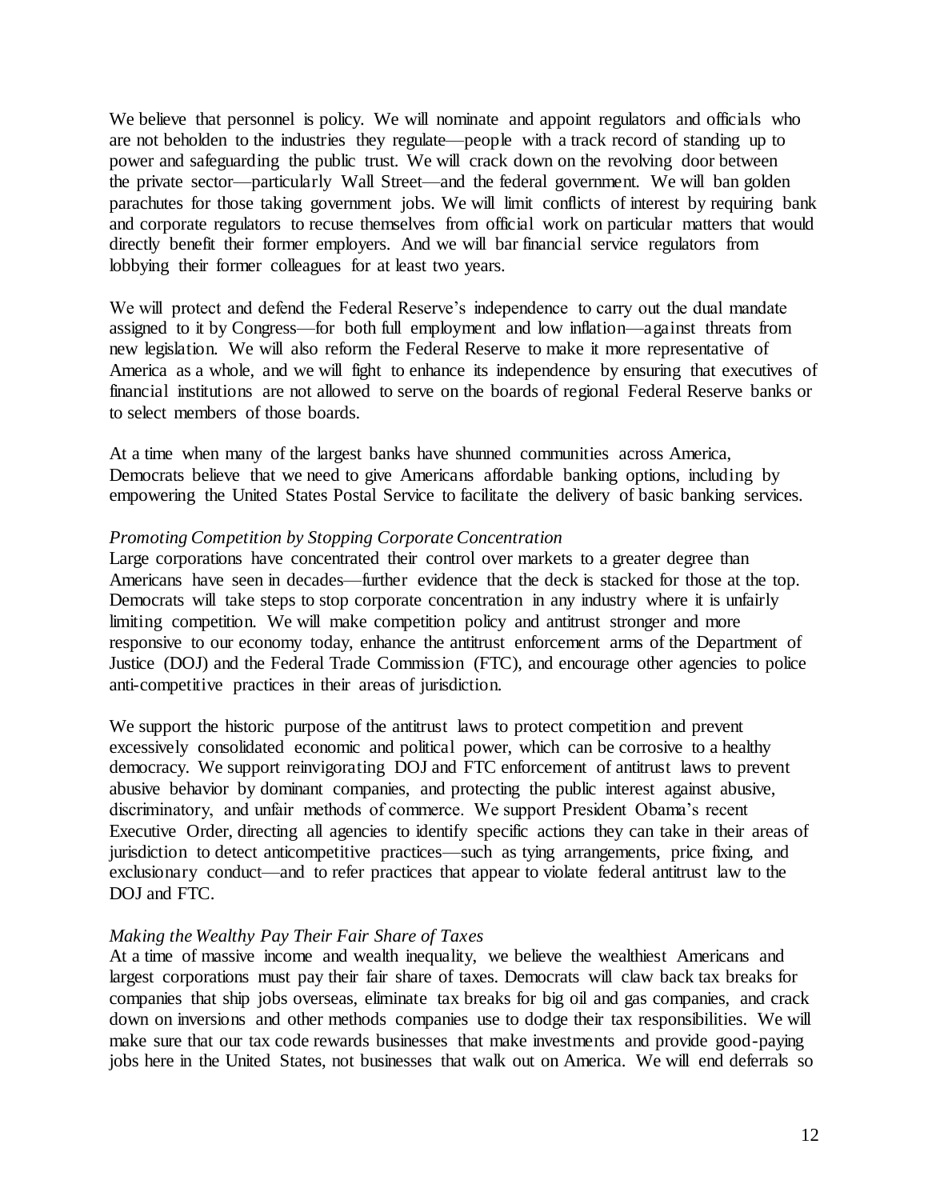We believe that personnel is policy. We will nominate and appoint regulators and officials who are not beholden to the industries they regulate—people with a track record of standing up to power and safeguarding the public trust. We will crack down on the revolving door between the private sector—particularly Wall Street—and the federal government. We will ban golden parachutes for those taking government jobs. We will limit conflicts of interest by requiring bank and corporate regulators to recuse themselves from official work on particular matters that would directly benefit their former employers. And we will bar financial service regulators from lobbying their former colleagues for at least two years.

We will protect and defend the Federal Reserve's independence to carry out the dual mandate assigned to it by Congress—for both full employment and low inflation—against threats from new legislation. We will also reform the Federal Reserve to make it more representative of America as a whole, and we will fight to enhance its independence by ensuring that executives of financial institutions are not allowed to serve on the boards of regional Federal Reserve banks or to select members of those boards.

At a time when many of the largest banks have shunned communities across America, Democrats believe that we need to give Americans affordable banking options, including by empowering the United States Postal Service to facilitate the delivery of basic banking services.

*Promoting Competition by Stopping Corporate Concentration*

Large corporations have concentrated their control over markets to a greater degree than Americans have seen in decades—further evidence that the deck is stacked for those at the top. Democrats will take steps to stop corporate concentration in any industry where it is unfairly limiting competition. We will make competition policy and antitrust stronger and more responsive to our economy today, enhance the antitrust enforcement arms of the Department of Justice (DOJ) and the Federal Trade Commission (FTC), and encourage other agencies to police anti-competitive practices in their areas of jurisdiction.

We support the historic purpose of the antitrust laws to protect competition and prevent excessively consolidated economic and political power, which can be corrosive to a healthy democracy. We support reinvigorating DOJ and FTC enforcement of antitrust laws to prevent abusive behavior by dominant companies, and protecting the public interest against abusive, discriminatory, and unfair methods of commerce. We support President Obama's recent Executive Order, directing all agencies to identify specific actions they can take in their areas of jurisdiction to detect anticompetitive practices—such as tying arrangements, price fixing, and exclusionary conduct—and to refer practices that appear to violate federal antitrust law to the DOJ and FTC.

*Making the Wealthy Pay Their Fair Share of Taxes*

At a time of massive income and wealth inequality, we believe the wealthiest Americans and largest corporations must pay their fair share of taxes. Democrats will claw back tax breaks for companies that ship jobs overseas, eliminate tax breaks for big oil and gas companies, and crack down on inversions and other methods companies use to dodge their tax responsibilities. We will make sure that our tax code rewards businesses that make investments and provide good-paying jobs here in the United States, not businesses that walk out on America. We will end deferrals so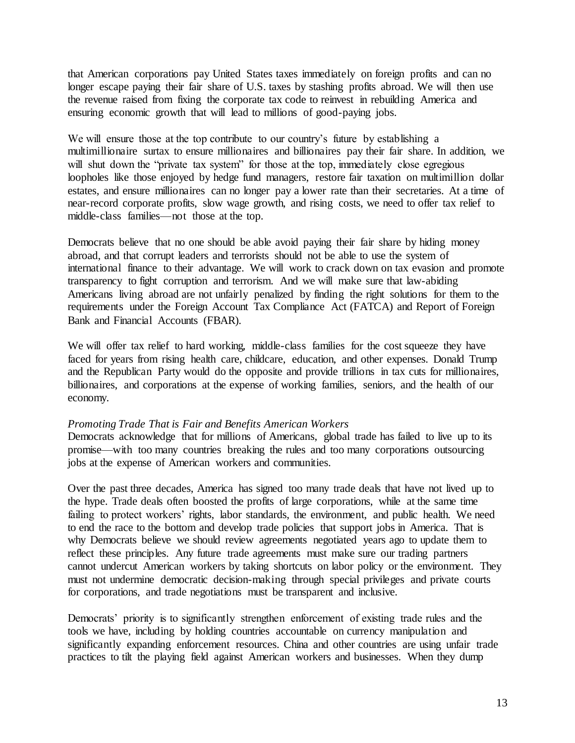that American corporations pay United States taxes immediately on foreign profits and can no longer escape paying their fair share of U.S. taxes by stashing profits abroad. We will then use the revenue raised from fixing the corporate tax code to reinvest in rebuilding America and ensuring economic growth that will lead to millions of good-paying jobs.

We will ensure those at the top contribute to our country's future by establishing a multimillionaire surtax to ensure millionaires and billionaires pay their fair share. In addition, we will shut down the "private tax system" for those at the top, immediately close egregious loopholes like those enjoyed by hedge fund managers, restore fair taxation on multimillion dollar estates, and ensure millionaires can no longer pay a lower rate than their secretaries. At a time of near-record corporate profits, slow wage growth, and rising costs, we need to offer tax relief to middle-class families—not those at the top.

Democrats believe that no one should be able avoid paying their fair share by hiding money abroad, and that corrupt leaders and terrorists should not be able to use the system of international finance to their advantage. We will work to crack down on tax evasion and promote transparency to fight corruption and terrorism. And we will make sure that law-abiding Americans living abroad are not unfairly penalized by finding the right solutions for them to the requirements under the Foreign Account Tax Compliance Act (FATCA) and Report of Foreign Bank and Financial Accounts (FBAR).

We will offer tax relief to hard working, middle-class families for the cost squeeze they have faced for years from rising health care, childcare, education, and other expenses. Donald Trump and the Republican Party would do the opposite and provide trillions in tax cuts for millionaires, billionaires, and corporations at the expense of working families, seniors, and the health of our economy.

*Promoting Trade That is Fair and Benefits American Workers*

Democrats acknowledge that for millions of Americans, global trade has failed to live up to its promise—with too many countries breaking the rules and too many corporations outsourcing jobs at the expense of American workers and communities.

Over the past three decades, America has signed too many trade deals that have not lived up to the hype. Trade deals often boosted the profits of large corporations, while at the same time failing to protect workers' rights, labor standards, the environment, and public health. We need to end the race to the bottom and develop trade policies that support jobs in America. That is why Democrats believe we should review agreements negotiated years ago to update them to reflect these principles. Any future trade agreements must make sure our trading partners cannot undercut American workers by taking shortcuts on labor policy or the environment. They must not undermine democratic decision-making through special privileges and private courts for corporations, and trade negotiations must be transparent and inclusive.

Democrats' priority is to significantly strengthen enforcement of existing trade rules and the tools we have, including by holding countries accountable on currency manipulation and significantly expanding enforcement resources. China and other countries are using unfair trade practices to tilt the playing field against American workers and businesses. When they dump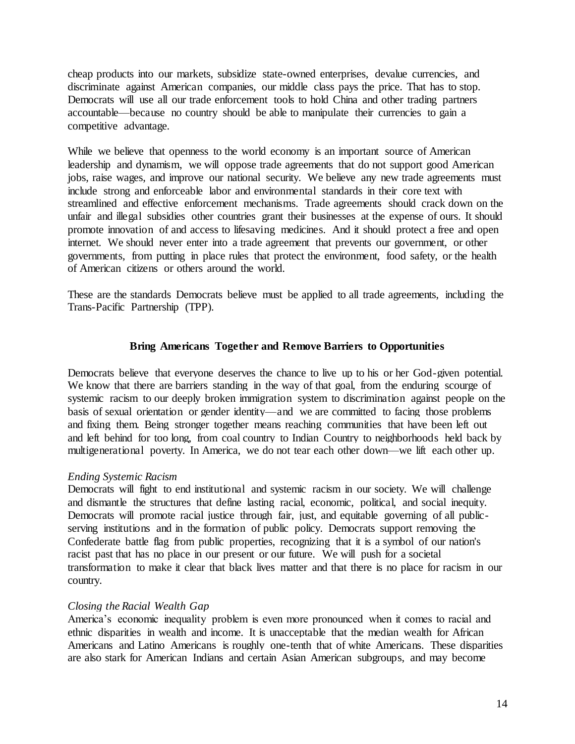cheap products into our markets, subsidize state-owned enterprises, devalue currencies, and discriminate against American companies, our middle class pays the price. That has to stop. Democrats will use all our trade enforcement tools to hold China and other trading partners accountable—because no country should be able to manipulate their currencies to gain a competitive advantage.

While we believe that openness to the world economy is an important source of American leadership and dynamism, we will oppose trade agreements that do not support good American jobs, raise wages, and improve our national security. We believe any new trade agreements must include strong and enforceable labor and environmental standards in their core text with streamlined and effective enforcement mechanisms. Trade agreements should crack down on the unfair and illegal subsidies other countries grant their businesses at the expense of ours. It should promote innovation of and access to lifesaving medicines. And it should protect a free and open internet. We should never enter into a trade agreement that prevents our government, or other governments, from putting in place rules that protect the environment, food safety, or the health of American citizens or others around the world.

These are the standards Democrats believe must be applied to all trade agreements, including the Trans-Pacific Partnership (TPP).

## Bring Americans Together and Remove Barriers to Opportunities

Democrats believe that everyone deserves the chance to live up to his or her God-given potential. We know that there are barriers standing in the way of that goal, from the enduring scourge of systemic racism to our deeply broken immigration system to discrimination against people on the basis of sexual orientation or gender identity—and we are committed to facing those problems and fixing them. Being stronger together means reaching communities that have been left out and left behind for too long, from coal country to Indian Country to neighborhoods held back by multigenerational poverty. In America, we do not tear each other down—we lift each other up.

*Ending Systemic Racism*

Democrats will fight to end institutional and systemic racism in our society. We will challenge and dismantle the structures that define lasting racial, economic, political, and social inequity. Democrats will promote racial justice through fair, just, and equitable governing of all public-serving institutions and in the formation of public policy. Democrats support removing the Confederate battle flag from public properties, recognizing that it is a symbol of our nation's racist past that has no place in our present or our future. We will push for a societal transformation to make it clear that black lives matter and that there is no place for racism in our country.

*Closing the Racial Wealth Gap*

America's economic inequality problem is even more pronounced when it comes to racial and ethnic disparities in wealth and income. It is unacceptable that the median wealth for African Americans and Latino Americans is roughly one-tenth that of white Americans. These disparities are also stark for American Indians and certain Asian American subgroups, and may become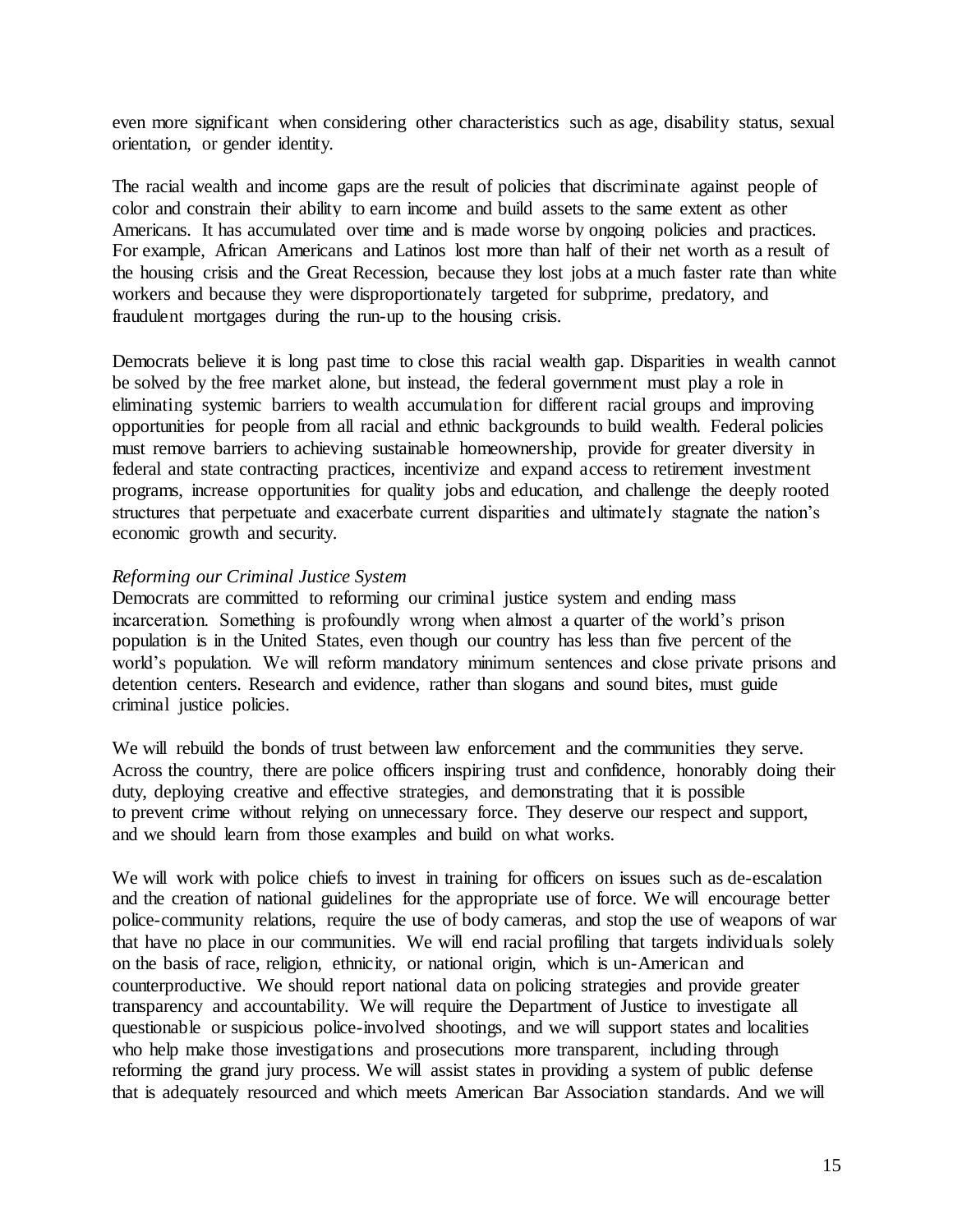even more significant when considering other characteristics such as age, disability status, sexual orientation, or gender identity.

The racial wealth and income gaps are the result of policies that discriminate against people of color and constrain their ability to earn income and build assets to the same extent as other Americans. It has accumulated over time and is made worse by ongoing policies and practices. For example, African Americans and Latinos lost more than half of their net worth as a result of the housing crisis and the Great Recession, because they lost jobs at a much faster rate than white workers and because they were disproportionately targeted for subprime, predatory, and fraudulent mortgages during the run-up to the housing crisis.

Democrats believe it is long past time to close this racial wealth gap. Disparities in wealth cannot be solved by the free market alone, but instead, the federal government must play a role in eliminating systemic barriers to wealth accumulation for different racial groups and improving opportunities for people from all racial and ethnic backgrounds to build wealth. Federal policies must remove barriers to achieving sustainable homeownership, provide for greater diversity in federal and state contracting practices, incentivize and expand access to retirement investment programs, increase opportunities for quality jobs and education, and challenge the deeply rooted structures that perpetuate and exacerbate current disparities and ultimately stagnate the nation's economic growth and security.

*Reforming our Criminal Justice System*

Democrats are committed to reforming our criminal justice system and ending mass incarceration. Something is profoundly wrong when almost a quarter of the world's prison population is in the United States, even though our country has less than five percent of the world's population. We will reform mandatory minimum sentences and close private prisons and detention centers. Research and evidence, rather than slogans and sound bites, must guide criminal justice policies.

We will rebuild the bonds of trust between law enforcement and the communities they serve. Across the country, there are police officers inspiring trust and confidence, honorably doing their duty, deploying creative and effective strategies, and demonstrating that it is possible to prevent crime without relying on unnecessary force. They deserve our respect and support, and we should learn from those examples and build on what works.

We will work with police chiefs to invest in training for officers on issues such as de-escalation and the creation of national guidelines for the appropriate use of force. We will encourage better police-community relations, require the use of body cameras, and stop the use of weapons of war that have no place in our communities. We will end racial profiling that targets individuals solely on the basis of race, religion, ethnicity, or national origin, which is un-American and counterproductive. We should report national data on policing strategies and provide greater transparency and accountability. We will require the Department of Justice to investigate all questionable or suspicious police-involved shootings, and we will support states and localities who help make those investigations and prosecutions more transparent, including through reforming the grand jury process. We will assist states in providing a system of public defense that is adequately resourced and which meets American Bar Association standards. And we will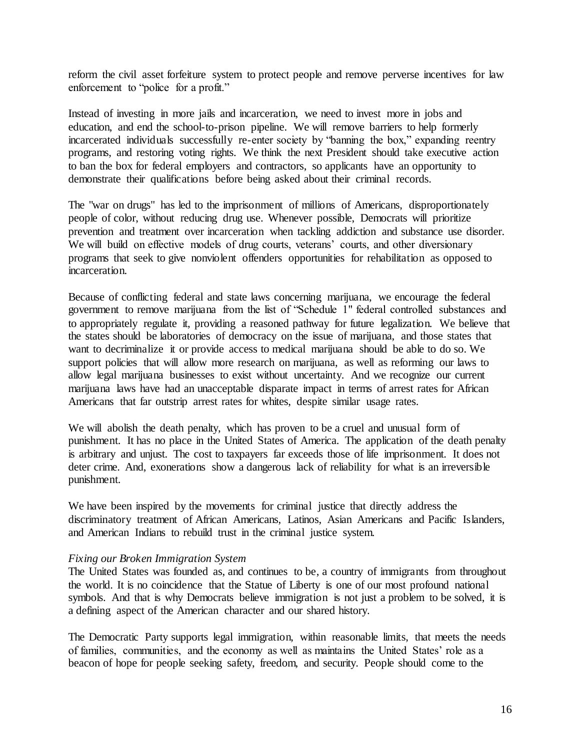reform the civil asset forfeiture system to protect people and remove perverse incentives for law enforcement to "police for a profit."

Instead of investing in more jails and incarceration, we need to invest more in jobs and education, and end the school-to-prison pipeline. We will remove barriers to help formerly incarcerated individuals successfully re-enter society by "banning the box," expanding reentry programs, and restoring voting rights. We think the next President should take executive action to ban the box for federal employers and contractors, so applicants have an opportunity to demonstrate their qualifications before being asked about their criminal records.

The "war on drugs" has led to the imprisonment of millions of Americans, disproportionately people of color, without reducing drug use. Whenever possible, Democrats will prioritize prevention and treatment over incarceration when tackling addiction and substance use disorder. We will build on effective models of drug courts, veterans' courts, and other diversionary programs that seek to give nonviolent offenders opportunities for rehabilitation as opposed to incarceration.

Because of conflicting federal and state laws concerning marijuana, we encourage the federal government to remove marijuana from the list of "Schedule 1" federal controlled substances and to appropriately regulate it, providing a reasoned pathway for future legalization. We believe that the states should be laboratories of democracy on the issue of marijuana, and those states that want to decriminalize it or provide access to medical marijuana should be able to do so. We support policies that will allow more research on marijuana, as well as reforming our laws to allow legal marijuana businesses to exist without uncertainty. And we recognize our current marijuana laws have had an unacceptable disparate impact in terms of arrest rates for African Americans that far outstrip arrest rates for whites, despite similar usage rates.

We will abolish the death penalty, which has proven to be a cruel and unusual form of punishment. It has no place in the United States of America. The application of the death penalty is arbitrary and unjust. The cost to taxpayers far exceeds those of life imprisonment. It does not deter crime. And, exonerations show a dangerous lack of reliability for what is an irreversible punishment.

We have been inspired by the movements for criminal justice that directly address the discriminatory treatment of African Americans, Latinos, Asian Americans and Pacific Islanders, and American Indians to rebuild trust in the criminal justice system.

*Fixing our Broken Immigration System*

The United States was founded as, and continues to be, a country of immigrants from throughout the world. It is no coincidence that the Statue of Liberty is one of our most profound national symbols. And that is why Democrats believe immigration is not just a problem to be solved, it is a defining aspect of the American character and our shared history.

The Democratic Party supports legal immigration, within reasonable limits, that meets the needs of families, communities, and the economy as well as maintains the United States' role as a beacon of hope for people seeking safety, freedom, and security. People should come to the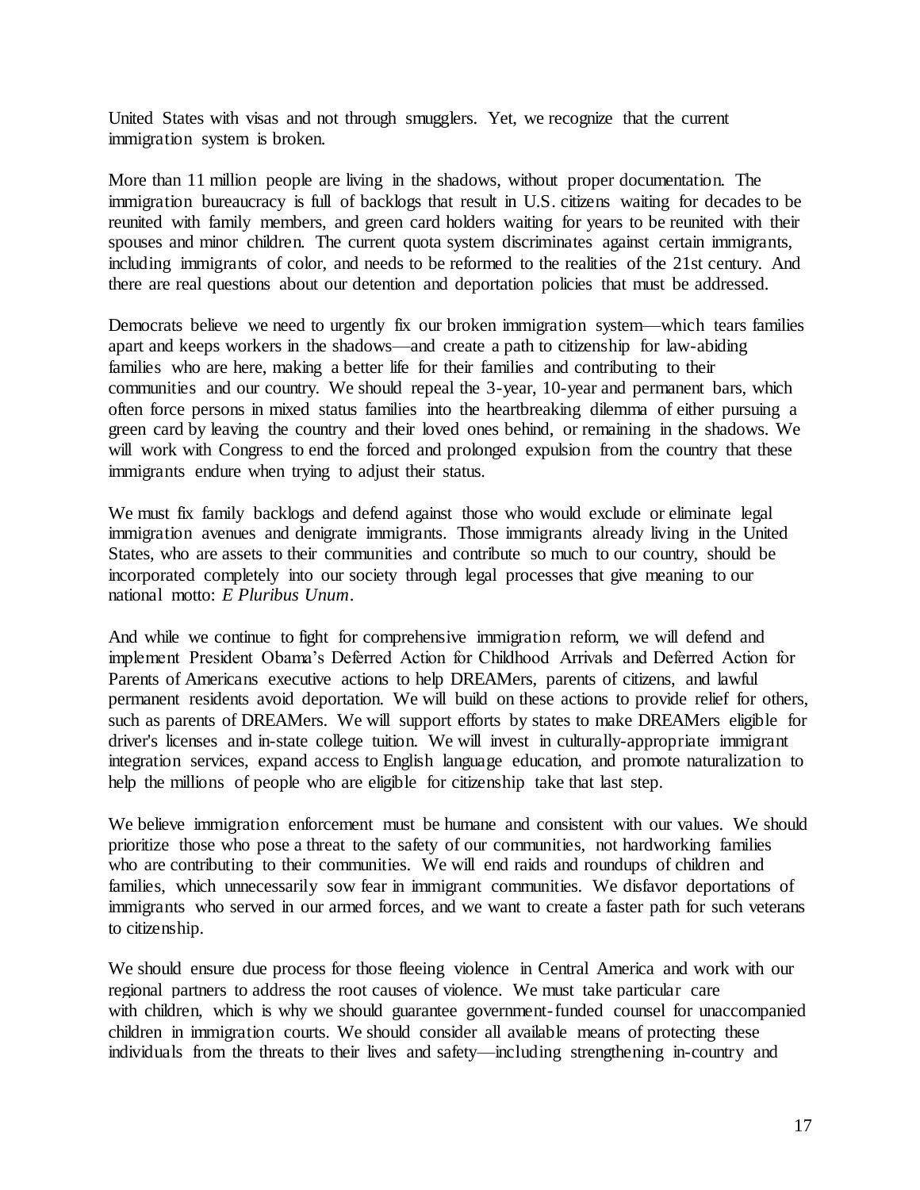United States with visas and not through smugglers. Yet, we recognize that the current immigration system is broken.

More than 11 million people are living in the shadows, without proper documentation. The immigration bureaucracy is full of backlogs that result in U.S. citizens waiting for decades to be reunited with family members, and green card holders waiting for years to be reunited with their spouses and minor children. The current quota system discriminates against certain immigrants, including immigrants of color, and needs to be reformed to the realities of the 21st century. And there are real questions about our detention and deportation policies that must be addressed.

Democrats believe we need to urgently fix our broken immigration system—which tears families apart and keeps workers in the shadows—and create a path to citizenship for law-abiding families who are here, making a better life for their families and contributing to their communities and our country. We should repeal the 3-year, 10-year and permanent bars, which often force persons in mixed status families into the heartbreaking dilemma of either pursuing a green card by leaving the country and their loved ones behind, or remaining in the shadows. We will work with Congress to end the forced and prolonged expulsion from the country that these immigrants endure when trying to adjust their status.

We must fix family backlogs and defend against those who would exclude or eliminate legal immigration avenues and denigrate immigrants. Those immigrants already living in the United States, who are assets to their communities and contribute so much to our country, should be incorporated completely into our society through legal processes that give meaning to our national motto: *E Pluribus Unum*.

And while we continue to fight for comprehensive immigration reform, we will defend and implement President Obama's Deferred Action for Childhood Arrivals and Deferred Action for Parents of Americans executive actions to help DREAMers, parents of citizens, and lawful permanent residents avoid deportation. We will build on these actions to provide relief for others, such as parents of DREAMers. We will support efforts by states to make DREAMers eligible for driver's licenses and in-state college tuition. We will invest in culturally-appropriate immigrant integration services, expand access to English language education, and promote naturalization to help the millions of people who are eligible for citizenship take that last step.

We believe immigration enforcement must be humane and consistent with our values. We should prioritize those who pose a threat to the safety of our communities, not hardworking families who are contributing to their communities. We will end raids and roundups of children and families, which unnecessarily sow fear in immigrant communities. We disfavor deportations of immigrants who served in our armed forces, and we want to create a faster path for such veterans to citizenship.

We should ensure due process for those fleeing violence in Central America and work with our regional partners to address the root causes of violence. We must take particular care with children, which is why we should guarantee government-funded counsel for unaccompanied children in immigration courts. We should consider all available means of protecting these individuals from the threats to their lives and safety—including strengthening in-country and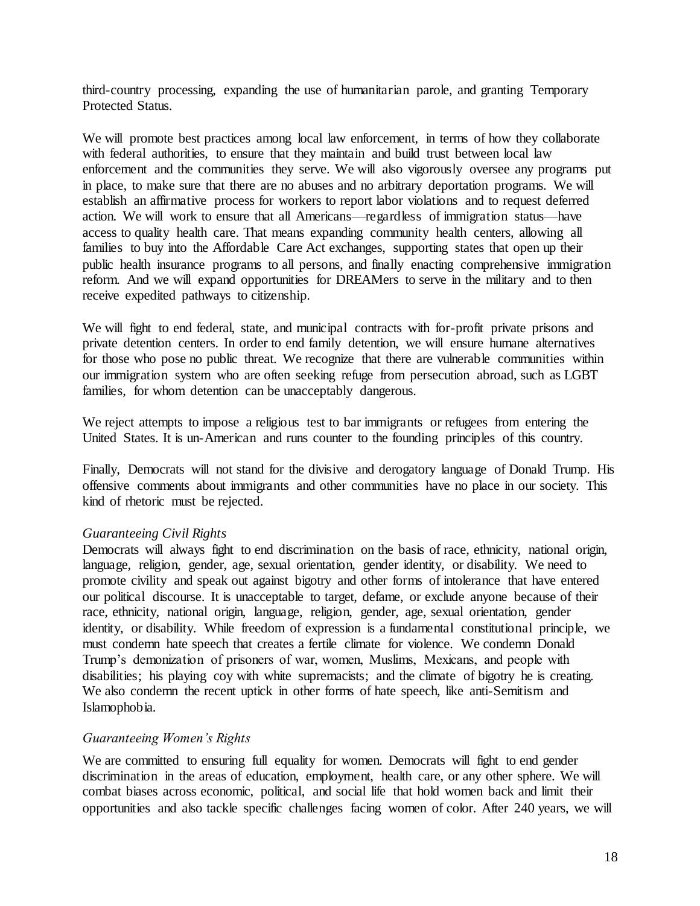third-country processing, expanding the use of humanitarian parole, and granting Temporary Protected Status.

We will promote best practices among local law enforcement, in terms of how they collaborate with federal authorities, to ensure that they maintain and build trust between local law enforcement and the communities they serve. We will also vigorously oversee any programs put in place, to make sure that there are no abuses and no arbitrary deportation programs. We will establish an affirmative process for workers to report labor violations and to request deferred action. We will work to ensure that all Americans—regardless of immigration status—have access to quality health care. That means expanding community health centers, allowing all families to buy into the Affordable Care Act exchanges, supporting states that open up their public health insurance programs to all persons, and finally enacting comprehensive immigration reform. And we will expand opportunities for DREAMers to serve in the military and to then receive expedited pathways to citizenship.

We will fight to end federal, state, and municipal contracts with for-profit private prisons and private detention centers. In order to end family detention, we will ensure humane alternatives for those who pose no public threat. We recognize that there are vulnerable communities within our immigration system who are often seeking refuge from persecution abroad, such as LGBT families, for whom detention can be unacceptably dangerous.

We reject attempts to impose a religious test to bar immigrants or refugees from entering the United States. It is un-American and runs counter to the founding principles of this country.

Finally, Democrats will not stand for the divisive and derogatory language of Donald Trump. His offensive comments about immigrants and other communities have no place in our society. This kind of rhetoric must be rejected.

### *Guaranteeing Civil Rights*

Democrats will always fight to end discrimination on the basis of race, ethnicity, national origin, language, religion, gender, age, sexual orientation, gender identity, or disability. We need to promote civility and speak out against bigotry and other forms of intolerance that have entered our political discourse. It is unacceptable to target, defame, or exclude anyone because of their race, ethnicity, national origin, language, religion, gender, age, sexual orientation, gender identity, or disability. While freedom of expression is a fundamental constitutional principle, we must condemn hate speech that creates a fertile climate for violence. We condemn Donald Trump's demonization of prisoners of war, women, Muslims, Mexicans, and people with disabilities; his playing coy with white supremacists; and the climate of bigotry he is creating. We also condemn the recent uptick in other forms of hate speech, like anti-Semitism and Islamophobia.

### *Guaranteeing Women's Rights*

We are committed to ensuring full equality for women. Democrats will fight to end gender discrimination in the areas of education, employment, health care, or any other sphere. We will combat biases across economic, political, and social life that hold women back and limit their opportunities and also tackle specific challenges facing women of color. After 240 years, we will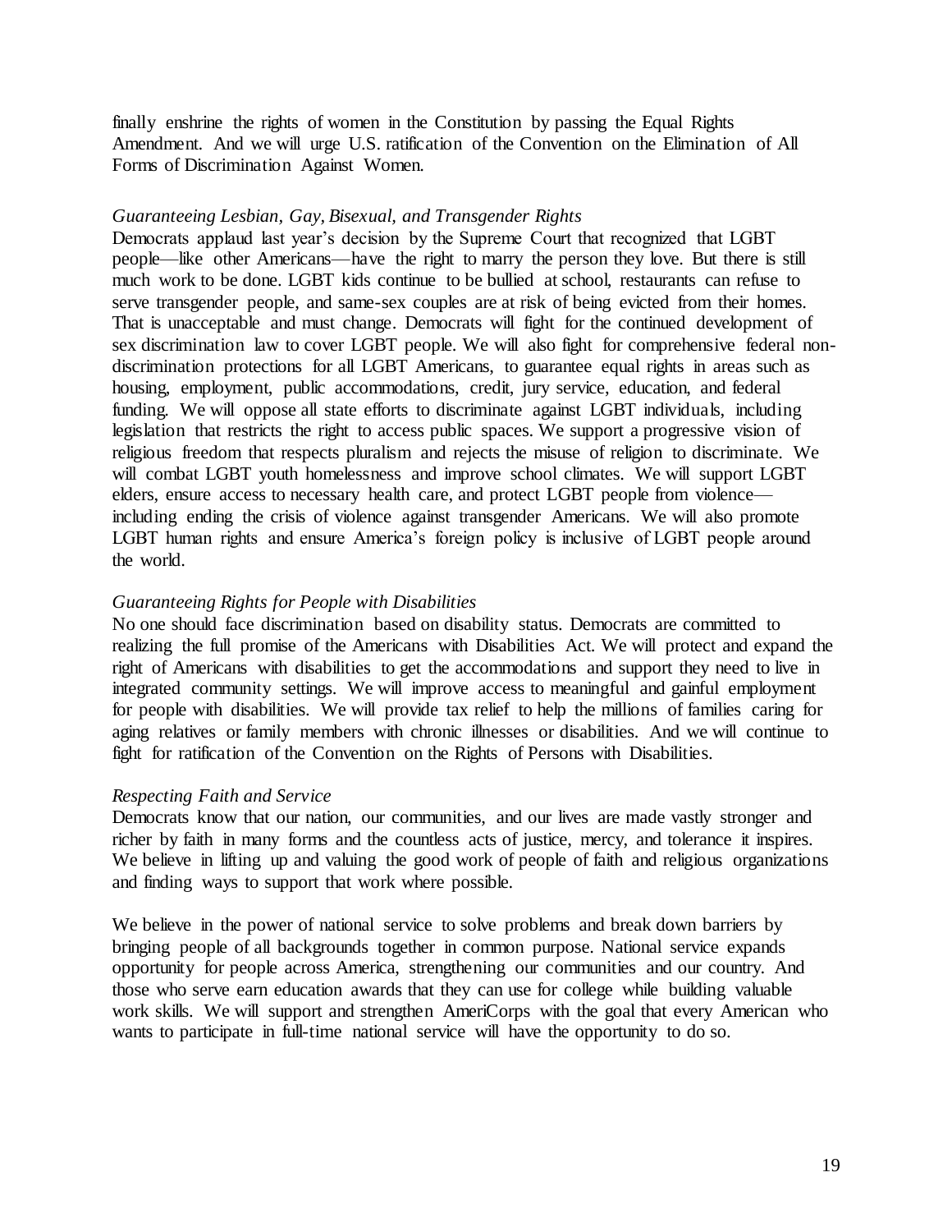finally enshrine the rights of women in the Constitution by passing the Equal Rights Amendment. And we will urge U.S. ratification of the Convention on the Elimination of All Forms of Discrimination Against Women.

*Guaranteeing Lesbian, Gay, Bisexual, and Transgender Rights*

Democrats applaud last year's decision by the Supreme Court that recognized that LGBT people—like other Americans—have the right to marry the person they love. But there is still much work to be done. LGBT kids continue to be bullied at school, restaurants can refuse to serve transgender people, and same-sex couples are at risk of being evicted from their homes. That is unacceptable and must change. Democrats will fight for the continued development of sex discrimination law to cover LGBT people. We will also fight for comprehensive federal non-discrimination protections for all LGBT Americans, to guarantee equal rights in areas such as housing, employment, public accommodations, credit, jury service, education, and federal funding. We will oppose all state efforts to discriminate against LGBT individuals, including legislation that restricts the right to access public spaces. We support a progressive vision of religious freedom that respects pluralism and rejects the misuse of religion to discriminate. We will combat LGBT youth homelessness and improve school climates. We will support LGBT elders, ensure access to necessary health care, and protect LGBT people from violence—including ending the crisis of violence against transgender Americans. We will also promote LGBT human rights and ensure America's foreign policy is inclusive of LGBT people around the world.

*Guaranteeing Rights for People with Disabilities*

No one should face discrimination based on disability status. Democrats are committed to realizing the full promise of the Americans with Disabilities Act. We will protect and expand the right of Americans with disabilities to get the accommodations and support they need to live in integrated community settings. We will improve access to meaningful and gainful employment for people with disabilities. We will provide tax relief to help the millions of families caring for aging relatives or family members with chronic illnesses or disabilities. And we will continue to fight for ratification of the Convention on the Rights of Persons with Disabilities.

*Respecting Faith and Service*

Democrats know that our nation, our communities, and our lives are made vastly stronger and richer by faith in many forms and the countless acts of justice, mercy, and tolerance it inspires. We believe in lifting up and valuing the good work of people of faith and religious organizations and finding ways to support that work where possible.

We believe in the power of national service to solve problems and break down barriers by bringing people of all backgrounds together in common purpose. National service expands opportunity for people across America, strengthening our communities and our country. And those who serve earn education awards that they can use for college while building valuable work skills. We will support and strengthen AmeriCorps with the goal that every American who wants to participate in full-time national service will have the opportunity to do so.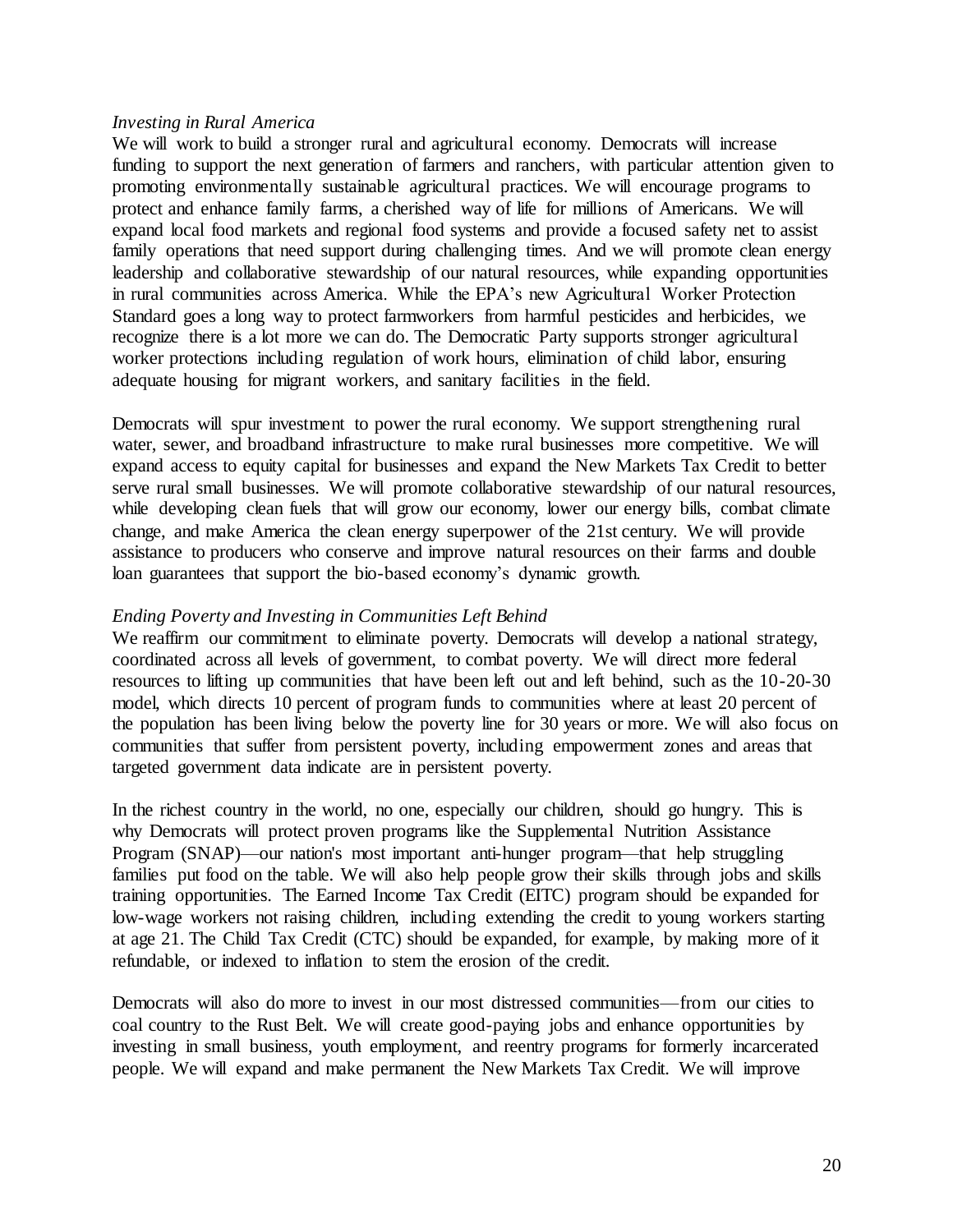*Investing in Rural America*

We will work to build a stronger rural and agricultural economy. Democrats will increase funding to support the next generation of farmers and ranchers, with particular attention given to promoting environmentally sustainable agricultural practices. We will encourage programs to protect and enhance family farms, a cherished way of life for millions of Americans. We will expand local food markets and regional food systems and provide a focused safety net to assist family operations that need support during challenging times. And we will promote clean energy leadership and collaborative stewardship of our natural resources, while expanding opportunities in rural communities across America. While the EPA's new Agricultural Worker Protection Standard goes a long way to protect farmworkers from harmful pesticides and herbicides, we recognize there is a lot more we can do. The Democratic Party supports stronger agricultural worker protections including regulation of work hours, elimination of child labor, ensuring adequate housing for migrant workers, and sanitary facilities in the field.

Democrats will spur investment to power the rural economy. We support strengthening rural water, sewer, and broadband infrastructure to make rural businesses more competitive. We will expand access to equity capital for businesses and expand the New Markets Tax Credit to better serve rural small businesses. We will promote collaborative stewardship of our natural resources, while developing clean fuels that will grow our economy, lower our energy bills, combat climate change, and make America the clean energy superpower of the 21st century. We will provide assistance to producers who conserve and improve natural resources on their farms and double loan guarantees that support the bio-based economy's dynamic growth.

*Ending Poverty and Investing in Communities Left Behind*

We reaffirm our commitment to eliminate poverty. Democrats will develop a national strategy, coordinated across all levels of government, to combat poverty. We will direct more federal resources to lifting up communities that have been left out and left behind, such as the 10-20-30 model, which directs 10 percent of program funds to communities where at least 20 percent of the population has been living below the poverty line for 30 years or more. We will also focus on communities that suffer from persistent poverty, including empowerment zones and areas that targeted government data indicate are in persistent poverty.

In the richest country in the world, no one, especially our children, should go hungry. This is why Democrats will protect proven programs like the Supplemental Nutrition Assistance Program (SNAP)—our nation's most important anti-hunger program—that help struggling families put food on the table. We will also help people grow their skills through jobs and skills training opportunities. The Earned Income Tax Credit (EITC) program should be expanded for low-wage workers not raising children, including extending the credit to young workers starting at age 21. The Child Tax Credit (CTC) should be expanded, for example, by making more of it refundable, or indexed to inflation to stem the erosion of the credit.

Democrats will also do more to invest in our most distressed communities—from our cities to coal country to the Rust Belt. We will create good-paying jobs and enhance opportunities by investing in small business, youth employment, and reentry programs for formerly incarcerated people. We will expand and make permanent the New Markets Tax Credit. We will improve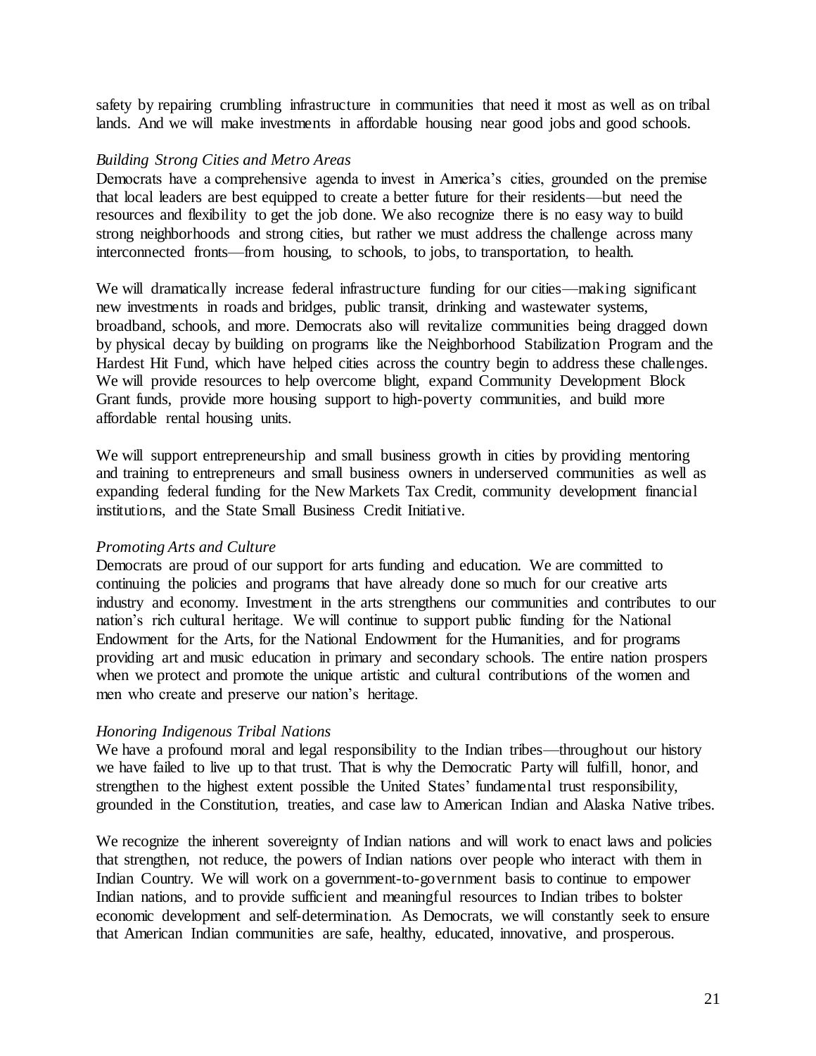safety by repairing crumbling infrastructure in communities that need it most as well as on tribal lands. And we will make investments in affordable housing near good jobs and good schools.

*Building Strong Cities and Metro Areas*

Democrats have a comprehensive agenda to invest in America's cities, grounded on the premise that local leaders are best equipped to create a better future for their residents—but need the resources and flexibility to get the job done. We also recognize there is no easy way to build strong neighborhoods and strong cities, but rather we must address the challenge across many interconnected fronts—from housing, to schools, to jobs, to transportation, to health.

We will dramatically increase federal infrastructure funding for our cities—making significant new investments in roads and bridges, public transit, drinking and wastewater systems, broadband, schools, and more. Democrats also will revitalize communities being dragged down by physical decay by building on programs like the Neighborhood Stabilization Program and the Hardest Hit Fund, which have helped cities across the country begin to address these challenges. We will provide resources to help overcome blight, expand Community Development Block Grant funds, provide more housing support to high-poverty communities, and build more affordable rental housing units.

We will support entrepreneurship and small business growth in cities by providing mentoring and training to entrepreneurs and small business owners in underserved communities as well as expanding federal funding for the New Markets Tax Credit, community development financial institutions, and the State Small Business Credit Initiative.

*Promoting Arts and Culture*

Democrats are proud of our support for arts funding and education. We are committed to continuing the policies and programs that have already done so much for our creative arts industry and economy. Investment in the arts strengthens our communities and contributes to our nation's rich cultural heritage. We will continue to support public funding for the National Endowment for the Arts, for the National Endowment for the Humanities, and for programs providing art and music education in primary and secondary schools. The entire nation prospers when we protect and promote the unique artistic and cultural contributions of the women and men who create and preserve our nation's heritage.

*Honoring Indigenous Tribal Nations*

We have a profound moral and legal responsibility to the Indian tribes—throughout our history we have failed to live up to that trust. That is why the Democratic Party will fulfill, honor, and strengthen to the highest extent possible the United States' fundamental trust responsibility, grounded in the Constitution, treaties, and case law to American Indian and Alaska Native tribes.

We recognize the inherent sovereignty of Indian nations and will work to enact laws and policies that strengthen, not reduce, the powers of Indian nations over people who interact with them in Indian Country. We will work on a government-to-government basis to continue to empower Indian nations, and to provide sufficient and meaningful resources to Indian tribes to bolster economic development and self-determination. As Democrats, we will constantly seek to ensure that American Indian communities are safe, healthy, educated, innovative, and prosperous.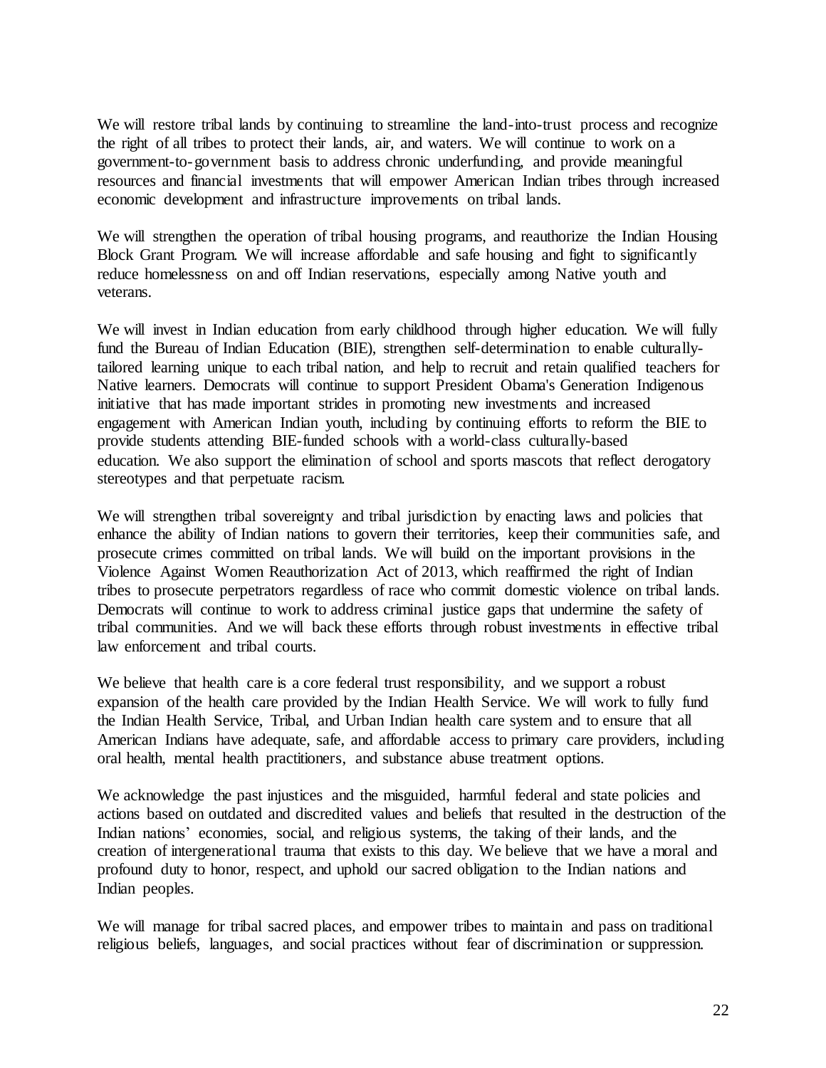We will restore tribal lands by continuing to streamline the land-into-trust process and recognize the right of all tribes to protect their lands, air, and waters. We will continue to work on a government-to-government basis to address chronic underfunding, and provide meaningful resources and financial investments that will empower American Indian tribes through increased economic development and infrastructure improvements on tribal lands.

We will strengthen the operation of tribal housing programs, and reauthorize the Indian Housing Block Grant Program. We will increase affordable and safe housing and fight to significantly reduce homelessness on and off Indian reservations, especially among Native youth and veterans.

We will invest in Indian education from early childhood through higher education. We will fully fund the Bureau of Indian Education (BIE), strengthen self-determination to enable culturally-tailored learning unique to each tribal nation, and help to recruit and retain qualified teachers for Native learners. Democrats will continue to support President Obama's Generation Indigenous initiative that has made important strides in promoting new investments and increased engagement with American Indian youth, including by continuing efforts to reform the BIE to provide students attending BIE-funded schools with a world-class culturally-based education. We also support the elimination of school and sports mascots that reflect derogatory stereotypes and that perpetuate racism.

We will strengthen tribal sovereignty and tribal jurisdiction by enacting laws and policies that enhance the ability of Indian nations to govern their territories, keep their communities safe, and prosecute crimes committed on tribal lands. We will build on the important provisions in the Violence Against Women Reauthorization Act of 2013, which reaffirmed the right of Indian tribes to prosecute perpetrators regardless of race who commit domestic violence on tribal lands. Democrats will continue to work to address criminal justice gaps that undermine the safety of tribal communities. And we will back these efforts through robust investments in effective tribal law enforcement and tribal courts.

We believe that health care is a core federal trust responsibility, and we support a robust expansion of the health care provided by the Indian Health Service. We will work to fully fund the Indian Health Service, Tribal, and Urban Indian health care system and to ensure that all American Indians have adequate, safe, and affordable access to primary care providers, including oral health, mental health practitioners, and substance abuse treatment options.

We acknowledge the past injustices and the misguided, harmful federal and state policies and actions based on outdated and discredited values and beliefs that resulted in the destruction of the Indian nations' economies, social, and religious systems, the taking of their lands, and the creation of intergenerational trauma that exists to this day. We believe that we have a moral and profound duty to honor, respect, and uphold our sacred obligation to the Indian nations and Indian peoples.

We will manage for tribal sacred places, and empower tribes to maintain and pass on traditional religious beliefs, languages, and social practices without fear of discrimination or suppression.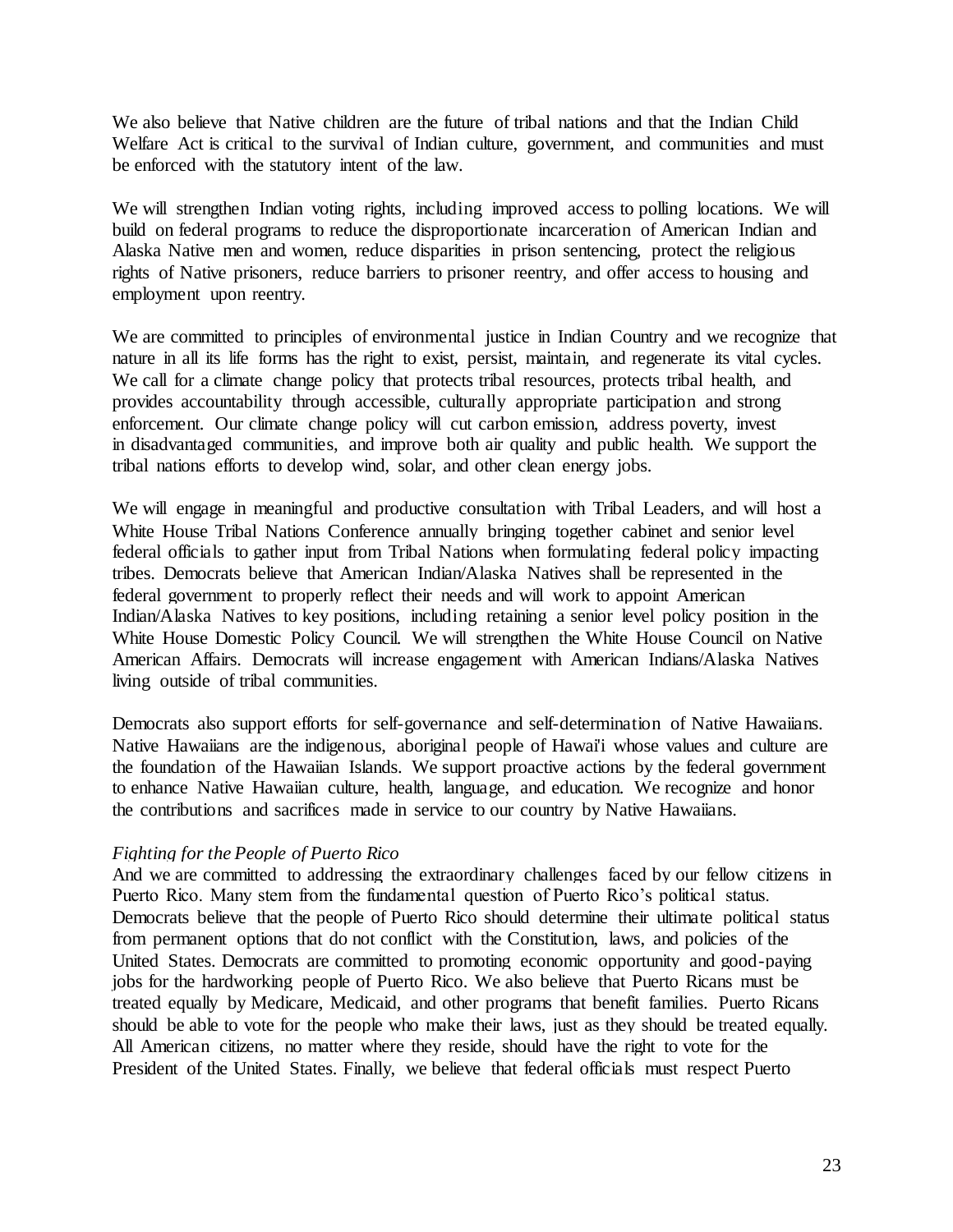We also believe that Native children are the future of tribal nations and that the Indian Child Welfare Act is critical to the survival of Indian culture, government, and communities and must be enforced with the statutory intent of the law.

We will strengthen Indian voting rights, including improved access to polling locations. We will build on federal programs to reduce the disproportionate incarceration of American Indian and Alaska Native men and women, reduce disparities in prison sentencing, protect the religious rights of Native prisoners, reduce barriers to prisoner reentry, and offer access to housing and employment upon reentry.

We are committed to principles of environmental justice in Indian Country and we recognize that nature in all its life forms has the right to exist, persist, maintain, and regenerate its vital cycles. We call for a climate change policy that protects tribal resources, protects tribal health, and provides accountability through accessible, culturally appropriate participation and strong enforcement. Our climate change policy will cut carbon emission, address poverty, invest in disadvantaged communities, and improve both air quality and public health. We support the tribal nations efforts to develop wind, solar, and other clean energy jobs.

We will engage in meaningful and productive consultation with Tribal Leaders, and will host a White House Tribal Nations Conference annually bringing together cabinet and senior level federal officials to gather input from Tribal Nations when formulating federal policy impacting tribes. Democrats believe that American Indian/Alaska Natives shall be represented in the federal government to properly reflect their needs and will work to appoint American Indian/Alaska Natives to key positions, including retaining a senior level policy position in the White House Domestic Policy Council. We will strengthen the White House Council on Native American Affairs. Democrats will increase engagement with American Indians/Alaska Natives living outside of tribal communities.

Democrats also support efforts for self-governance and self-determination of Native Hawaiians. Native Hawaiians are the indigenous, aboriginal people of Hawai'i whose values and culture are the foundation of the Hawaiian Islands. We support proactive actions by the federal government to enhance Native Hawaiian culture, health, language, and education. We recognize and honor the contributions and sacrifices made in service to our country by Native Hawaiians.

*Fighting for the People of Puerto Rico*

And we are committed to addressing the extraordinary challenges faced by our fellow citizens in Puerto Rico. Many stem from the fundamental question of Puerto Rico's political status. Democrats believe that the people of Puerto Rico should determine their ultimate political status from permanent options that do not conflict with the Constitution, laws, and policies of the United States. Democrats are committed to promoting economic opportunity and good-paying jobs for the hardworking people of Puerto Rico. We also believe that Puerto Ricans must be treated equally by Medicare, Medicaid, and other programs that benefit families. Puerto Ricans should be able to vote for the people who make their laws, just as they should be treated equally. All American citizens, no matter where they reside, should have the right to vote for the President of the United States. Finally, we believe that federal officials must respect Puerto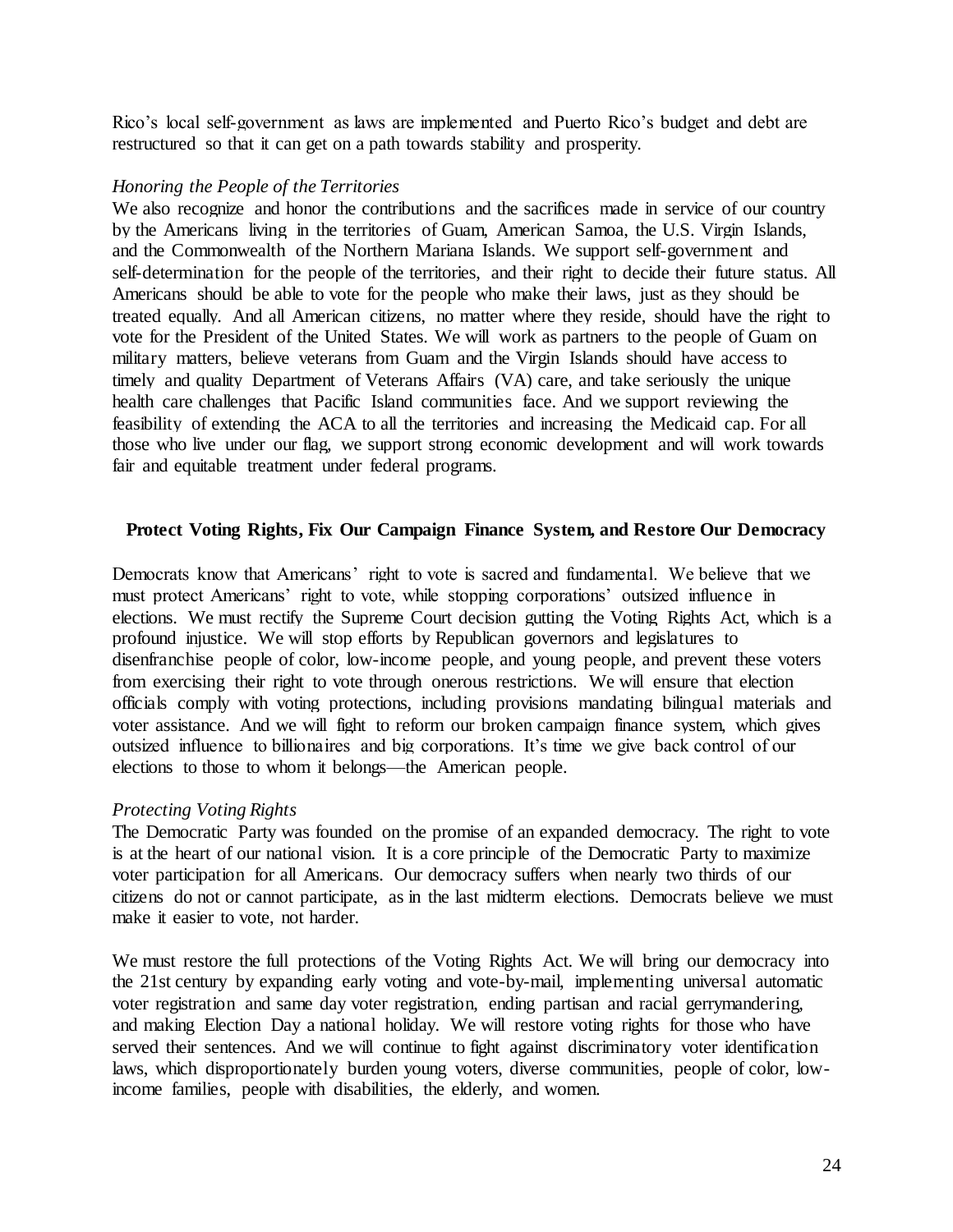Rico's local self-government as laws are implemented and Puerto Rico's budget and debt are restructured so that it can get on a path towards stability and prosperity.

*Honoring the People of the Territories*

We also recognize and honor the contributions and the sacrifices made in service of our country by the Americans living in the territories of Guam, American Samoa, the U.S. Virgin Islands, and the Commonwealth of the Northern Mariana Islands. We support self-government and self-determination for the people of the territories, and their right to decide their future status. All Americans should be able to vote for the people who make their laws, just as they should be treated equally. And all American citizens, no matter where they reside, should have the right to vote for the President of the United States. We will work as partners to the people of Guam on military matters, believe veterans from Guam and the Virgin Islands should have access to timely and quality Department of Veterans Affairs (VA) care, and take seriously the unique health care challenges that Pacific Island communities face. And we support reviewing the feasibility of extending the ACA to all the territories and increasing the Medicaid cap. For all those who live under our flag, we support strong economic development and will work towards fair and equitable treatment under federal programs.

## Protect Voting Rights, Fix Our Campaign Finance System, and Restore Our Democracy

Democrats know that Americans' right to vote is sacred and fundamental. We believe that we must protect Americans' right to vote, while stopping corporations' outsized influence in elections. We must rectify the Supreme Court decision gutting the Voting Rights Act, which is a profound injustice. We will stop efforts by Republican governors and legislatures to disenfranchise people of color, low-income people, and young people, and prevent these voters from exercising their right to vote through onerous restrictions. We will ensure that election officials comply with voting protections, including provisions mandating bilingual materials and voter assistance. And we will fight to reform our broken campaign finance system, which gives outsized influence to billionaires and big corporations. It's time we give back control of our elections to those to whom it belongs—the American people.

*Protecting Voting Rights*

The Democratic Party was founded on the promise of an expanded democracy. The right to vote is at the heart of our national vision. It is a core principle of the Democratic Party to maximize voter participation for all Americans. Our democracy suffers when nearly two thirds of our citizens do not or cannot participate, as in the last midterm elections. Democrats believe we must make it easier to vote, not harder.

We must restore the full protections of the Voting Rights Act. We will bring our democracy into the 21st century by expanding early voting and vote-by-mail, implementing universal automatic voter registration and same day voter registration, ending partisan and racial gerrymandering, and making Election Day a national holiday. We will restore voting rights for those who have served their sentences. And we will continue to fight against discriminatory voter identification laws, which disproportionately burden young voters, diverse communities, people of color, low-income families, people with disabilities, the elderly, and women.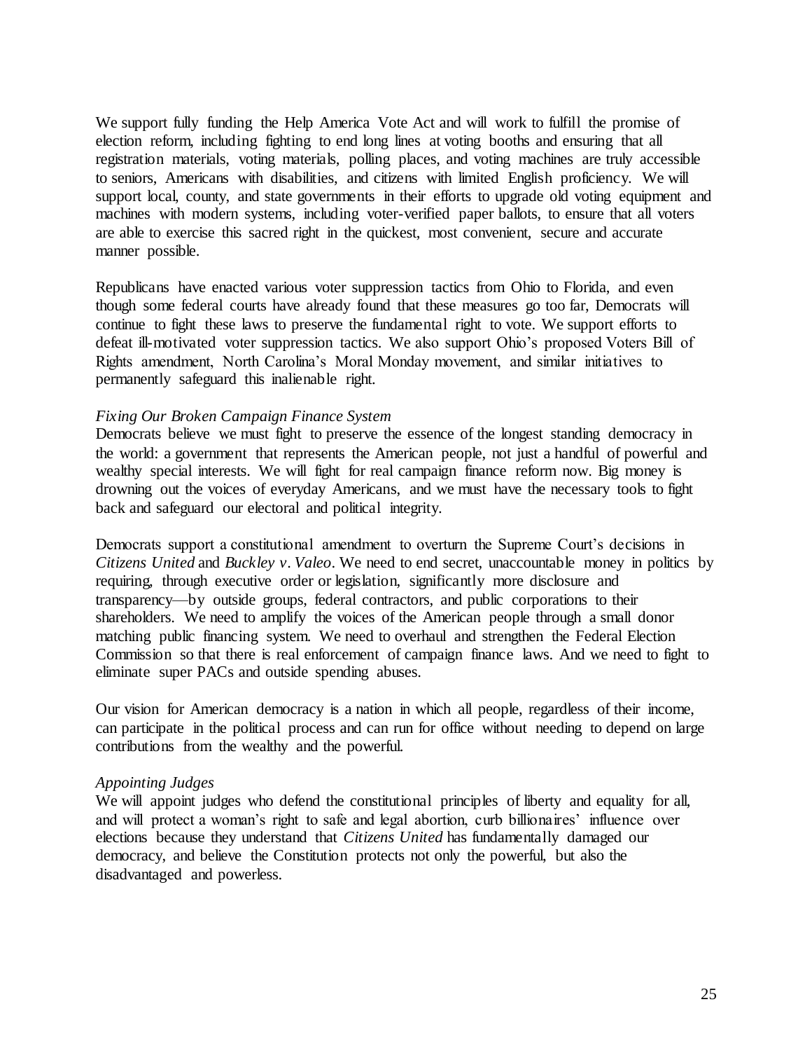We support fully funding the Help America Vote Act and will work to fulfill the promise of election reform, including fighting to end long lines at voting booths and ensuring that all registration materials, voting materials, polling places, and voting machines are truly accessible to seniors, Americans with disabilities, and citizens with limited English proficiency. We will support local, county, and state governments in their efforts to upgrade old voting equipment and machines with modern systems, including voter-verified paper ballots, to ensure that all voters are able to exercise this sacred right in the quickest, most convenient, secure and accurate manner possible.

Republicans have enacted various voter suppression tactics from Ohio to Florida, and even though some federal courts have already found that these measures go too far, Democrats will continue to fight these laws to preserve the fundamental right to vote. We support efforts to defeat ill-motivated voter suppression tactics. We also support Ohio's proposed Voters Bill of Rights amendment, North Carolina's Moral Monday movement, and similar initiatives to permanently safeguard this inalienable right.

*Fixing Our Broken Campaign Finance System*

Democrats believe we must fight to preserve the essence of the longest standing democracy in the world: a government that represents the American people, not just a handful of powerful and wealthy special interests. We will fight for real campaign finance reform now. Big money is drowning out the voices of everyday Americans, and we must have the necessary tools to fight back and safeguard our electoral and political integrity.

Democrats support a constitutional amendment to overturn the Supreme Court's decisions in *Citizens United* and *Buckley v. Valeo*. We need to end secret, unaccountable money in politics by requiring, through executive order or legislation, significantly more disclosure and transparency—by outside groups, federal contractors, and public corporations to their shareholders. We need to amplify the voices of the American people through a small donor matching public financing system. We need to overhaul and strengthen the Federal Election Commission so that there is real enforcement of campaign finance laws. And we need to fight to eliminate super PACs and outside spending abuses.

Our vision for American democracy is a nation in which all people, regardless of their income, can participate in the political process and can run for office without needing to depend on large contributions from the wealthy and the powerful.

*Appointing Judges*

We will appoint judges who defend the constitutional principles of liberty and equality for all, and will protect a woman's right to safe and legal abortion, curb billionaires' influence over elections because they understand that *Citizens United* has fundamentally damaged our democracy, and believe the Constitution protects not only the powerful, but also the disadvantaged and powerless.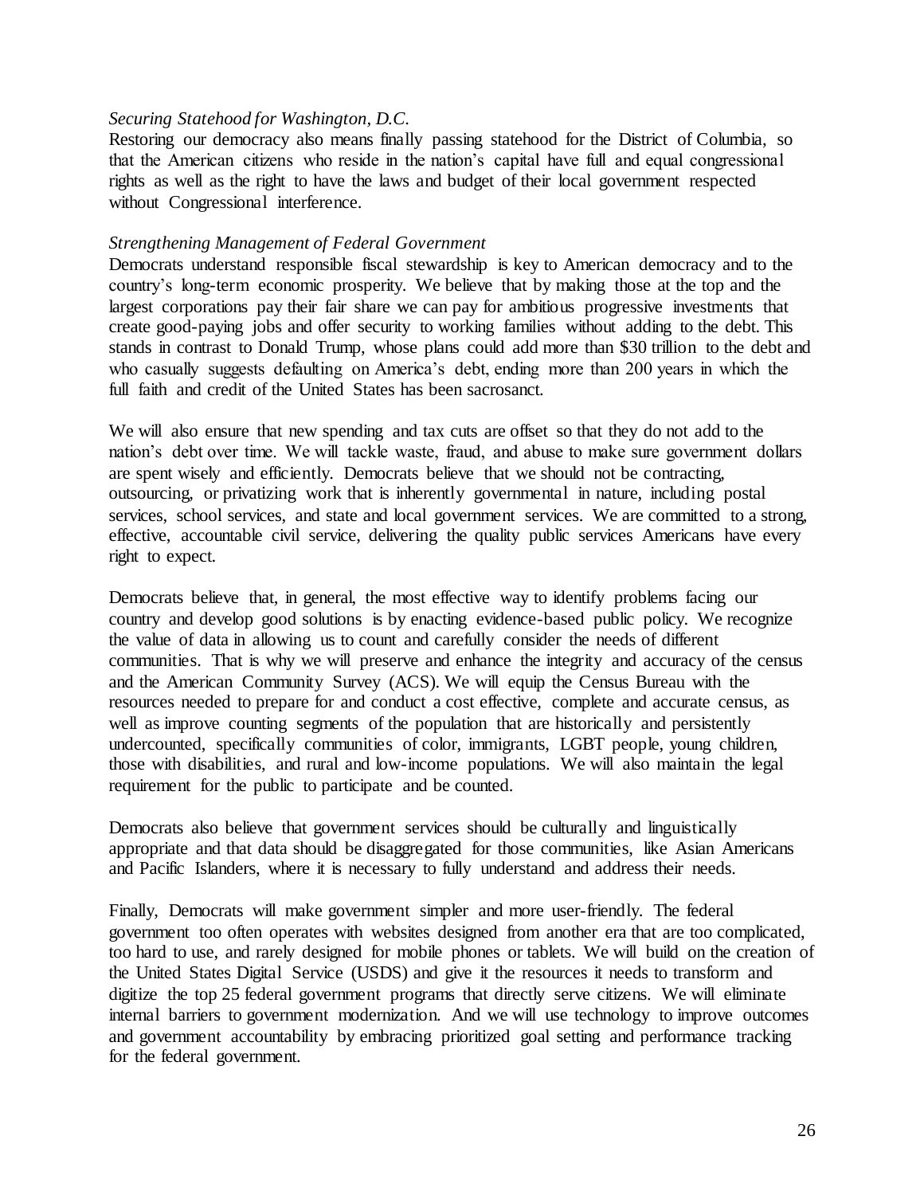*Securing Statehood for Washington, D.C.*

Restoring our democracy also means finally passing statehood for the District of Columbia, so that the American citizens who reside in the nation's capital have full and equal congressional rights as well as the right to have the laws and budget of their local government respected without Congressional interference.

*Strengthening Management of Federal Government*

Democrats understand responsible fiscal stewardship is key to American democracy and to the country's long-term economic prosperity. We believe that by making those at the top and the largest corporations pay their fair share we can pay for ambitious progressive investments that create good-paying jobs and offer security to working families without adding to the debt. This stands in contrast to Donald Trump, whose plans could add more than $30 trillion to the debt and who casually suggests defaulting on America's debt, ending more than 200 years in which the full faith and credit of the United States has been sacrosanct.

We will also ensure that new spending and tax cuts are offset so that they do not add to the nation's debt over time. We will tackle waste, fraud, and abuse to make sure government dollars are spent wisely and efficiently. Democrats believe that we should not be contracting, outsourcing, or privatizing work that is inherently governmental in nature, including postal services, school services, and state and local government services. We are committed to a strong, effective, accountable civil service, delivering the quality public services Americans have every right to expect.

Democrats believe that, in general, the most effective way to identify problems facing our country and develop good solutions is by enacting evidence-based public policy. We recognize the value of data in allowing us to count and carefully consider the needs of different communities. That is why we will preserve and enhance the integrity and accuracy of the census and the American Community Survey (ACS). We will equip the Census Bureau with the resources needed to prepare for and conduct a cost effective, complete and accurate census, as well as improve counting segments of the population that are historically and persistently undercounted, specifically communities of color, immigrants, LGBT people, young children, those with disabilities, and rural and low-income populations. We will also maintain the legal requirement for the public to participate and be counted.

Democrats also believe that government services should be culturally and linguistically appropriate and that data should be disaggregated for those communities, like Asian Americans and Pacific Islanders, where it is necessary to fully understand and address their needs.

Finally, Democrats will make government simpler and more user-friendly. The federal government too often operates with websites designed from another era that are too complicated, too hard to use, and rarely designed for mobile phones or tablets. We will build on the creation of the United States Digital Service (USDS) and give it the resources it needs to transform and digitize the top 25 federal government programs that directly serve citizens. We will eliminate internal barriers to government modernization. And we will use technology to improve outcomes and government accountability by embracing prioritized goal setting and performance tracking for the federal government.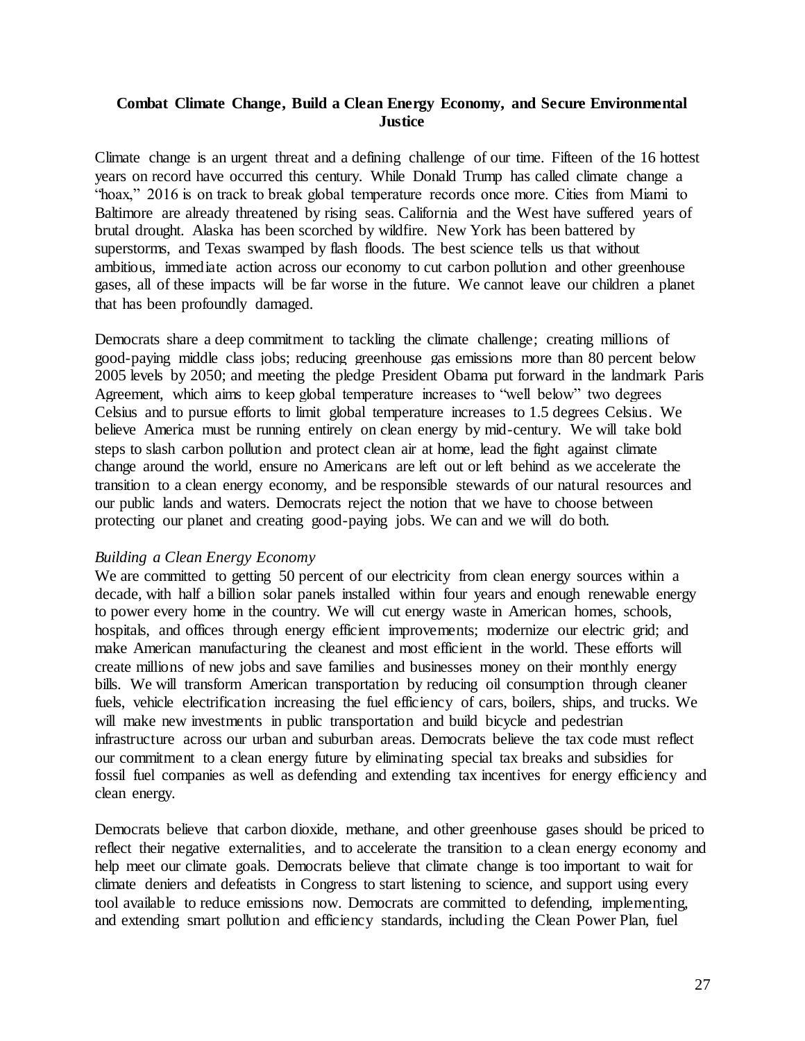## Combat Climate Change, Build a Clean Energy Economy, and Secure Environmental Justice

Climate change is an urgent threat and a defining challenge of our time. Fifteen of the 16 hottest years on record have occurred this century. While Donald Trump has called climate change a "hoax," 2016 is on track to break global temperature records once more. Cities from Miami to Baltimore are already threatened by rising seas. California and the West have suffered years of brutal drought. Alaska has been scorched by wildfire. New York has been battered by superstorms, and Texas swamped by flash floods. The best science tells us that without ambitious, immediate action across our economy to cut carbon pollution and other greenhouse gases, all of these impacts will be far worse in the future. We cannot leave our children a planet that has been profoundly damaged.

Democrats share a deep commitment to tackling the climate challenge; creating millions of good-paying middle class jobs; reducing greenhouse gas emissions more than 80 percent below 2005 levels by 2050; and meeting the pledge President Obama put forward in the landmark Paris Agreement, which aims to keep global temperature increases to "well below" two degrees Celsius and to pursue efforts to limit global temperature increases to 1.5 degrees Celsius. We believe America must be running entirely on clean energy by mid-century. We will take bold steps to slash carbon pollution and protect clean air at home, lead the fight against climate change around the world, ensure no Americans are left out or left behind as we accelerate the transition to a clean energy economy, and be responsible stewards of our natural resources and our public lands and waters. Democrats reject the notion that we have to choose between protecting our planet and creating good-paying jobs. We can and we will do both.

### *Building a Clean Energy Economy*

We are committed to getting 50 percent of our electricity from clean energy sources within a decade, with half a billion solar panels installed within four years and enough renewable energy to power every home in the country. We will cut energy waste in American homes, schools, hospitals, and offices through energy efficient improvements; modernize our electric grid; and make American manufacturing the cleanest and most efficient in the world. These efforts will create millions of new jobs and save families and businesses money on their monthly energy bills. We will transform American transportation by reducing oil consumption through cleaner fuels, vehicle electrification increasing the fuel efficiency of cars, boilers, ships, and trucks. We will make new investments in public transportation and build bicycle and pedestrian infrastructure across our urban and suburban areas. Democrats believe the tax code must reflect our commitment to a clean energy future by eliminating special tax breaks and subsidies for fossil fuel companies as well as defending and extending tax incentives for energy efficiency and clean energy.

Democrats believe that carbon dioxide, methane, and other greenhouse gases should be priced to reflect their negative externalities, and to accelerate the transition to a clean energy economy and help meet our climate goals. Democrats believe that climate change is too important to wait for climate deniers and defeatists in Congress to start listening to science, and support using every tool available to reduce emissions now. Democrats are committed to defending, implementing, and extending smart pollution and efficiency standards, including the Clean Power Plan, fuel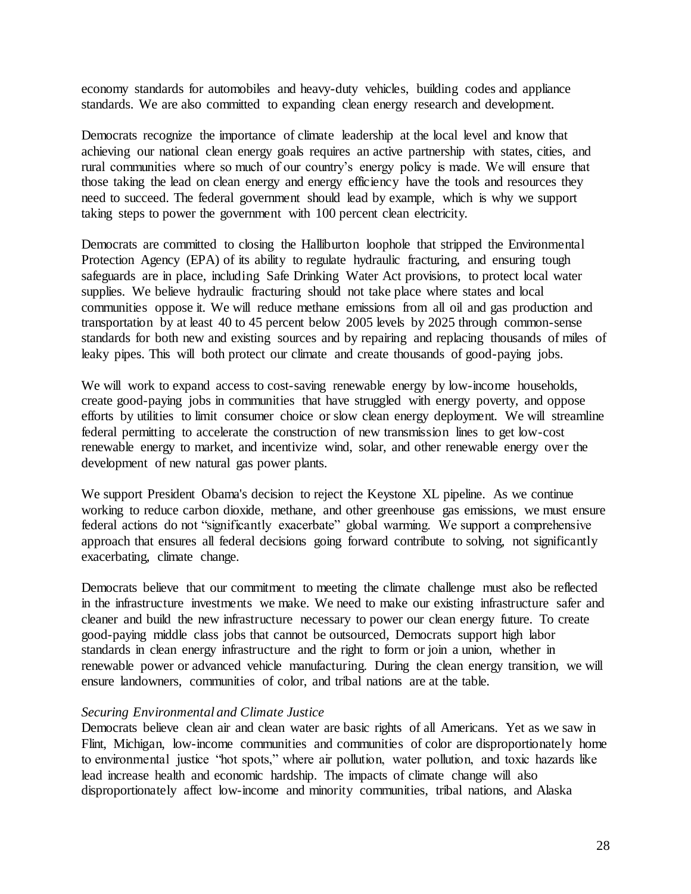economy standards for automobiles and heavy-duty vehicles, building codes and appliance standards. We are also committed to expanding clean energy research and development.

Democrats recognize the importance of climate leadership at the local level and know that achieving our national clean energy goals requires an active partnership with states, cities, and rural communities where so much of our country's energy policy is made. We will ensure that those taking the lead on clean energy and energy efficiency have the tools and resources they need to succeed. The federal government should lead by example, which is why we support taking steps to power the government with 100 percent clean electricity.

Democrats are committed to closing the Halliburton loophole that stripped the Environmental Protection Agency (EPA) of its ability to regulate hydraulic fracturing, and ensuring tough safeguards are in place, including Safe Drinking Water Act provisions, to protect local water supplies. We believe hydraulic fracturing should not take place where states and local communities oppose it. We will reduce methane emissions from all oil and gas production and transportation by at least 40 to 45 percent below 2005 levels by 2025 through common-sense standards for both new and existing sources and by repairing and replacing thousands of miles of leaky pipes. This will both protect our climate and create thousands of good-paying jobs.

We will work to expand access to cost-saving renewable energy by low-income households, create good-paying jobs in communities that have struggled with energy poverty, and oppose efforts by utilities to limit consumer choice or slow clean energy deployment. We will streamline federal permitting to accelerate the construction of new transmission lines to get low-cost renewable energy to market, and incentivize wind, solar, and other renewable energy over the development of new natural gas power plants.

We support President Obama's decision to reject the Keystone XL pipeline. As we continue working to reduce carbon dioxide, methane, and other greenhouse gas emissions, we must ensure federal actions do not "significantly exacerbate" global warming. We support a comprehensive approach that ensures all federal decisions going forward contribute to solving, not significantly exacerbating, climate change.

Democrats believe that our commitment to meeting the climate challenge must also be reflected in the infrastructure investments we make. We need to make our existing infrastructure safer and cleaner and build the new infrastructure necessary to power our clean energy future. To create good-paying middle class jobs that cannot be outsourced, Democrats support high labor standards in clean energy infrastructure and the right to form or join a union, whether in renewable power or advanced vehicle manufacturing. During the clean energy transition, we will ensure landowners, communities of color, and tribal nations are at the table.

*Securing Environmental and Climate Justice*

Democrats believe clean air and clean water are basic rights of all Americans. Yet as we saw in Flint, Michigan, low-income communities and communities of color are disproportionately home to environmental justice "hot spots," where air pollution, water pollution, and toxic hazards like lead increase health and economic hardship. The impacts of climate change will also disproportionately affect low-income and minority communities, tribal nations, and Alaska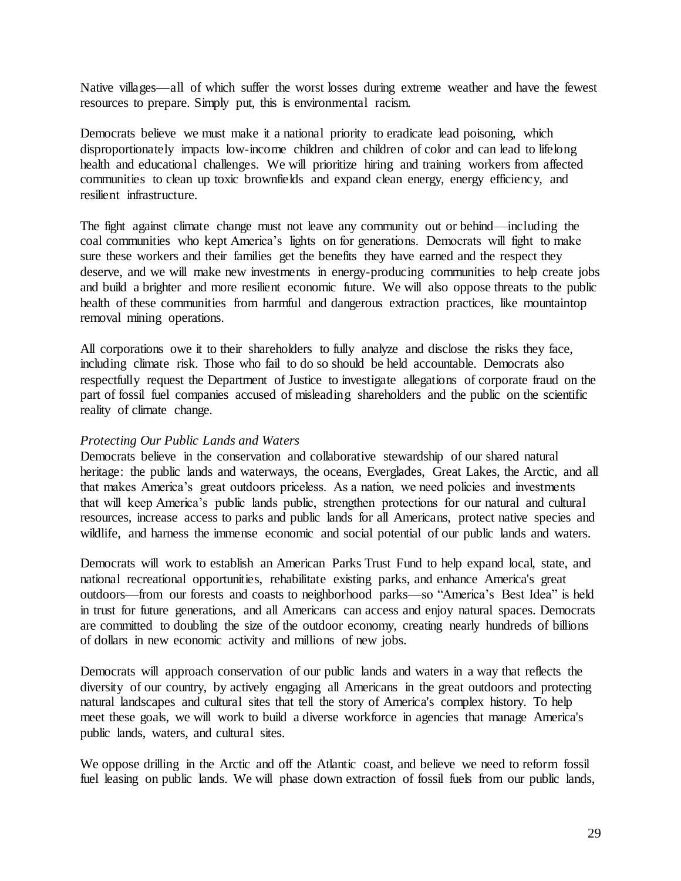Native villages—all of which suffer the worst losses during extreme weather and have the fewest resources to prepare. Simply put, this is environmental racism.

Democrats believe we must make it a national priority to eradicate lead poisoning, which disproportionately impacts low-income children and children of color and can lead to lifelong health and educational challenges. We will prioritize hiring and training workers from affected communities to clean up toxic brownfields and expand clean energy, energy efficiency, and resilient infrastructure.

The fight against climate change must not leave any community out or behind—including the coal communities who kept America's lights on for generations. Democrats will fight to make sure these workers and their families get the benefits they have earned and the respect they deserve, and we will make new investments in energy-producing communities to help create jobs and build a brighter and more resilient economic future. We will also oppose threats to the public health of these communities from harmful and dangerous extraction practices, like mountaintop removal mining operations.

All corporations owe it to their shareholders to fully analyze and disclose the risks they face, including climate risk. Those who fail to do so should be held accountable. Democrats also respectfully request the Department of Justice to investigate allegations of corporate fraud on the part of fossil fuel companies accused of misleading shareholders and the public on the scientific reality of climate change.

*Protecting Our Public Lands and Waters*

Democrats believe in the conservation and collaborative stewardship of our shared natural heritage: the public lands and waterways, the oceans, Everglades, Great Lakes, the Arctic, and all that makes America's great outdoors priceless. As a nation, we need policies and investments that will keep America's public lands public, strengthen protections for our natural and cultural resources, increase access to parks and public lands for all Americans, protect native species and wildlife, and harness the immense economic and social potential of our public lands and waters.

Democrats will work to establish an American Parks Trust Fund to help expand local, state, and national recreational opportunities, rehabilitate existing parks, and enhance America's great outdoors—from our forests and coasts to neighborhood parks—so "America's Best Idea" is held in trust for future generations, and all Americans can access and enjoy natural spaces. Democrats are committed to doubling the size of the outdoor economy, creating nearly hundreds of billions of dollars in new economic activity and millions of new jobs.

Democrats will approach conservation of our public lands and waters in a way that reflects the diversity of our country, by actively engaging all Americans in the great outdoors and protecting natural landscapes and cultural sites that tell the story of America's complex history. To help meet these goals, we will work to build a diverse workforce in agencies that manage America's public lands, waters, and cultural sites.

We oppose drilling in the Arctic and off the Atlantic coast, and believe we need to reform fossil fuel leasing on public lands. We will phase down extraction of fossil fuels from our public lands,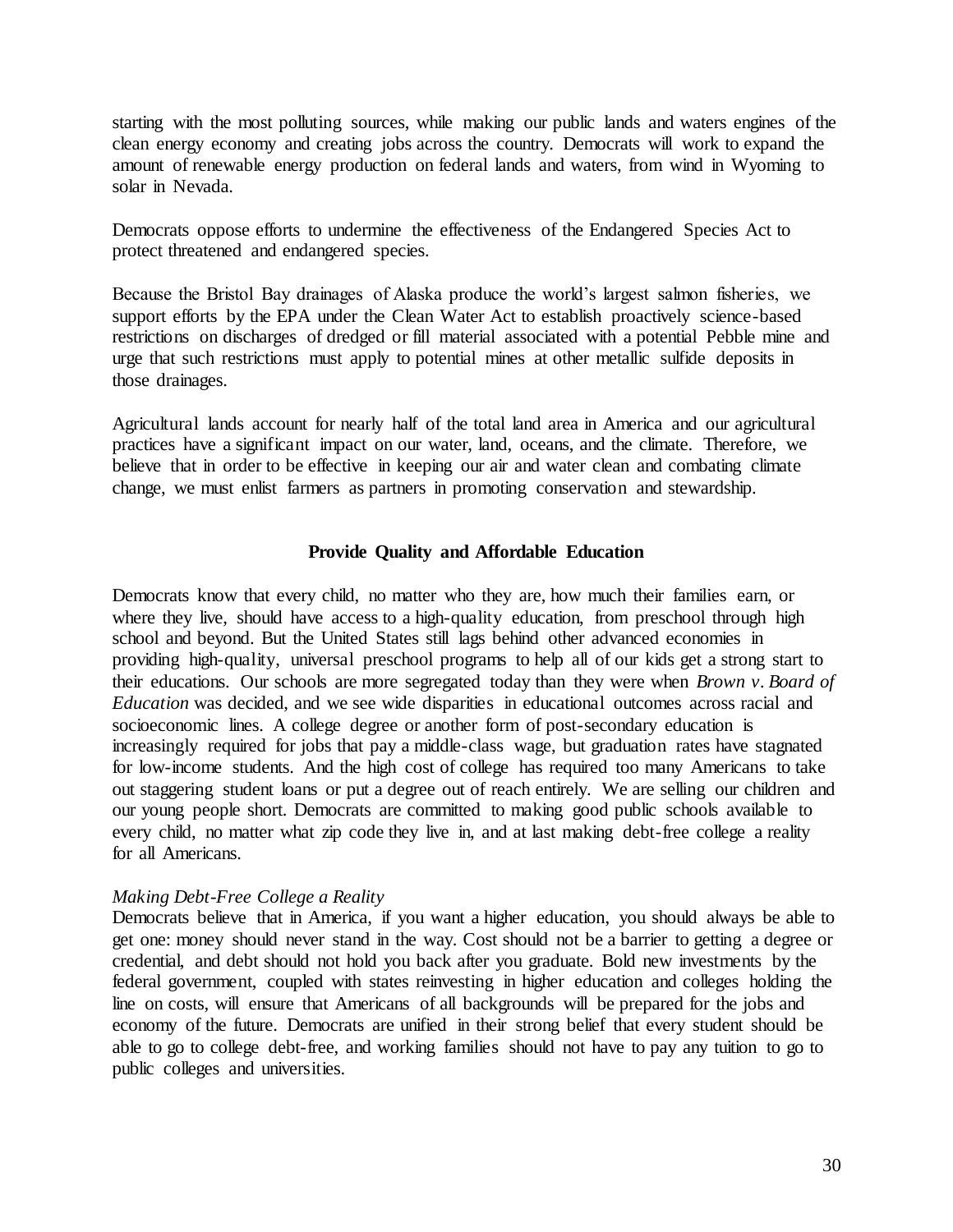starting with the most polluting sources, while making our public lands and waters engines of the clean energy economy and creating jobs across the country. Democrats will work to expand the amount of renewable energy production on federal lands and waters, from wind in Wyoming to solar in Nevada.

Democrats oppose efforts to undermine the effectiveness of the Endangered Species Act to protect threatened and endangered species.

Because the Bristol Bay drainages of Alaska produce the world's largest salmon fisheries, we support efforts by the EPA under the Clean Water Act to establish proactively science-based restrictions on discharges of dredged or fill material associated with a potential Pebble mine and urge that such restrictions must apply to potential mines at other metallic sulfide deposits in those drainages.

Agricultural lands account for nearly half of the total land area in America and our agricultural practices have a significant impact on our water, land, oceans, and the climate. Therefore, we believe that in order to be effective in keeping our air and water clean and combating climate change, we must enlist farmers as partners in promoting conservation and stewardship.

## Provide Quality and Affordable Education

Democrats know that every child, no matter who they are, how much their families earn, or where they live, should have access to a high-quality education, from preschool through high school and beyond. But the United States still lags behind other advanced economies in providing high-quality, universal preschool programs to help all of our kids get a strong start to their educations. Our schools are more segregated today than they were when *Brown v. Board of Education* was decided, and we see wide disparities in educational outcomes across racial and socioeconomic lines. A college degree or another form of post-secondary education is increasingly required for jobs that pay a middle-class wage, but graduation rates have stagnated for low-income students. And the high cost of college has required too many Americans to take out staggering student loans or put a degree out of reach entirely. We are selling our children and our young people short. Democrats are committed to making good public schools available to every child, no matter what zip code they live in, and at last making debt-free college a reality for all Americans.

### *Making Debt-Free College a Reality*

Democrats believe that in America, if you want a higher education, you should always be able to get one: money should never stand in the way. Cost should not be a barrier to getting a degree or credential, and debt should not hold you back after you graduate. Bold new investments by the federal government, coupled with states reinvesting in higher education and colleges holding the line on costs, will ensure that Americans of all backgrounds will be prepared for the jobs and economy of the future. Democrats are unified in their strong belief that every student should be able to go to college debt-free, and working families should not have to pay any tuition to go to public colleges and universities.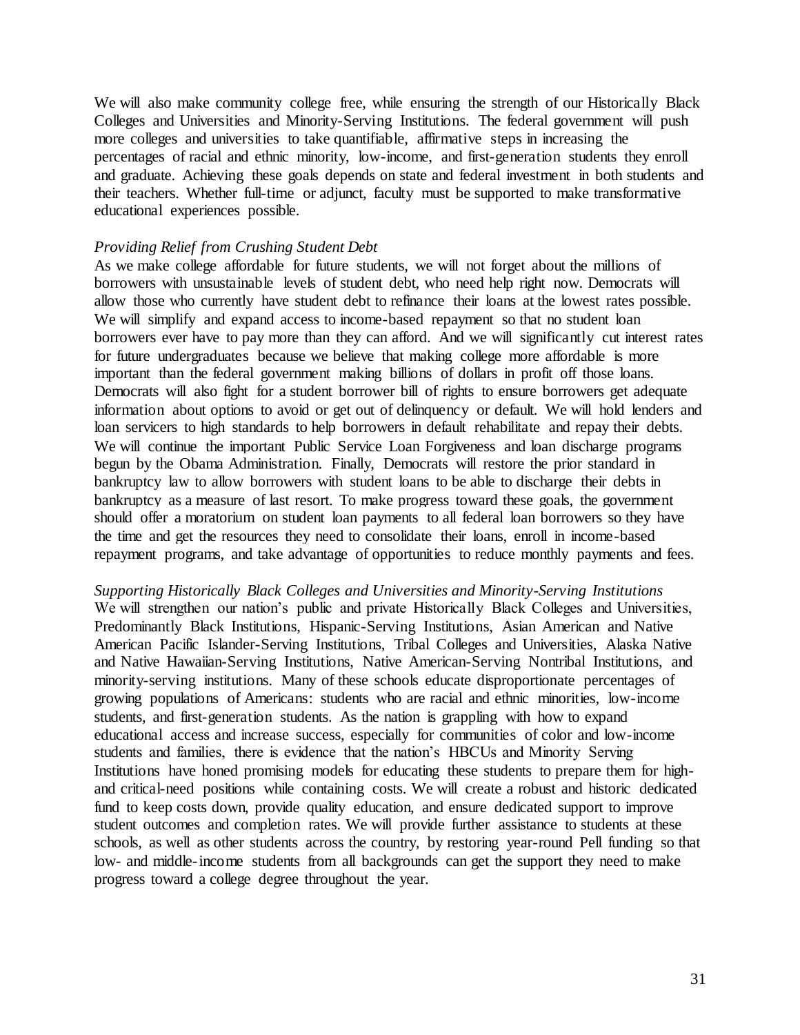We will also make community college free, while ensuring the strength of our Historically Black Colleges and Universities and Minority-Serving Institutions. The federal government will push more colleges and universities to take quantifiable, affirmative steps in increasing the percentages of racial and ethnic minority, low-income, and first-generation students they enroll and graduate. Achieving these goals depends on state and federal investment in both students and their teachers. Whether full-time or adjunct, faculty must be supported to make transformative educational experiences possible.

*Providing Relief from Crushing Student Debt*

As we make college affordable for future students, we will not forget about the millions of borrowers with unsustainable levels of student debt, who need help right now. Democrats will allow those who currently have student debt to refinance their loans at the lowest rates possible. We will simplify and expand access to income-based repayment so that no student loan borrowers ever have to pay more than they can afford. And we will significantly cut interest rates for future undergraduates because we believe that making college more affordable is more important than the federal government making billions of dollars in profit off those loans. Democrats will also fight for a student borrower bill of rights to ensure borrowers get adequate information about options to avoid or get out of delinquency or default. We will hold lenders and loan servicers to high standards to help borrowers in default rehabilitate and repay their debts. We will continue the important Public Service Loan Forgiveness and loan discharge programs begun by the Obama Administration. Finally, Democrats will restore the prior standard in bankruptcy law to allow borrowers with student loans to be able to discharge their debts in bankruptcy as a measure of last resort. To make progress toward these goals, the government should offer a moratorium on student loan payments to all federal loan borrowers so they have the time and get the resources they need to consolidate their loans, enroll in income-based repayment programs, and take advantage of opportunities to reduce monthly payments and fees.

*Supporting Historically Black Colleges and Universities and Minority-Serving Institutions*

We will strengthen our nation's public and private Historically Black Colleges and Universities, Predominantly Black Institutions, Hispanic-Serving Institutions, Asian American and Native American Pacific Islander-Serving Institutions, Tribal Colleges and Universities, Alaska Native and Native Hawaiian-Serving Institutions, Native American-Serving Nontribal Institutions, and minority-serving institutions. Many of these schools educate disproportionate percentages of growing populations of Americans: students who are racial and ethnic minorities, low-income students, and first-generation students. As the nation is grappling with how to expand educational access and increase success, especially for communities of color and low-income students and families, there is evidence that the nation's HBCUs and Minority Serving Institutions have honed promising models for educating these students to prepare them for high- and critical-need positions while containing costs. We will create a robust and historic dedicated fund to keep costs down, provide quality education, and ensure dedicated support to improve student outcomes and completion rates. We will provide further assistance to students at these schools, as well as other students across the country, by restoring year-round Pell funding so that low- and middle-income students from all backgrounds can get the support they need to make progress toward a college degree throughout the year.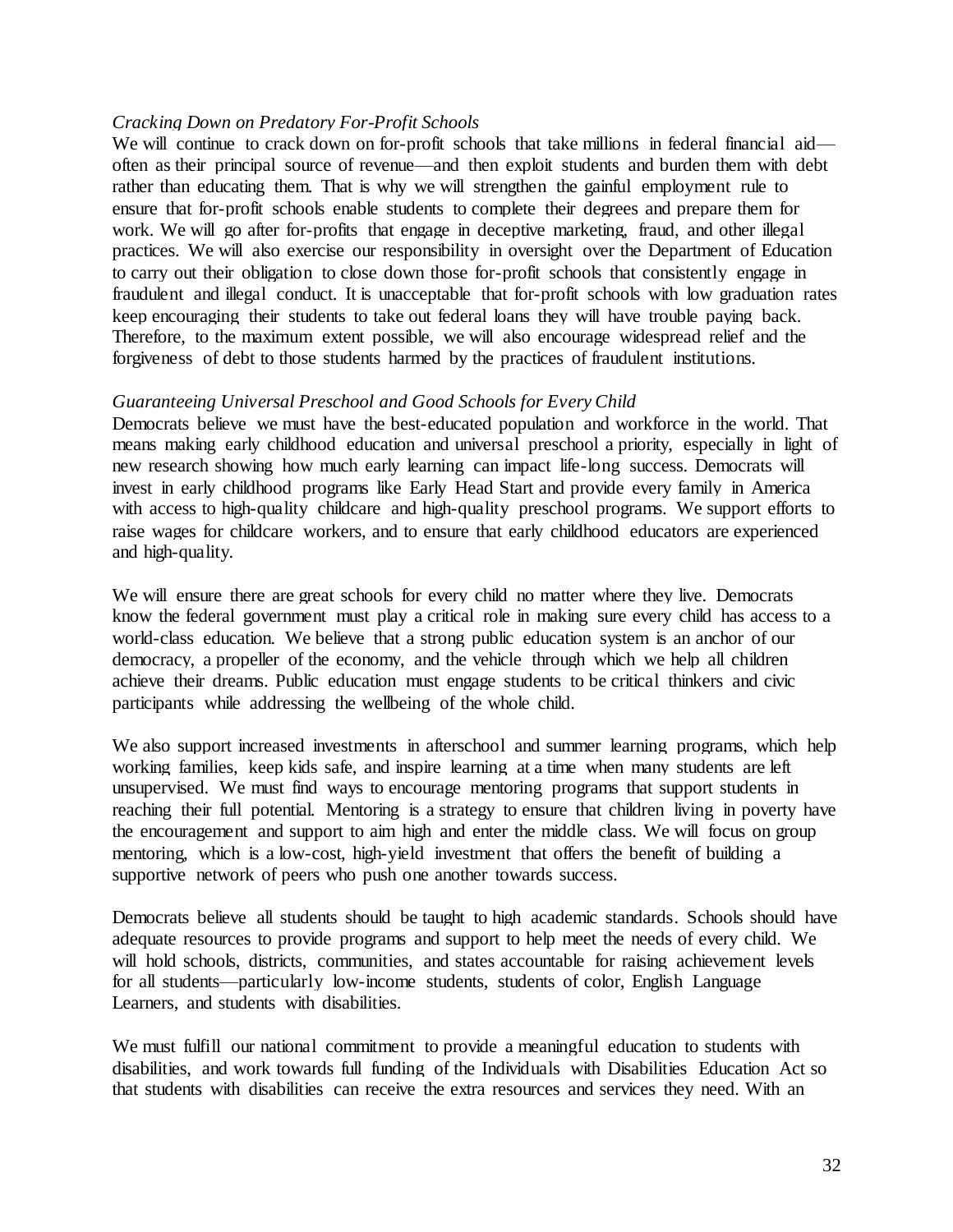*Cracking Down on Predatory For-Profit Schools*

We will continue to crack down on for-profit schools that take millions in federal financial aid—often as their principal source of revenue—and then exploit students and burden them with debt rather than educating them. That is why we will strengthen the gainful employment rule to ensure that for-profit schools enable students to complete their degrees and prepare them for work. We will go after for-profits that engage in deceptive marketing, fraud, and other illegal practices. We will also exercise our responsibility in oversight over the Department of Education to carry out their obligation to close down those for-profit schools that consistently engage in fraudulent and illegal conduct. It is unacceptable that for-profit schools with low graduation rates keep encouraging their students to take out federal loans they will have trouble paying back. Therefore, to the maximum extent possible, we will also encourage widespread relief and the forgiveness of debt to those students harmed by the practices of fraudulent institutions.

*Guaranteeing Universal Preschool and Good Schools for Every Child*

Democrats believe we must have the best-educated population and workforce in the world. That means making early childhood education and universal preschool a priority, especially in light of new research showing how much early learning can impact life-long success. Democrats will invest in early childhood programs like Early Head Start and provide every family in America with access to high-quality childcare and high-quality preschool programs. We support efforts to raise wages for childcare workers, and to ensure that early childhood educators are experienced and high-quality.

We will ensure there are great schools for every child no matter where they live. Democrats know the federal government must play a critical role in making sure every child has access to a world-class education. We believe that a strong public education system is an anchor of our democracy, a propeller of the economy, and the vehicle through which we help all children achieve their dreams. Public education must engage students to be critical thinkers and civic participants while addressing the wellbeing of the whole child.

We also support increased investments in afterschool and summer learning programs, which help working families, keep kids safe, and inspire learning at a time when many students are left unsupervised. We must find ways to encourage mentoring programs that support students in reaching their full potential. Mentoring is a strategy to ensure that children living in poverty have the encouragement and support to aim high and enter the middle class. We will focus on group mentoring, which is a low-cost, high-yield investment that offers the benefit of building a supportive network of peers who push one another towards success.

Democrats believe all students should be taught to high academic standards. Schools should have adequate resources to provide programs and support to help meet the needs of every child. We will hold schools, districts, communities, and states accountable for raising achievement levels for all students—particularly low-income students, students of color, English Language Learners, and students with disabilities.

We must fulfill our national commitment to provide a meaningful education to students with disabilities, and work towards full funding of the Individuals with Disabilities Education Act so that students with disabilities can receive the extra resources and services they need. With an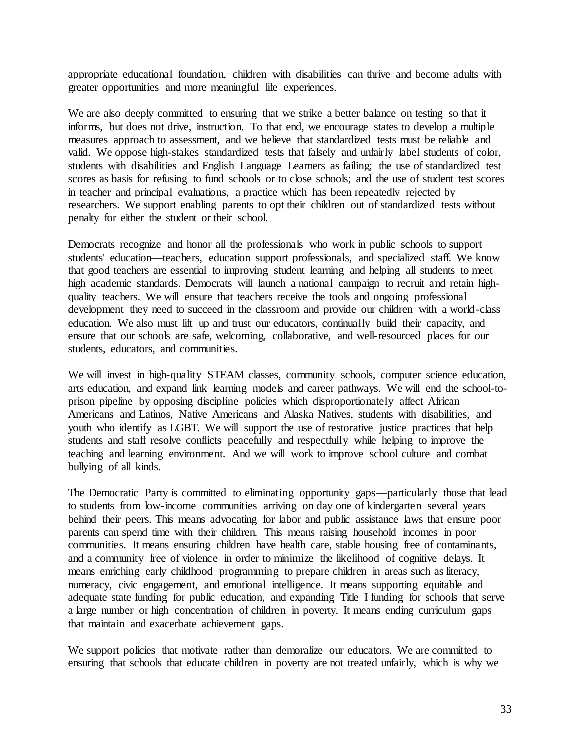appropriate educational foundation, children with disabilities can thrive and become adults with greater opportunities and more meaningful life experiences.

We are also deeply committed to ensuring that we strike a better balance on testing so that it informs, but does not drive, instruction. To that end, we encourage states to develop a multiple measures approach to assessment, and we believe that standardized tests must be reliable and valid. We oppose high-stakes standardized tests that falsely and unfairly label students of color, students with disabilities and English Language Learners as failing; the use of standardized test scores as basis for refusing to fund schools or to close schools; and the use of student test scores in teacher and principal evaluations, a practice which has been repeatedly rejected by researchers. We support enabling parents to opt their children out of standardized tests without penalty for either the student or their school.

Democrats recognize and honor all the professionals who work in public schools to support students' education—teachers, education support professionals, and specialized staff. We know that good teachers are essential to improving student learning and helping all students to meet high academic standards. Democrats will launch a national campaign to recruit and retain high-quality teachers. We will ensure that teachers receive the tools and ongoing professional development they need to succeed in the classroom and provide our children with a world-class education. We also must lift up and trust our educators, continually build their capacity, and ensure that our schools are safe, welcoming, collaborative, and well-resourced places for our students, educators, and communities.

We will invest in high-quality STEAM classes, community schools, computer science education, arts education, and expand link learning models and career pathways. We will end the school-to-prison pipeline by opposing discipline policies which disproportionately affect African Americans and Latinos, Native Americans and Alaska Natives, students with disabilities, and youth who identify as LGBT. We will support the use of restorative justice practices that help students and staff resolve conflicts peacefully and respectfully while helping to improve the teaching and learning environment. And we will work to improve school culture and combat bullying of all kinds.

The Democratic Party is committed to eliminating opportunity gaps—particularly those that lead to students from low-income communities arriving on day one of kindergarten several years behind their peers. This means advocating for labor and public assistance laws that ensure poor parents can spend time with their children. This means raising household incomes in poor communities. It means ensuring children have health care, stable housing free of contaminants, and a community free of violence in order to minimize the likelihood of cognitive delays. It means enriching early childhood programming to prepare children in areas such as literacy, numeracy, civic engagement, and emotional intelligence. It means supporting equitable and adequate state funding for public education, and expanding Title I funding for schools that serve a large number or high concentration of children in poverty. It means ending curriculum gaps that maintain and exacerbate achievement gaps.

We support policies that motivate rather than demoralize our educators. We are committed to ensuring that schools that educate children in poverty are not treated unfairly, which is why we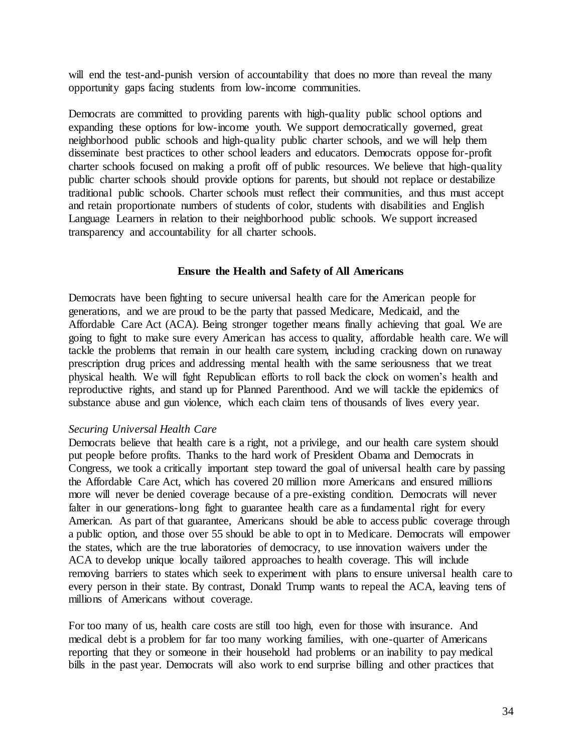will end the test-and-punish version of accountability that does no more than reveal the many opportunity gaps facing students from low-income communities.

Democrats are committed to providing parents with high-quality public school options and expanding these options for low-income youth. We support democratically governed, great neighborhood public schools and high-quality public charter schools, and we will help them disseminate best practices to other school leaders and educators. Democrats oppose for-profit charter schools focused on making a profit off of public resources. We believe that high-quality public charter schools should provide options for parents, but should not replace or destabilize traditional public schools. Charter schools must reflect their communities, and thus must accept and retain proportionate numbers of students of color, students with disabilities and English Language Learners in relation to their neighborhood public schools. We support increased transparency and accountability for all charter schools.

## Ensure the Health and Safety of All Americans

Democrats have been fighting to secure universal health care for the American people for generations, and we are proud to be the party that passed Medicare, Medicaid, and the Affordable Care Act (ACA). Being stronger together means finally achieving that goal. We are going to fight to make sure every American has access to quality, affordable health care. We will tackle the problems that remain in our health care system, including cracking down on runaway prescription drug prices and addressing mental health with the same seriousness that we treat physical health. We will fight Republican efforts to roll back the clock on women's health and reproductive rights, and stand up for Planned Parenthood. And we will tackle the epidemics of substance abuse and gun violence, which each claim tens of thousands of lives every year.

*Securing Universal Health Care*

Democrats believe that health care is a right, not a privilege, and our health care system should put people before profits. Thanks to the hard work of President Obama and Democrats in Congress, we took a critically important step toward the goal of universal health care by passing the Affordable Care Act, which has covered 20 million more Americans and ensured millions more will never be denied coverage because of a pre-existing condition. Democrats will never falter in our generations-long fight to guarantee health care as a fundamental right for every American. As part of that guarantee, Americans should be able to access public coverage through a public option, and those over 55 should be able to opt in to Medicare. Democrats will empower the states, which are the true laboratories of democracy, to use innovation waivers under the ACA to develop unique locally tailored approaches to health coverage. This will include removing barriers to states which seek to experiment with plans to ensure universal health care to every person in their state. By contrast, Donald Trump wants to repeal the ACA, leaving tens of millions of Americans without coverage.

For too many of us, health care costs are still too high, even for those with insurance. And medical debt is a problem for far too many working families, with one-quarter of Americans reporting that they or someone in their household had problems or an inability to pay medical bills in the past year. Democrats will also work to end surprise billing and other practices that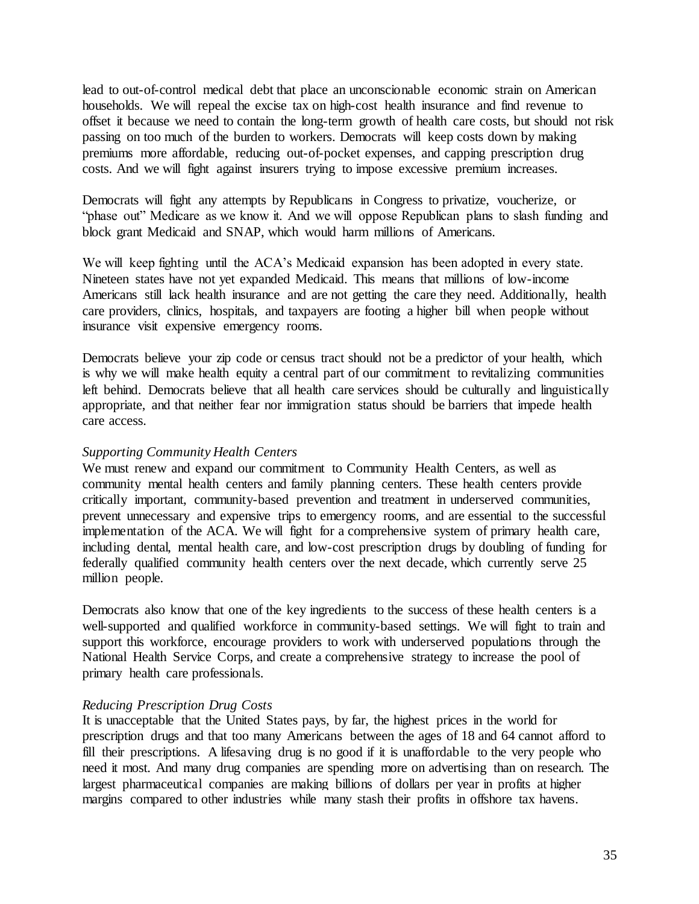lead to out-of-control medical debt that place an unconscionable economic strain on American households. We will repeal the excise tax on high-cost health insurance and find revenue to offset it because we need to contain the long-term growth of health care costs, but should not risk passing on too much of the burden to workers. Democrats will keep costs down by making premiums more affordable, reducing out-of-pocket expenses, and capping prescription drug costs. And we will fight against insurers trying to impose excessive premium increases.

Democrats will fight any attempts by Republicans in Congress to privatize, voucherize, or "phase out" Medicare as we know it. And we will oppose Republican plans to slash funding and block grant Medicaid and SNAP, which would harm millions of Americans.

We will keep fighting until the ACA's Medicaid expansion has been adopted in every state. Nineteen states have not yet expanded Medicaid. This means that millions of low-income Americans still lack health insurance and are not getting the care they need. Additionally, health care providers, clinics, hospitals, and taxpayers are footing a higher bill when people without insurance visit expensive emergency rooms.

Democrats believe your zip code or census tract should not be a predictor of your health, which is why we will make health equity a central part of our commitment to revitalizing communities left behind. Democrats believe that all health care services should be culturally and linguistically appropriate, and that neither fear nor immigration status should be barriers that impede health care access.

*Supporting Community Health Centers*

We must renew and expand our commitment to Community Health Centers, as well as community mental health centers and family planning centers. These health centers provide critically important, community-based prevention and treatment in underserved communities, prevent unnecessary and expensive trips to emergency rooms, and are essential to the successful implementation of the ACA. We will fight for a comprehensive system of primary health care, including dental, mental health care, and low-cost prescription drugs by doubling of funding for federally qualified community health centers over the next decade, which currently serve 25 million people.

Democrats also know that one of the key ingredients to the success of these health centers is a well-supported and qualified workforce in community-based settings. We will fight to train and support this workforce, encourage providers to work with underserved populations through the National Health Service Corps, and create a comprehensive strategy to increase the pool of primary health care professionals.

*Reducing Prescription Drug Costs*

It is unacceptable that the United States pays, by far, the highest prices in the world for prescription drugs and that too many Americans between the ages of 18 and 64 cannot afford to fill their prescriptions. A lifesaving drug is no good if it is unaffordable to the very people who need it most. And many drug companies are spending more on advertising than on research. The largest pharmaceutical companies are making billions of dollars per year in profits at higher margins compared to other industries while many stash their profits in offshore tax havens.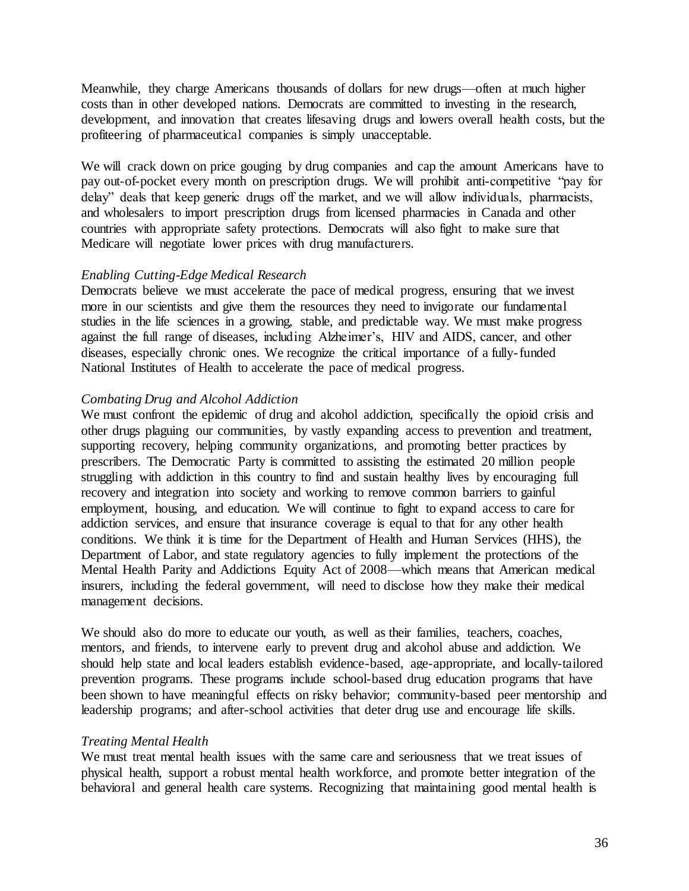Meanwhile, they charge Americans thousands of dollars for new drugs—often at much higher costs than in other developed nations. Democrats are committed to investing in the research, development, and innovation that creates lifesaving drugs and lowers overall health costs, but the profiteering of pharmaceutical companies is simply unacceptable.

We will crack down on price gouging by drug companies and cap the amount Americans have to pay out-of-pocket every month on prescription drugs. We will prohibit anti-competitive "pay for delay" deals that keep generic drugs off the market, and we will allow individuals, pharmacists, and wholesalers to import prescription drugs from licensed pharmacies in Canada and other countries with appropriate safety protections. Democrats will also fight to make sure that Medicare will negotiate lower prices with drug manufacturers.

*Enabling Cutting-Edge Medical Research*

Democrats believe we must accelerate the pace of medical progress, ensuring that we invest more in our scientists and give them the resources they need to invigorate our fundamental studies in the life sciences in a growing, stable, and predictable way. We must make progress against the full range of diseases, including Alzheimer's, HIV and AIDS, cancer, and other diseases, especially chronic ones. We recognize the critical importance of a fully-funded National Institutes of Health to accelerate the pace of medical progress.

*Combating Drug and Alcohol Addiction*

We must confront the epidemic of drug and alcohol addiction, specifically the opioid crisis and other drugs plaguing our communities, by vastly expanding access to prevention and treatment, supporting recovery, helping community organizations, and promoting better practices by prescribers. The Democratic Party is committed to assisting the estimated 20 million people struggling with addiction in this country to find and sustain healthy lives by encouraging full recovery and integration into society and working to remove common barriers to gainful employment, housing, and education. We will continue to fight to expand access to care for addiction services, and ensure that insurance coverage is equal to that for any other health conditions. We think it is time for the Department of Health and Human Services (HHS), the Department of Labor, and state regulatory agencies to fully implement the protections of the Mental Health Parity and Addictions Equity Act of 2008—which means that American medical insurers, including the federal government, will need to disclose how they make their medical management decisions.

We should also do more to educate our youth, as well as their families, teachers, coaches, mentors, and friends, to intervene early to prevent drug and alcohol abuse and addiction. We should help state and local leaders establish evidence-based, age-appropriate, and locally-tailored prevention programs. These programs include school-based drug education programs that have been shown to have meaningful effects on risky behavior; community-based peer mentorship and leadership programs; and after-school activities that deter drug use and encourage life skills.

*Treating Mental Health*

We must treat mental health issues with the same care and seriousness that we treat issues of physical health, support a robust mental health workforce, and promote better integration of the behavioral and general health care systems. Recognizing that maintaining good mental health is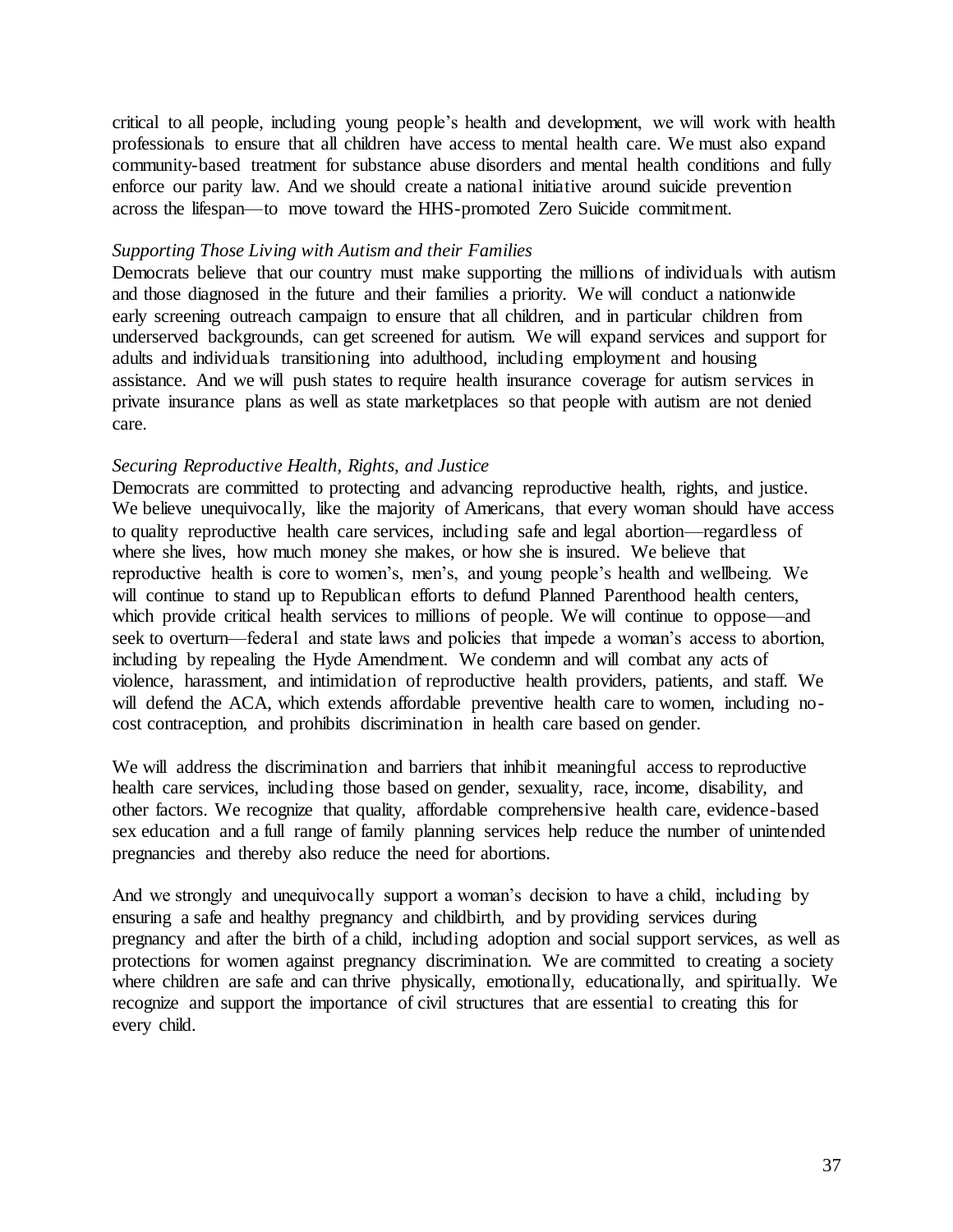critical to all people, including young people's health and development, we will work with health professionals to ensure that all children have access to mental health care. We must also expand community-based treatment for substance abuse disorders and mental health conditions and fully enforce our parity law. And we should create a national initiative around suicide prevention across the lifespan—to move toward the HHS-promoted Zero Suicide commitment.

*Supporting Those Living with Autism and their Families*

Democrats believe that our country must make supporting the millions of individuals with autism and those diagnosed in the future and their families a priority. We will conduct a nationwide early screening outreach campaign to ensure that all children, and in particular children from underserved backgrounds, can get screened for autism. We will expand services and support for adults and individuals transitioning into adulthood, including employment and housing assistance. And we will push states to require health insurance coverage for autism services in private insurance plans as well as state marketplaces so that people with autism are not denied care.

*Securing Reproductive Health, Rights, and Justice*

Democrats are committed to protecting and advancing reproductive health, rights, and justice. We believe unequivocally, like the majority of Americans, that every woman should have access to quality reproductive health care services, including safe and legal abortion—regardless of where she lives, how much money she makes, or how she is insured. We believe that reproductive health is core to women's, men's, and young people's health and wellbeing. We will continue to stand up to Republican efforts to defund Planned Parenthood health centers, which provide critical health services to millions of people. We will continue to oppose—and seek to overturn—federal and state laws and policies that impede a woman's access to abortion, including by repealing the Hyde Amendment. We condemn and will combat any acts of violence, harassment, and intimidation of reproductive health providers, patients, and staff. We will defend the ACA, which extends affordable preventive health care to women, including no-cost contraception, and prohibits discrimination in health care based on gender.

We will address the discrimination and barriers that inhibit meaningful access to reproductive health care services, including those based on gender, sexuality, race, income, disability, and other factors. We recognize that quality, affordable comprehensive health care, evidence-based sex education and a full range of family planning services help reduce the number of unintended pregnancies and thereby also reduce the need for abortions.

And we strongly and unequivocally support a woman's decision to have a child, including by ensuring a safe and healthy pregnancy and childbirth, and by providing services during pregnancy and after the birth of a child, including adoption and social support services, as well as protections for women against pregnancy discrimination. We are committed to creating a society where children are safe and can thrive physically, emotionally, educationally, and spiritually. We recognize and support the importance of civil structures that are essential to creating this for every child.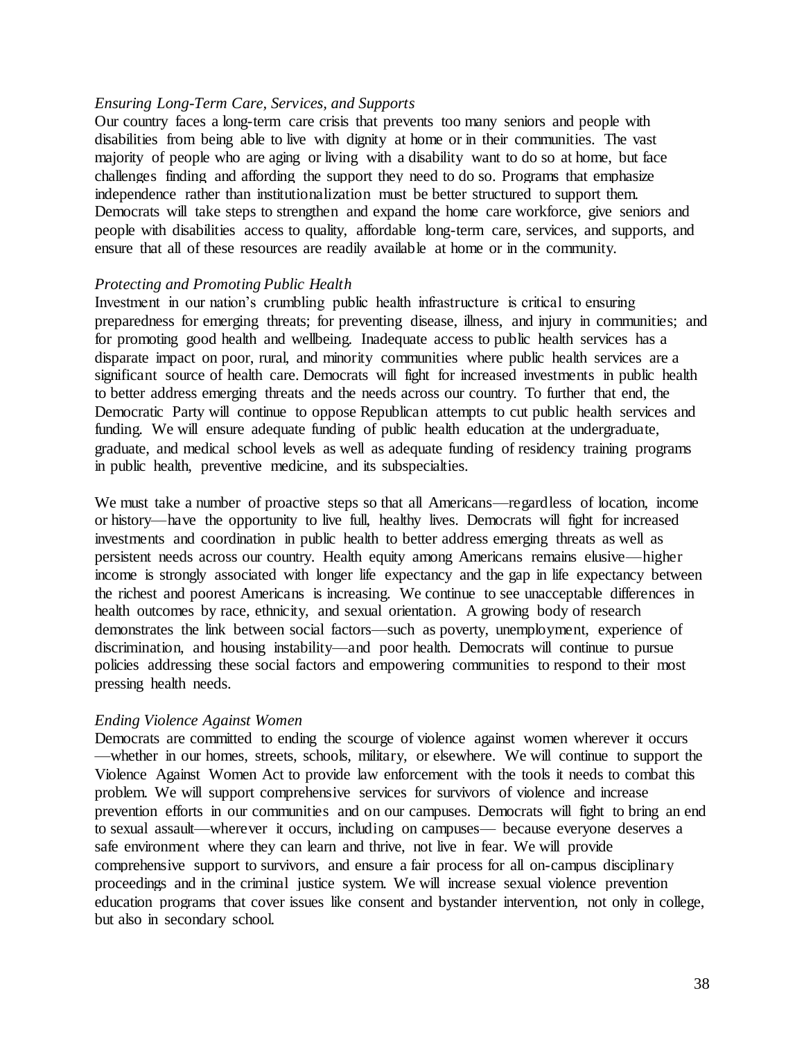*Ensuring Long-Term Care, Services, and Supports*

Our country faces a long-term care crisis that prevents too many seniors and people with disabilities from being able to live with dignity at home or in their communities. The vast majority of people who are aging or living with a disability want to do so at home, but face challenges finding and affording the support they need to do so. Programs that emphasize independence rather than institutionalization must be better structured to support them. Democrats will take steps to strengthen and expand the home care workforce, give seniors and people with disabilities access to quality, affordable long-term care, services, and supports, and ensure that all of these resources are readily available at home or in the community.

*Protecting and Promoting Public Health*

Investment in our nation's crumbling public health infrastructure is critical to ensuring preparedness for emerging threats; for preventing disease, illness, and injury in communities; and for promoting good health and wellbeing. Inadequate access to public health services has a disparate impact on poor, rural, and minority communities where public health services are a significant source of health care. Democrats will fight for increased investments in public health to better address emerging threats and the needs across our country. To further that end, the Democratic Party will continue to oppose Republican attempts to cut public health services and funding. We will ensure adequate funding of public health education at the undergraduate, graduate, and medical school levels as well as adequate funding of residency training programs in public health, preventive medicine, and its subspecialties.

We must take a number of proactive steps so that all Americans—regardless of location, income or history—have the opportunity to live full, healthy lives. Democrats will fight for increased investments and coordination in public health to better address emerging threats as well as persistent needs across our country. Health equity among Americans remains elusive—higher income is strongly associated with longer life expectancy and the gap in life expectancy between the richest and poorest Americans is increasing. We continue to see unacceptable differences in health outcomes by race, ethnicity, and sexual orientation. A growing body of research demonstrates the link between social factors—such as poverty, unemployment, experience of discrimination, and housing instability—and poor health. Democrats will continue to pursue policies addressing these social factors and empowering communities to respond to their most pressing health needs.

*Ending Violence Against Women*

Democrats are committed to ending the scourge of violence against women wherever it occurs —whether in our homes, streets, schools, military, or elsewhere. We will continue to support the Violence Against Women Act to provide law enforcement with the tools it needs to combat this problem. We will support comprehensive services for survivors of violence and increase prevention efforts in our communities and on our campuses. Democrats will fight to bring an end to sexual assault—wherever it occurs, including on campuses— because everyone deserves a safe environment where they can learn and thrive, not live in fear. We will provide comprehensive support to survivors, and ensure a fair process for all on-campus disciplinary proceedings and in the criminal justice system. We will increase sexual violence prevention education programs that cover issues like consent and bystander intervention, not only in college, but also in secondary school.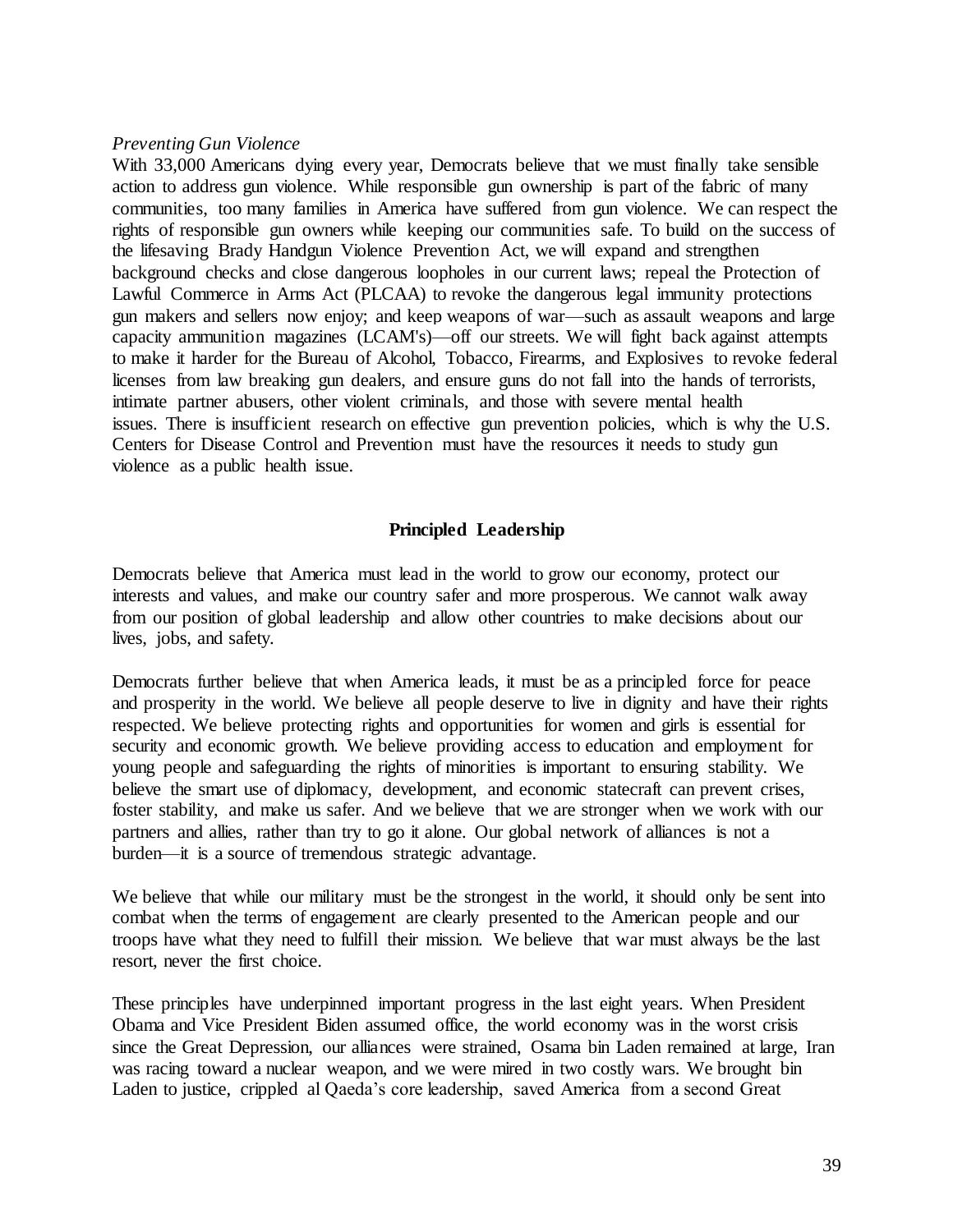*Preventing Gun Violence*

With 33,000 Americans dying every year, Democrats believe that we must finally take sensible action to address gun violence. While responsible gun ownership is part of the fabric of many communities, too many families in America have suffered from gun violence. We can respect the rights of responsible gun owners while keeping our communities safe. To build on the success of the lifesaving Brady Handgun Violence Prevention Act, we will expand and strengthen background checks and close dangerous loopholes in our current laws; repeal the Protection of Lawful Commerce in Arms Act (PLCAA) to revoke the dangerous legal immunity protections gun makers and sellers now enjoy; and keep weapons of war—such as assault weapons and large capacity ammunition magazines (LCAM's)—off our streets. We will fight back against attempts to make it harder for the Bureau of Alcohol, Tobacco, Firearms, and Explosives to revoke federal licenses from law breaking gun dealers, and ensure guns do not fall into the hands of terrorists, intimate partner abusers, other violent criminals, and those with severe mental health issues. There is insufficient research on effective gun prevention policies, which is why the U.S. Centers for Disease Control and Prevention must have the resources it needs to study gun violence as a public health issue.

## Principled Leadership

Democrats believe that America must lead in the world to grow our economy, protect our interests and values, and make our country safer and more prosperous. We cannot walk away from our position of global leadership and allow other countries to make decisions about our lives, jobs, and safety.

Democrats further believe that when America leads, it must be as a principled force for peace and prosperity in the world. We believe all people deserve to live in dignity and have their rights respected. We believe protecting rights and opportunities for women and girls is essential for security and economic growth. We believe providing access to education and employment for young people and safeguarding the rights of minorities is important to ensuring stability. We believe the smart use of diplomacy, development, and economic statecraft can prevent crises, foster stability, and make us safer. And we believe that we are stronger when we work with our partners and allies, rather than try to go it alone. Our global network of alliances is not a burden—it is a source of tremendous strategic advantage.

We believe that while our military must be the strongest in the world, it should only be sent into combat when the terms of engagement are clearly presented to the American people and our troops have what they need to fulfill their mission. We believe that war must always be the last resort, never the first choice.

These principles have underpinned important progress in the last eight years. When President Obama and Vice President Biden assumed office, the world economy was in the worst crisis since the Great Depression, our alliances were strained, Osama bin Laden remained at large, Iran was racing toward a nuclear weapon, and we were mired in two costly wars. We brought bin Laden to justice, crippled al Qaeda's core leadership, saved America from a second Great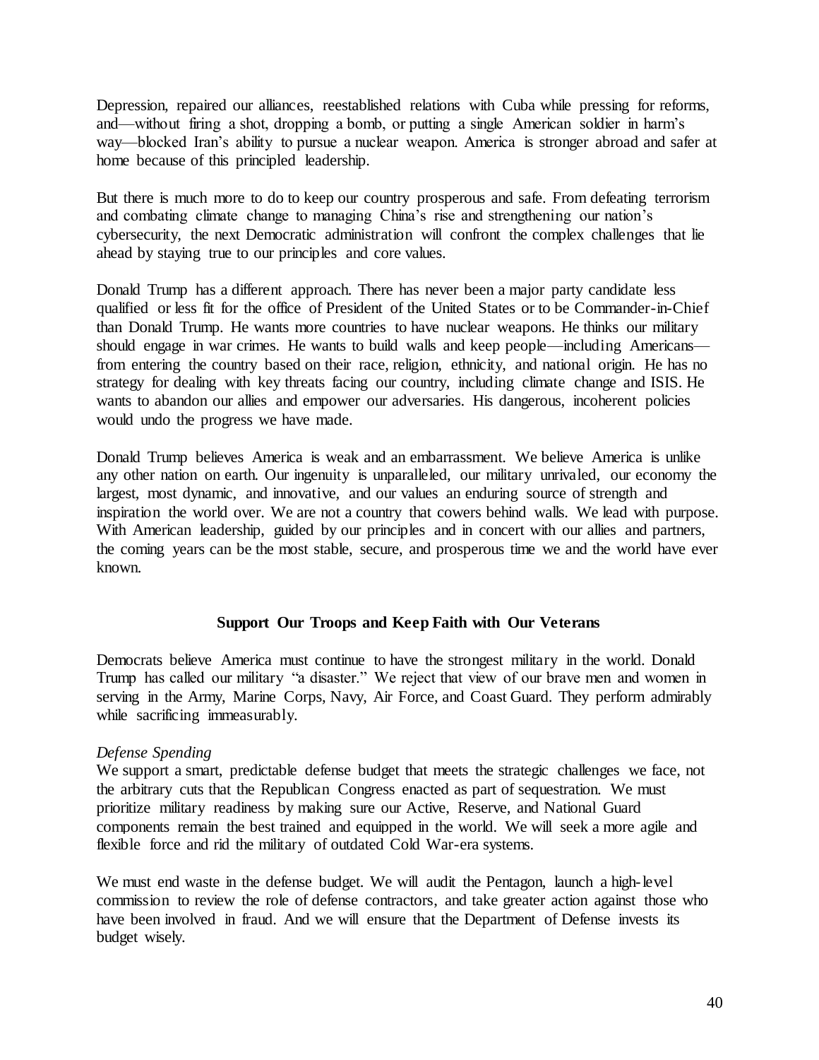Depression, repaired our alliances, reestablished relations with Cuba while pressing for reforms, and—without firing a shot, dropping a bomb, or putting a single American soldier in harm's way—blocked Iran's ability to pursue a nuclear weapon. America is stronger abroad and safer at home because of this principled leadership.

But there is much more to do to keep our country prosperous and safe. From defeating terrorism and combating climate change to managing China's rise and strengthening our nation's cybersecurity, the next Democratic administration will confront the complex challenges that lie ahead by staying true to our principles and core values.

Donald Trump has a different approach. There has never been a major party candidate less qualified or less fit for the office of President of the United States or to be Commander-in-Chief than Donald Trump. He wants more countries to have nuclear weapons. He thinks our military should engage in war crimes. He wants to build walls and keep people—including Americans—from entering the country based on their race, religion, ethnicity, and national origin. He has no strategy for dealing with key threats facing our country, including climate change and ISIS. He wants to abandon our allies and empower our adversaries. His dangerous, incoherent policies would undo the progress we have made.

Donald Trump believes America is weak and an embarrassment. We believe America is unlike any other nation on earth. Our ingenuity is unparalleled, our military unrivaled, our economy the largest, most dynamic, and innovative, and our values an enduring source of strength and inspiration the world over. We are not a country that cowers behind walls. We lead with purpose. With American leadership, guided by our principles and in concert with our allies and partners, the coming years can be the most stable, secure, and prosperous time we and the world have ever known.

## Support Our Troops and Keep Faith with Our Veterans

Democrats believe America must continue to have the strongest military in the world. Donald Trump has called our military "a disaster." We reject that view of our brave men and women in serving in the Army, Marine Corps, Navy, Air Force, and Coast Guard. They perform admirably while sacrificing immeasurably.

*Defense Spending*

We support a smart, predictable defense budget that meets the strategic challenges we face, not the arbitrary cuts that the Republican Congress enacted as part of sequestration. We must prioritize military readiness by making sure our Active, Reserve, and National Guard components remain the best trained and equipped in the world. We will seek a more agile and flexible force and rid the military of outdated Cold War-era systems.

We must end waste in the defense budget. We will audit the Pentagon, launch a high-level commission to review the role of defense contractors, and take greater action against those who have been involved in fraud. And we will ensure that the Department of Defense invests its budget wisely.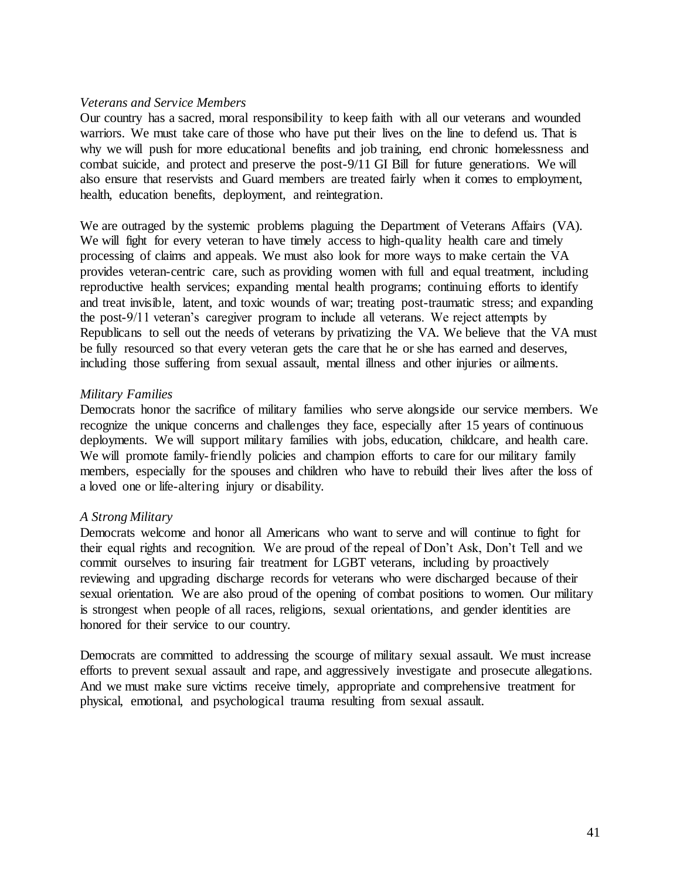*Veterans and Service Members*

Our country has a sacred, moral responsibility to keep faith with all our veterans and wounded warriors. We must take care of those who have put their lives on the line to defend us. That is why we will push for more educational benefits and job training, end chronic homelessness and combat suicide, and protect and preserve the post-9/11 GI Bill for future generations. We will also ensure that reservists and Guard members are treated fairly when it comes to employment, health, education benefits, deployment, and reintegration.

We are outraged by the systemic problems plaguing the Department of Veterans Affairs (VA). We will fight for every veteran to have timely access to high-quality health care and timely processing of claims and appeals. We must also look for more ways to make certain the VA provides veteran-centric care, such as providing women with full and equal treatment, including reproductive health services; expanding mental health programs; continuing efforts to identify and treat invisible, latent, and toxic wounds of war; treating post-traumatic stress; and expanding the post-9/11 veteran's caregiver program to include all veterans. We reject attempts by Republicans to sell out the needs of veterans by privatizing the VA. We believe that the VA must be fully resourced so that every veteran gets the care that he or she has earned and deserves, including those suffering from sexual assault, mental illness and other injuries or ailments.

*Military Families*

Democrats honor the sacrifice of military families who serve alongside our service members. We recognize the unique concerns and challenges they face, especially after 15 years of continuous deployments. We will support military families with jobs, education, childcare, and health care. We will promote family-friendly policies and champion efforts to care for our military family members, especially for the spouses and children who have to rebuild their lives after the loss of a loved one or life-altering injury or disability.

*A Strong Military*

Democrats welcome and honor all Americans who want to serve and will continue to fight for their equal rights and recognition. We are proud of the repeal of Don't Ask, Don't Tell and we commit ourselves to insuring fair treatment for LGBT veterans, including by proactively reviewing and upgrading discharge records for veterans who were discharged because of their sexual orientation. We are also proud of the opening of combat positions to women. Our military is strongest when people of all races, religions, sexual orientations, and gender identities are honored for their service to our country.

Democrats are committed to addressing the scourge of military sexual assault. We must increase efforts to prevent sexual assault and rape, and aggressively investigate and prosecute allegations. And we must make sure victims receive timely, appropriate and comprehensive treatment for physical, emotional, and psychological trauma resulting from sexual assault.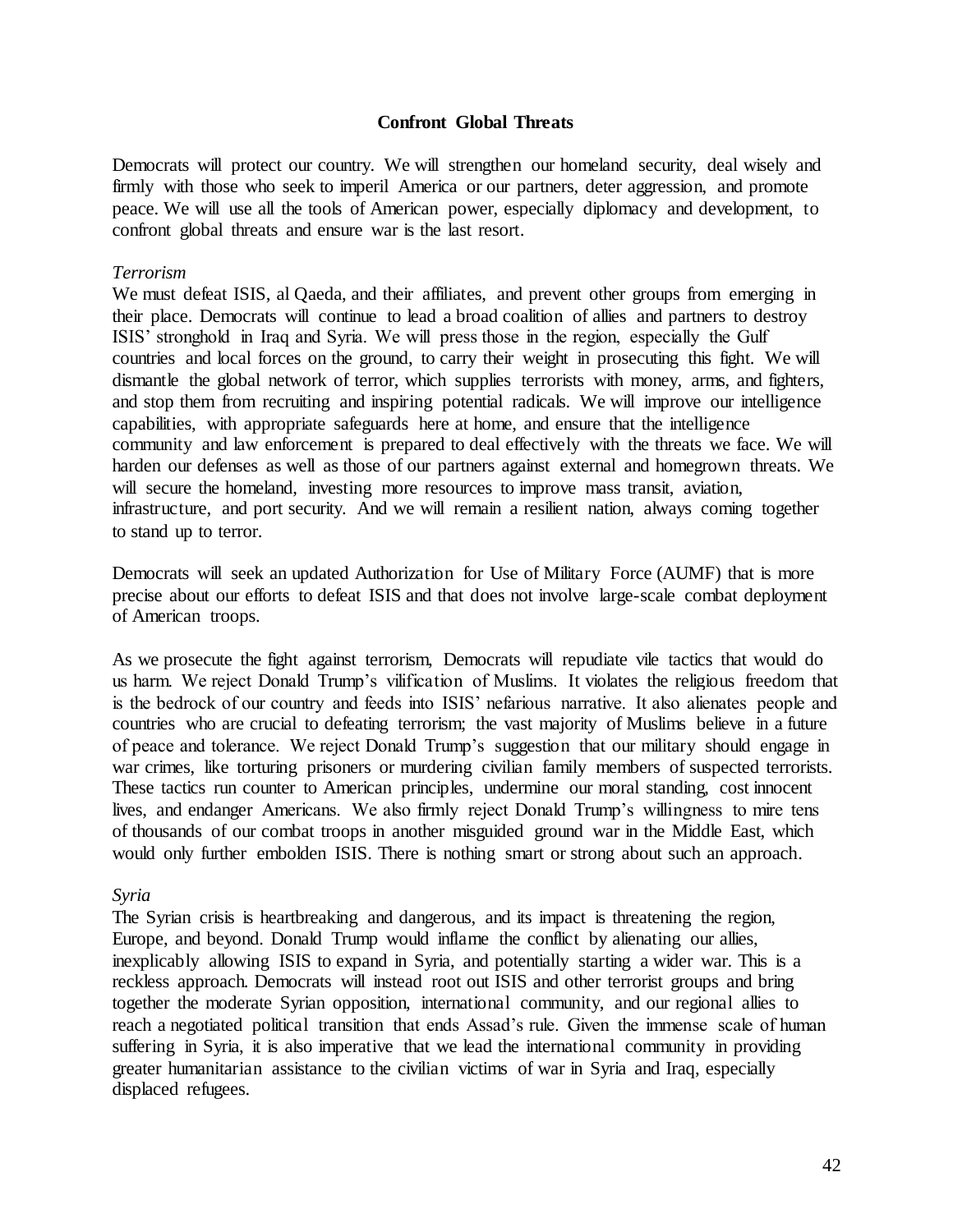## Confront Global Threats

Democrats will protect our country. We will strengthen our homeland security, deal wisely and firmly with those who seek to imperil America or our partners, deter aggression, and promote peace. We will use all the tools of American power, especially diplomacy and development, to confront global threats and ensure war is the last resort.

*Terrorism*

We must defeat ISIS, al Qaeda, and their affiliates, and prevent other groups from emerging in their place. Democrats will continue to lead a broad coalition of allies and partners to destroy ISIS' stronghold in Iraq and Syria. We will press those in the region, especially the Gulf countries and local forces on the ground, to carry their weight in prosecuting this fight. We will dismantle the global network of terror, which supplies terrorists with money, arms, and fighters, and stop them from recruiting and inspiring potential radicals. We will improve our intelligence capabilities, with appropriate safeguards here at home, and ensure that the intelligence community and law enforcement is prepared to deal effectively with the threats we face. We will harden our defenses as well as those of our partners against external and homegrown threats. We will secure the homeland, investing more resources to improve mass transit, aviation, infrastructure, and port security. And we will remain a resilient nation, always coming together to stand up to terror.

Democrats will seek an updated Authorization for Use of Military Force (AUMF) that is more precise about our efforts to defeat ISIS and that does not involve large-scale combat deployment of American troops.

As we prosecute the fight against terrorism, Democrats will repudiate vile tactics that would do us harm. We reject Donald Trump's vilification of Muslims. It violates the religious freedom that is the bedrock of our country and feeds into ISIS' nefarious narrative. It also alienates people and countries who are crucial to defeating terrorism; the vast majority of Muslims believe in a future of peace and tolerance. We reject Donald Trump's suggestion that our military should engage in war crimes, like torturing prisoners or murdering civilian family members of suspected terrorists. These tactics run counter to American principles, undermine our moral standing, cost innocent lives, and endanger Americans. We also firmly reject Donald Trump's willingness to mire tens of thousands of our combat troops in another misguided ground war in the Middle East, which would only further embolden ISIS. There is nothing smart or strong about such an approach.

*Syria*

The Syrian crisis is heartbreaking and dangerous, and its impact is threatening the region, Europe, and beyond. Donald Trump would inflame the conflict by alienating our allies, inexplicably allowing ISIS to expand in Syria, and potentially starting a wider war. This is a reckless approach. Democrats will instead root out ISIS and other terrorist groups and bring together the moderate Syrian opposition, international community, and our regional allies to reach a negotiated political transition that ends Assad's rule. Given the immense scale of human suffering in Syria, it is also imperative that we lead the international community in providing greater humanitarian assistance to the civilian victims of war in Syria and Iraq, especially displaced refugees.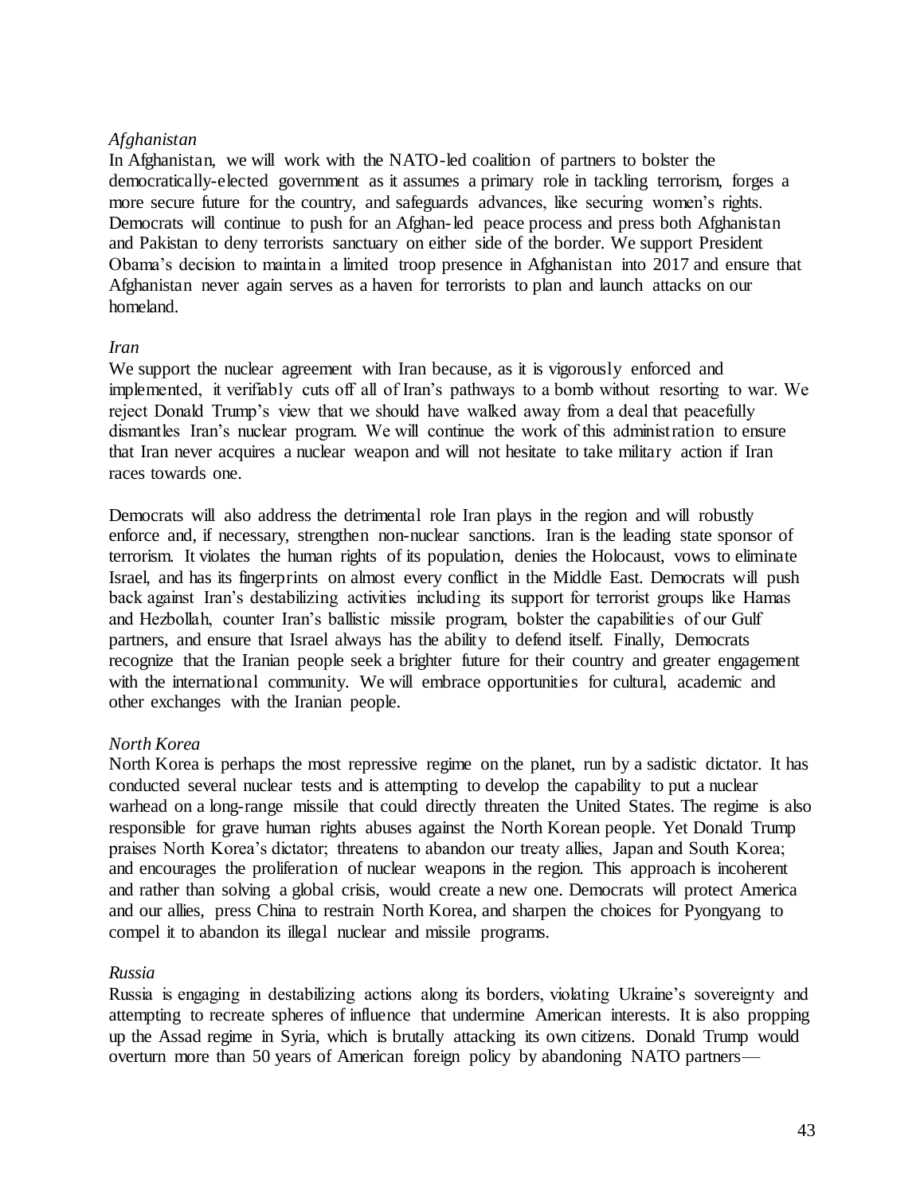*Afghanistan*

In Afghanistan, we will work with the NATO-led coalition of partners to bolster the democratically-elected government as it assumes a primary role in tackling terrorism, forges a more secure future for the country, and safeguards advances, like securing women's rights. Democrats will continue to push for an Afghan-led peace process and press both Afghanistan and Pakistan to deny terrorists sanctuary on either side of the border. We support President Obama's decision to maintain a limited troop presence in Afghanistan into 2017 and ensure that Afghanistan never again serves as a haven for terrorists to plan and launch attacks on our homeland.

*Iran*

We support the nuclear agreement with Iran because, as it is vigorously enforced and implemented, it verifiably cuts off all of Iran's pathways to a bomb without resorting to war. We reject Donald Trump's view that we should have walked away from a deal that peacefully dismantles Iran's nuclear program. We will continue the work of this administration to ensure that Iran never acquires a nuclear weapon and will not hesitate to take military action if Iran races towards one.

Democrats will also address the detrimental role Iran plays in the region and will robustly enforce and, if necessary, strengthen non-nuclear sanctions. Iran is the leading state sponsor of terrorism. It violates the human rights of its population, denies the Holocaust, vows to eliminate Israel, and has its fingerprints on almost every conflict in the Middle East. Democrats will push back against Iran's destabilizing activities including its support for terrorist groups like Hamas and Hezbollah, counter Iran's ballistic missile program, bolster the capabilities of our Gulf partners, and ensure that Israel always has the ability to defend itself. Finally, Democrats recognize that the Iranian people seek a brighter future for their country and greater engagement with the international community. We will embrace opportunities for cultural, academic and other exchanges with the Iranian people.

*North Korea*

North Korea is perhaps the most repressive regime on the planet, run by a sadistic dictator. It has conducted several nuclear tests and is attempting to develop the capability to put a nuclear warhead on a long-range missile that could directly threaten the United States. The regime is also responsible for grave human rights abuses against the North Korean people. Yet Donald Trump praises North Korea's dictator; threatens to abandon our treaty allies, Japan and South Korea; and encourages the proliferation of nuclear weapons in the region. This approach is incoherent and rather than solving a global crisis, would create a new one. Democrats will protect America and our allies, press China to restrain North Korea, and sharpen the choices for Pyongyang to compel it to abandon its illegal nuclear and missile programs.

*Russia*

Russia is engaging in destabilizing actions along its borders, violating Ukraine's sovereignty and attempting to recreate spheres of influence that undermine American interests. It is also propping up the Assad regime in Syria, which is brutally attacking its own citizens. Donald Trump would overturn more than 50 years of American foreign policy by abandoning NATO partners—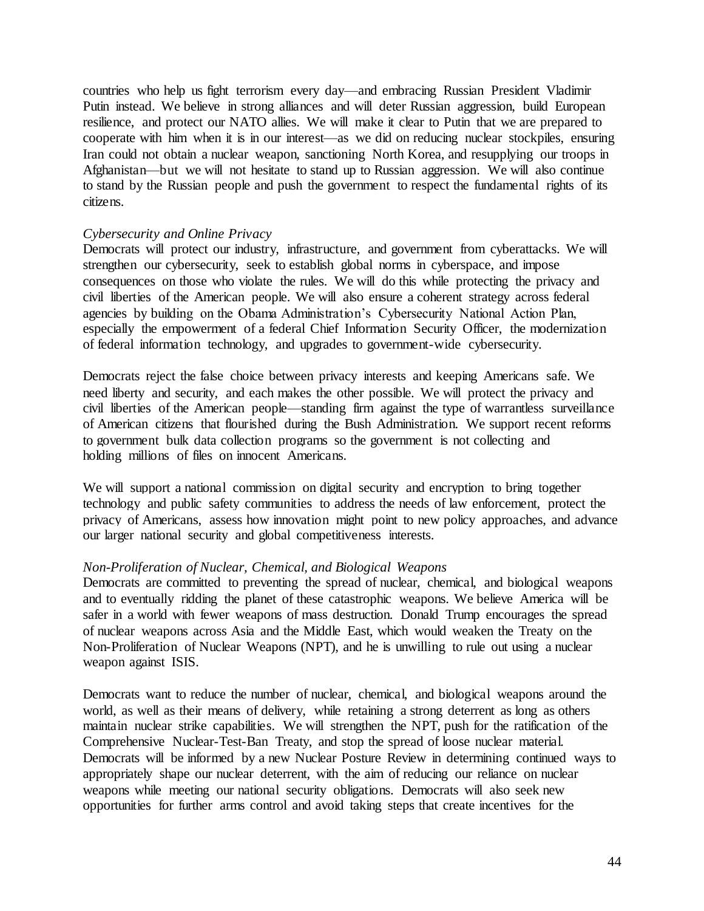countries who help us fight terrorism every day—and embracing Russian President Vladimir Putin instead. We believe in strong alliances and will deter Russian aggression, build European resilience, and protect our NATO allies. We will make it clear to Putin that we are prepared to cooperate with him when it is in our interest—as we did on reducing nuclear stockpiles, ensuring Iran could not obtain a nuclear weapon, sanctioning North Korea, and resupplying our troops in Afghanistan—but we will not hesitate to stand up to Russian aggression. We will also continue to stand by the Russian people and push the government to respect the fundamental rights of its citizens.

*Cybersecurity and Online Privacy*

Democrats will protect our industry, infrastructure, and government from cyberattacks. We will strengthen our cybersecurity, seek to establish global norms in cyberspace, and impose consequences on those who violate the rules. We will do this while protecting the privacy and civil liberties of the American people. We will also ensure a coherent strategy across federal agencies by building on the Obama Administration's Cybersecurity National Action Plan, especially the empowerment of a federal Chief Information Security Officer, the modernization of federal information technology, and upgrades to government-wide cybersecurity.

Democrats reject the false choice between privacy interests and keeping Americans safe. We need liberty and security, and each makes the other possible. We will protect the privacy and civil liberties of the American people—standing firm against the type of warrantless surveillance of American citizens that flourished during the Bush Administration. We support recent reforms to government bulk data collection programs so the government is not collecting and holding millions of files on innocent Americans.

We will support a national commission on digital security and encryption to bring together technology and public safety communities to address the needs of law enforcement, protect the privacy of Americans, assess how innovation might point to new policy approaches, and advance our larger national security and global competitiveness interests.

*Non-Proliferation of Nuclear, Chemical, and Biological Weapons*

Democrats are committed to preventing the spread of nuclear, chemical, and biological weapons and to eventually ridding the planet of these catastrophic weapons. We believe America will be safer in a world with fewer weapons of mass destruction. Donald Trump encourages the spread of nuclear weapons across Asia and the Middle East, which would weaken the Treaty on the Non-Proliferation of Nuclear Weapons (NPT), and he is unwilling to rule out using a nuclear weapon against ISIS.

Democrats want to reduce the number of nuclear, chemical, and biological weapons around the world, as well as their means of delivery, while retaining a strong deterrent as long as others maintain nuclear strike capabilities. We will strengthen the NPT, push for the ratification of the Comprehensive Nuclear-Test-Ban Treaty, and stop the spread of loose nuclear material. Democrats will be informed by a new Nuclear Posture Review in determining continued ways to appropriately shape our nuclear deterrent, with the aim of reducing our reliance on nuclear weapons while meeting our national security obligations. Democrats will also seek new opportunities for further arms control and avoid taking steps that create incentives for the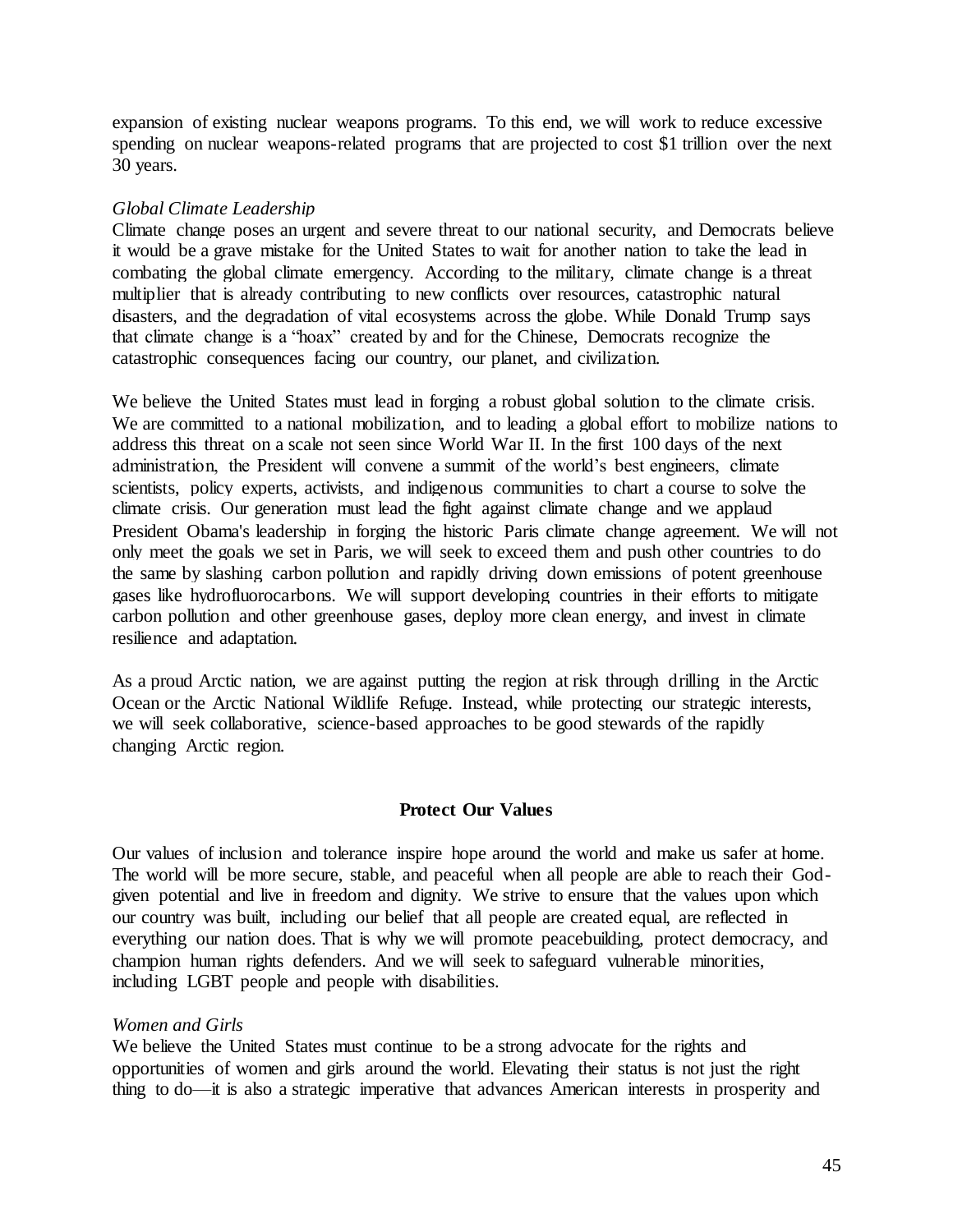expansion of existing nuclear weapons programs. To this end, we will work to reduce excessive spending on nuclear weapons-related programs that are projected to cost $1 trillion over the next 30 years.

*Global Climate Leadership*
Climate change poses an urgent and severe threat to our national security, and Democrats believe it would be a grave mistake for the United States to wait for another nation to take the lead in combating the global climate emergency. According to the military, climate change is a threat multiplier that is already contributing to new conflicts over resources, catastrophic natural disasters, and the degradation of vital ecosystems across the globe. While Donald Trump says that climate change is a "hoax" created by and for the Chinese, Democrats recognize the catastrophic consequences facing our country, our planet, and civilization.

We believe the United States must lead in forging a robust global solution to the climate crisis. We are committed to a national mobilization, and to leading a global effort to mobilize nations to address this threat on a scale not seen since World War II. In the first 100 days of the next administration, the President will convene a summit of the world's best engineers, climate scientists, policy experts, activists, and indigenous communities to chart a course to solve the climate crisis. Our generation must lead the fight against climate change and we applaud President Obama's leadership in forging the historic Paris climate change agreement. We will not only meet the goals we set in Paris, we will seek to exceed them and push other countries to do the same by slashing carbon pollution and rapidly driving down emissions of potent greenhouse gases like hydrofluorocarbons. We will support developing countries in their efforts to mitigate carbon pollution and other greenhouse gases, deploy more clean energy, and invest in climate resilience and adaptation.

As a proud Arctic nation, we are against putting the region at risk through drilling in the Arctic Ocean or the Arctic National Wildlife Refuge. Instead, while protecting our strategic interests, we will seek collaborative, science-based approaches to be good stewards of the rapidly changing Arctic region.

## Protect Our Values

Our values of inclusion and tolerance inspire hope around the world and make us safer at home. The world will be more secure, stable, and peaceful when all people are able to reach their God-given potential and live in freedom and dignity. We strive to ensure that the values upon which our country was built, including our belief that all people are created equal, are reflected in everything our nation does. That is why we will promote peacebuilding, protect democracy, and champion human rights defenders. And we will seek to safeguard vulnerable minorities, including LGBT people and people with disabilities.

*Women and Girls*
We believe the United States must continue to be a strong advocate for the rights and opportunities of women and girls around the world. Elevating their status is not just the right thing to do—it is also a strategic imperative that advances American interests in prosperity and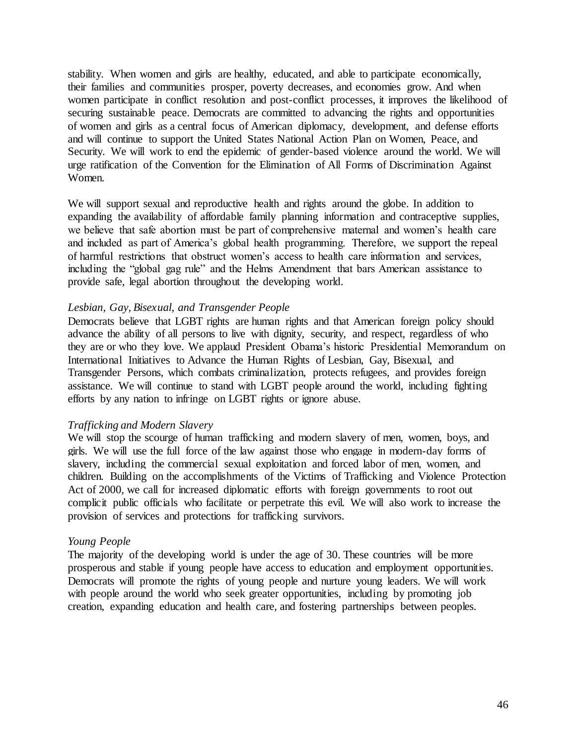stability. When women and girls are healthy, educated, and able to participate economically, their families and communities prosper, poverty decreases, and economies grow. And when women participate in conflict resolution and post-conflict processes, it improves the likelihood of securing sustainable peace. Democrats are committed to advancing the rights and opportunities of women and girls as a central focus of American diplomacy, development, and defense efforts and will continue to support the United States National Action Plan on Women, Peace, and Security. We will work to end the epidemic of gender-based violence around the world. We will urge ratification of the Convention for the Elimination of All Forms of Discrimination Against Women.

We will support sexual and reproductive health and rights around the globe. In addition to expanding the availability of affordable family planning information and contraceptive supplies, we believe that safe abortion must be part of comprehensive maternal and women's health care and included as part of America's global health programming. Therefore, we support the repeal of harmful restrictions that obstruct women's access to health care information and services, including the "global gag rule" and the Helms Amendment that bars American assistance to provide safe, legal abortion throughout the developing world.

*Lesbian, Gay, Bisexual, and Transgender People*

Democrats believe that LGBT rights are human rights and that American foreign policy should advance the ability of all persons to live with dignity, security, and respect, regardless of who they are or who they love. We applaud President Obama's historic Presidential Memorandum on International Initiatives to Advance the Human Rights of Lesbian, Gay, Bisexual, and Transgender Persons, which combats criminalization, protects refugees, and provides foreign assistance. We will continue to stand with LGBT people around the world, including fighting efforts by any nation to infringe on LGBT rights or ignore abuse.

*Trafficking and Modern Slavery*

We will stop the scourge of human trafficking and modern slavery of men, women, boys, and girls. We will use the full force of the law against those who engage in modern-day forms of slavery, including the commercial sexual exploitation and forced labor of men, women, and children. Building on the accomplishments of the Victims of Trafficking and Violence Protection Act of 2000, we call for increased diplomatic efforts with foreign governments to root out complicit public officials who facilitate or perpetrate this evil. We will also work to increase the provision of services and protections for trafficking survivors.

*Young People*

The majority of the developing world is under the age of 30. These countries will be more prosperous and stable if young people have access to education and employment opportunities. Democrats will promote the rights of young people and nurture young leaders. We will work with people around the world who seek greater opportunities, including by promoting job creation, expanding education and health care, and fostering partnerships between peoples.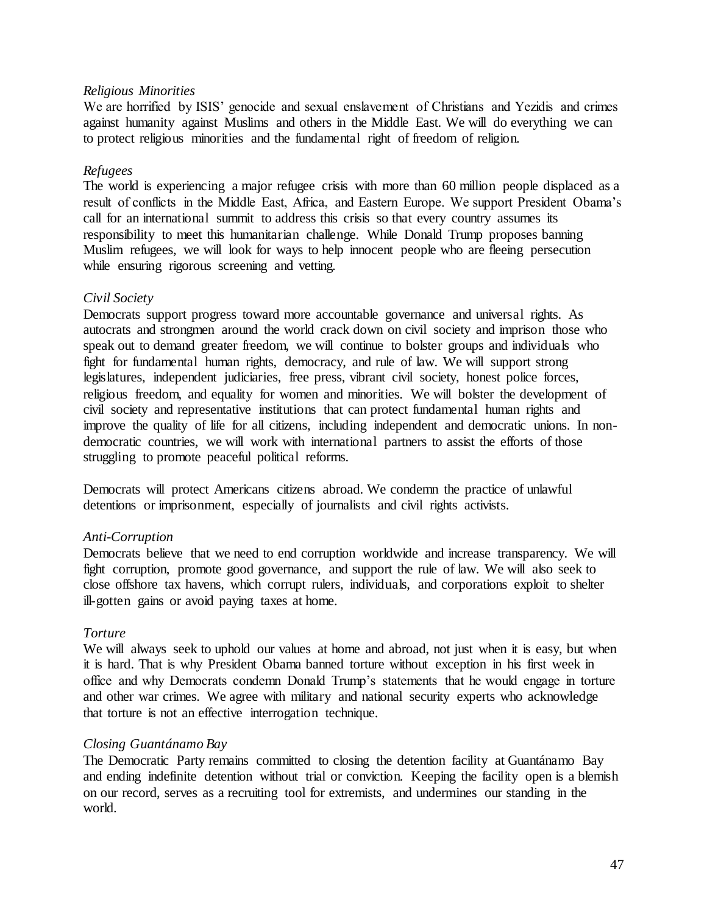*Religious Minorities*

We are horrified by ISIS' genocide and sexual enslavement of Christians and Yezidis and crimes against humanity against Muslims and others in the Middle East. We will do everything we can to protect religious minorities and the fundamental right of freedom of religion.

*Refugees*

The world is experiencing a major refugee crisis with more than 60 million people displaced as a result of conflicts in the Middle East, Africa, and Eastern Europe. We support President Obama's call for an international summit to address this crisis so that every country assumes its responsibility to meet this humanitarian challenge. While Donald Trump proposes banning Muslim refugees, we will look for ways to help innocent people who are fleeing persecution while ensuring rigorous screening and vetting.

*Civil Society*

Democrats support progress toward more accountable governance and universal rights. As autocrats and strongmen around the world crack down on civil society and imprison those who speak out to demand greater freedom, we will continue to bolster groups and individuals who fight for fundamental human rights, democracy, and rule of law. We will support strong legislatures, independent judiciaries, free press, vibrant civil society, honest police forces, religious freedom, and equality for women and minorities. We will bolster the development of civil society and representative institutions that can protect fundamental human rights and improve the quality of life for all citizens, including independent and democratic unions. In non-democratic countries, we will work with international partners to assist the efforts of those struggling to promote peaceful political reforms.

Democrats will protect Americans citizens abroad. We condemn the practice of unlawful detentions or imprisonment, especially of journalists and civil rights activists.

*Anti-Corruption*

Democrats believe that we need to end corruption worldwide and increase transparency. We will fight corruption, promote good governance, and support the rule of law. We will also seek to close offshore tax havens, which corrupt rulers, individuals, and corporations exploit to shelter ill-gotten gains or avoid paying taxes at home.

*Torture*

We will always seek to uphold our values at home and abroad, not just when it is easy, but when it is hard. That is why President Obama banned torture without exception in his first week in office and why Democrats condemn Donald Trump's statements that he would engage in torture and other war crimes. We agree with military and national security experts who acknowledge that torture is not an effective interrogation technique.

*Closing Guantánamo Bay*

The Democratic Party remains committed to closing the detention facility at Guantánamo Bay and ending indefinite detention without trial or conviction. Keeping the facility open is a blemish on our record, serves as a recruiting tool for extremists, and undermines our standing in the world.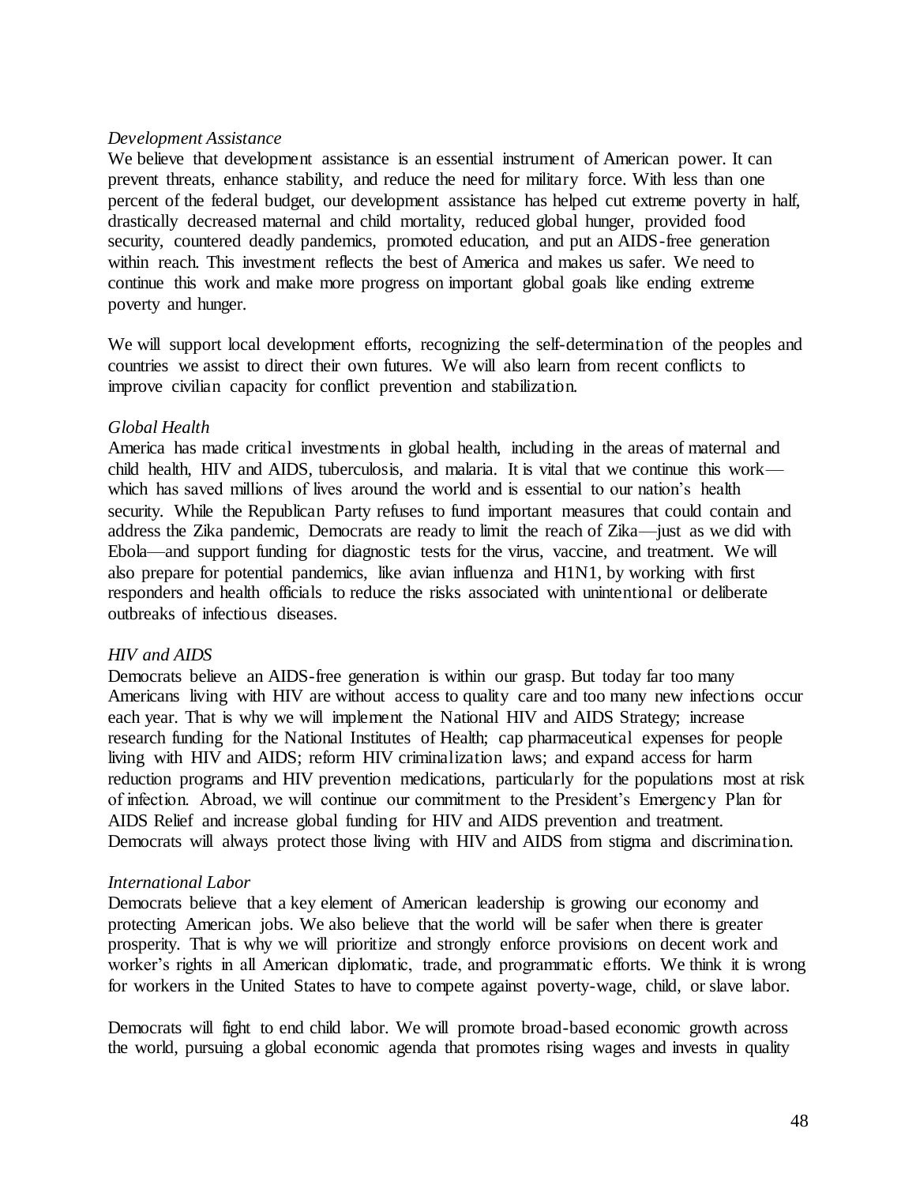*Development Assistance*

We believe that development assistance is an essential instrument of American power. It can prevent threats, enhance stability, and reduce the need for military force. With less than one percent of the federal budget, our development assistance has helped cut extreme poverty in half, drastically decreased maternal and child mortality, reduced global hunger, provided food security, countered deadly pandemics, promoted education, and put an AIDS-free generation within reach. This investment reflects the best of America and makes us safer. We need to continue this work and make more progress on important global goals like ending extreme poverty and hunger.

We will support local development efforts, recognizing the self-determination of the peoples and countries we assist to direct their own futures. We will also learn from recent conflicts to improve civilian capacity for conflict prevention and stabilization.

*Global Health*

America has made critical investments in global health, including in the areas of maternal and child health, HIV and AIDS, tuberculosis, and malaria. It is vital that we continue this work—which has saved millions of lives around the world and is essential to our nation's health security. While the Republican Party refuses to fund important measures that could contain and address the Zika pandemic, Democrats are ready to limit the reach of Zika—just as we did with Ebola—and support funding for diagnostic tests for the virus, vaccine, and treatment. We will also prepare for potential pandemics, like avian influenza and H1N1, by working with first responders and health officials to reduce the risks associated with unintentional or deliberate outbreaks of infectious diseases.

*HIV and AIDS*

Democrats believe an AIDS-free generation is within our grasp. But today far too many Americans living with HIV are without access to quality care and too many new infections occur each year. That is why we will implement the National HIV and AIDS Strategy; increase research funding for the National Institutes of Health; cap pharmaceutical expenses for people living with HIV and AIDS; reform HIV criminalization laws; and expand access for harm reduction programs and HIV prevention medications, particularly for the populations most at risk of infection. Abroad, we will continue our commitment to the President's Emergency Plan for AIDS Relief and increase global funding for HIV and AIDS prevention and treatment. Democrats will always protect those living with HIV and AIDS from stigma and discrimination.

*International Labor*

Democrats believe that a key element of American leadership is growing our economy and protecting American jobs. We also believe that the world will be safer when there is greater prosperity. That is why we will prioritize and strongly enforce provisions on decent work and worker's rights in all American diplomatic, trade, and programmatic efforts. We think it is wrong for workers in the United States to have to compete against poverty-wage, child, or slave labor.

Democrats will fight to end child labor. We will promote broad-based economic growth across the world, pursuing a global economic agenda that promotes rising wages and invests in quality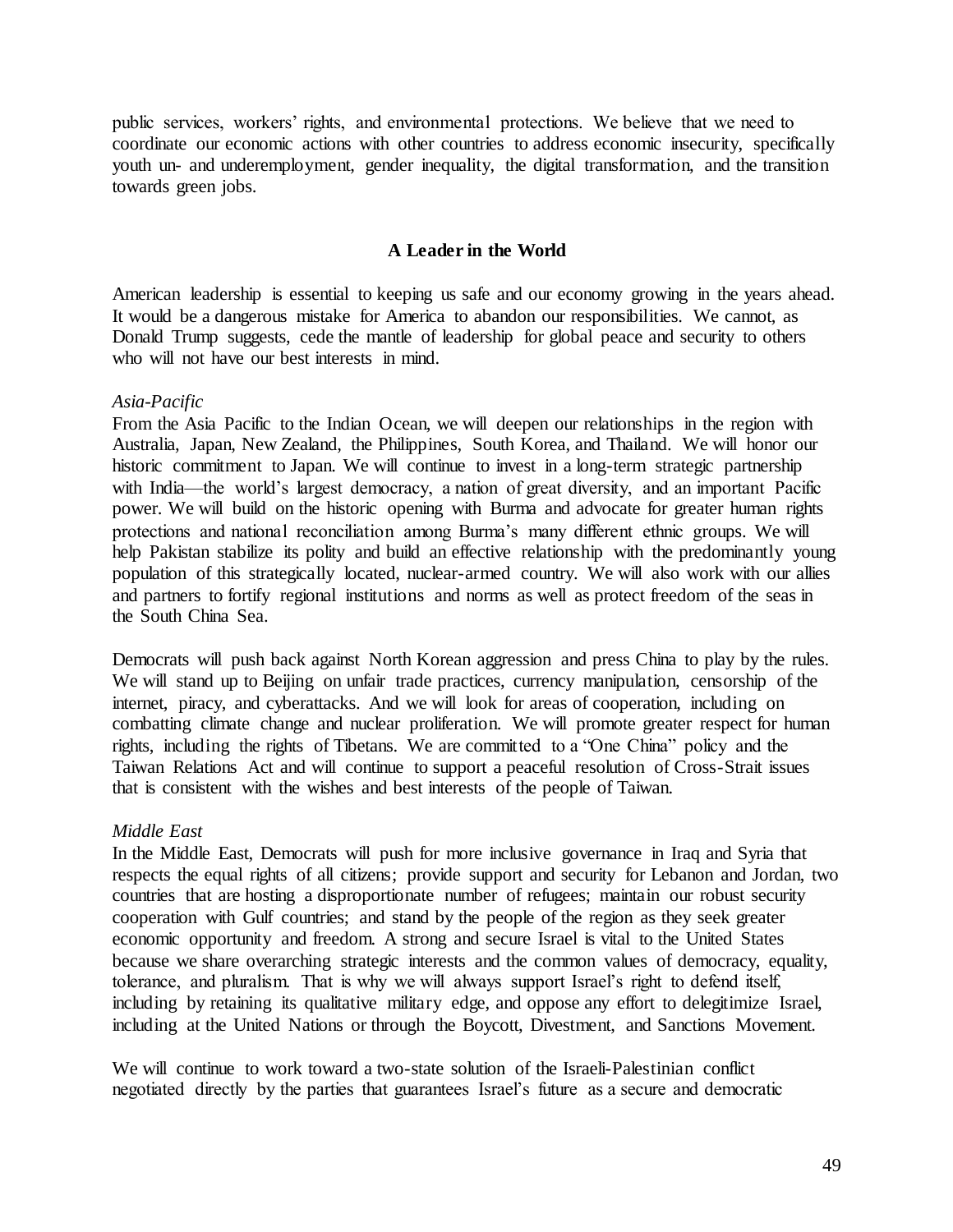public services, workers' rights, and environmental protections. We believe that we need to coordinate our economic actions with other countries to address economic insecurity, specifically youth un- and underemployment, gender inequality, the digital transformation, and the transition towards green jobs.

## A Leader in the World

American leadership is essential to keeping us safe and our economy growing in the years ahead. It would be a dangerous mistake for America to abandon our responsibilities. We cannot, as Donald Trump suggests, cede the mantle of leadership for global peace and security to others who will not have our best interests in mind.

*Asia-Pacific*

From the Asia Pacific to the Indian Ocean, we will deepen our relationships in the region with Australia, Japan, New Zealand, the Philippines, South Korea, and Thailand. We will honor our historic commitment to Japan. We will continue to invest in a long-term strategic partnership with India—the world's largest democracy, a nation of great diversity, and an important Pacific power. We will build on the historic opening with Burma and advocate for greater human rights protections and national reconciliation among Burma's many different ethnic groups. We will help Pakistan stabilize its polity and build an effective relationship with the predominantly young population of this strategically located, nuclear-armed country. We will also work with our allies and partners to fortify regional institutions and norms as well as protect freedom of the seas in the South China Sea.

Democrats will push back against North Korean aggression and press China to play by the rules. We will stand up to Beijing on unfair trade practices, currency manipulation, censorship of the internet, piracy, and cyberattacks. And we will look for areas of cooperation, including on combatting climate change and nuclear proliferation. We will promote greater respect for human rights, including the rights of Tibetans. We are committed to a "One China" policy and the Taiwan Relations Act and will continue to support a peaceful resolution of Cross-Strait issues that is consistent with the wishes and best interests of the people of Taiwan.

*Middle East*

In the Middle East, Democrats will push for more inclusive governance in Iraq and Syria that respects the equal rights of all citizens; provide support and security for Lebanon and Jordan, two countries that are hosting a disproportionate number of refugees; maintain our robust security cooperation with Gulf countries; and stand by the people of the region as they seek greater economic opportunity and freedom. A strong and secure Israel is vital to the United States because we share overarching strategic interests and the common values of democracy, equality, tolerance, and pluralism. That is why we will always support Israel's right to defend itself, including by retaining its qualitative military edge, and oppose any effort to delegitimize Israel, including at the United Nations or through the Boycott, Divestment, and Sanctions Movement.

We will continue to work toward a two-state solution of the Israeli-Palestinian conflict negotiated directly by the parties that guarantees Israel's future as a secure and democratic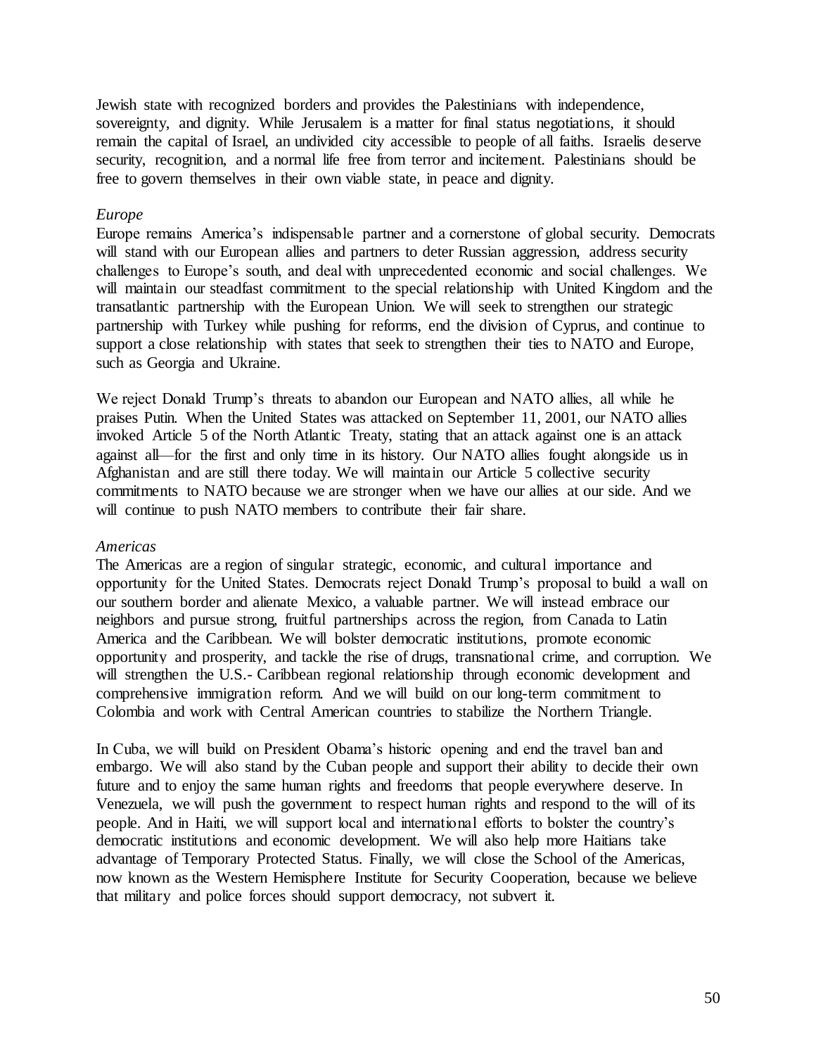Jewish state with recognized borders and provides the Palestinians with independence, sovereignty, and dignity. While Jerusalem is a matter for final status negotiations, it should remain the capital of Israel, an undivided city accessible to people of all faiths. Israelis deserve security, recognition, and a normal life free from terror and incitement. Palestinians should be free to govern themselves in their own viable state, in peace and dignity.

*Europe*

Europe remains America's indispensable partner and a cornerstone of global security. Democrats will stand with our European allies and partners to deter Russian aggression, address security challenges to Europe's south, and deal with unprecedented economic and social challenges. We will maintain our steadfast commitment to the special relationship with United Kingdom and the transatlantic partnership with the European Union. We will seek to strengthen our strategic partnership with Turkey while pushing for reforms, end the division of Cyprus, and continue to support a close relationship with states that seek to strengthen their ties to NATO and Europe, such as Georgia and Ukraine.

We reject Donald Trump's threats to abandon our European and NATO allies, all while he praises Putin. When the United States was attacked on September 11, 2001, our NATO allies invoked Article 5 of the North Atlantic Treaty, stating that an attack against one is an attack against all—for the first and only time in its history. Our NATO allies fought alongside us in Afghanistan and are still there today. We will maintain our Article 5 collective security commitments to NATO because we are stronger when we have our allies at our side. And we will continue to push NATO members to contribute their fair share.

*Americas*

The Americas are a region of singular strategic, economic, and cultural importance and opportunity for the United States. Democrats reject Donald Trump's proposal to build a wall on our southern border and alienate Mexico, a valuable partner. We will instead embrace our neighbors and pursue strong, fruitful partnerships across the region, from Canada to Latin America and the Caribbean. We will bolster democratic institutions, promote economic opportunity and prosperity, and tackle the rise of drugs, transnational crime, and corruption. We will strengthen the U.S.- Caribbean regional relationship through economic development and comprehensive immigration reform. And we will build on our long-term commitment to Colombia and work with Central American countries to stabilize the Northern Triangle.

In Cuba, we will build on President Obama's historic opening and end the travel ban and embargo. We will also stand by the Cuban people and support their ability to decide their own future and to enjoy the same human rights and freedoms that people everywhere deserve. In Venezuela, we will push the government to respect human rights and respond to the will of its people. And in Haiti, we will support local and international efforts to bolster the country's democratic institutions and economic development. We will also help more Haitians take advantage of Temporary Protected Status. Finally, we will close the School of the Americas, now known as the Western Hemisphere Institute for Security Cooperation, because we believe that military and police forces should support democracy, not subvert it.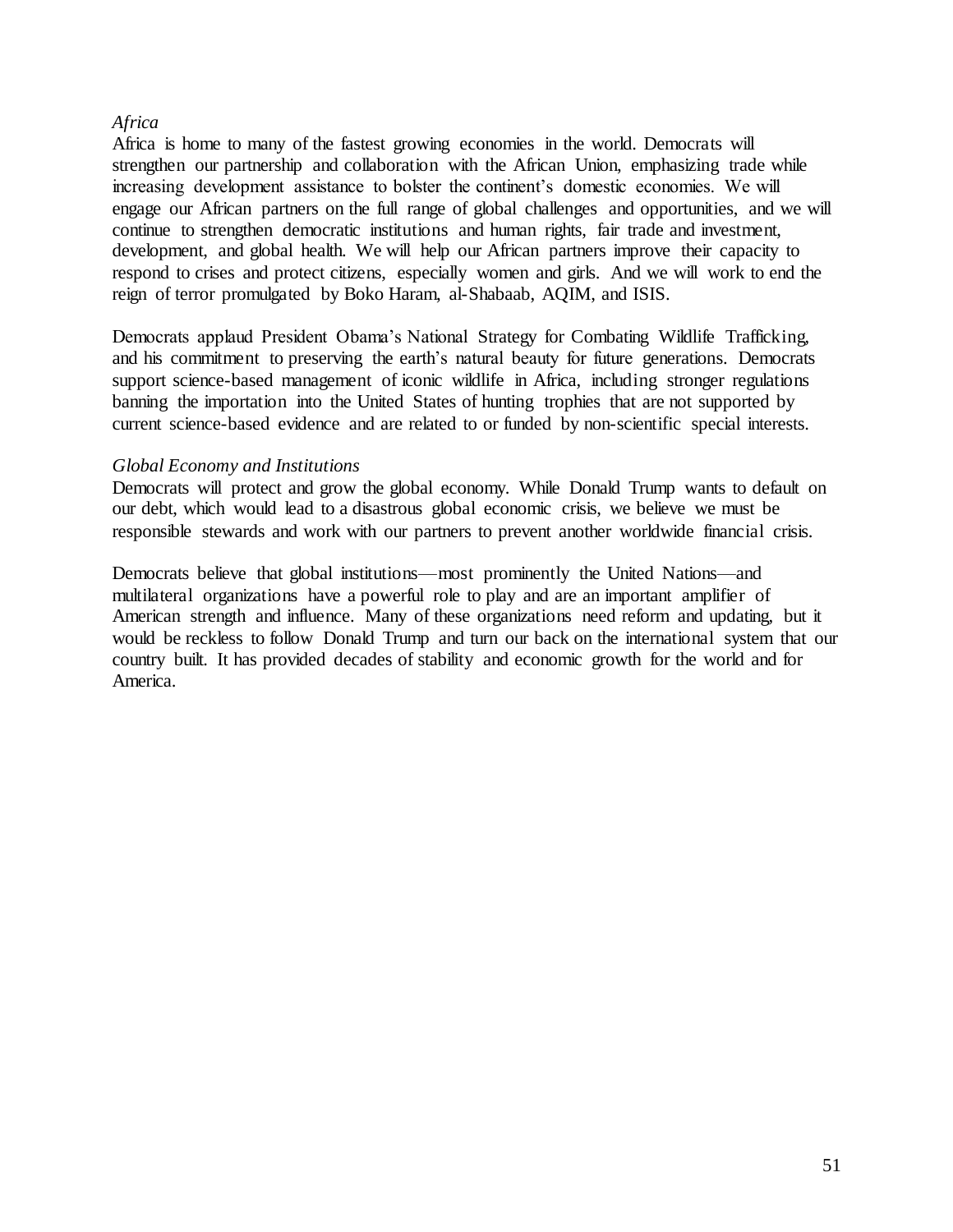*Africa*

Africa is home to many of the fastest growing economies in the world. Democrats will strengthen our partnership and collaboration with the African Union, emphasizing trade while increasing development assistance to bolster the continent's domestic economies. We will engage our African partners on the full range of global challenges and opportunities, and we will continue to strengthen democratic institutions and human rights, fair trade and investment, development, and global health. We will help our African partners improve their capacity to respond to crises and protect citizens, especially women and girls. And we will work to end the reign of terror promulgated by Boko Haram, al-Shabaab, AQIM, and ISIS.

Democrats applaud President Obama's National Strategy for Combating Wildlife Trafficking, and his commitment to preserving the earth's natural beauty for future generations. Democrats support science-based management of iconic wildlife in Africa, including stronger regulations banning the importation into the United States of hunting trophies that are not supported by current science-based evidence and are related to or funded by non-scientific special interests.

*Global Economy and Institutions*

Democrats will protect and grow the global economy. While Donald Trump wants to default on our debt, which would lead to a disastrous global economic crisis, we believe we must be responsible stewards and work with our partners to prevent another worldwide financial crisis.

Democrats believe that global institutions—most prominently the United Nations—and multilateral organizations have a powerful role to play and are an important amplifier of American strength and influence. Many of these organizations need reform and updating, but it would be reckless to follow Donald Trump and turn our back on the international system that our country built. It has provided decades of stability and economic growth for the world and for America.